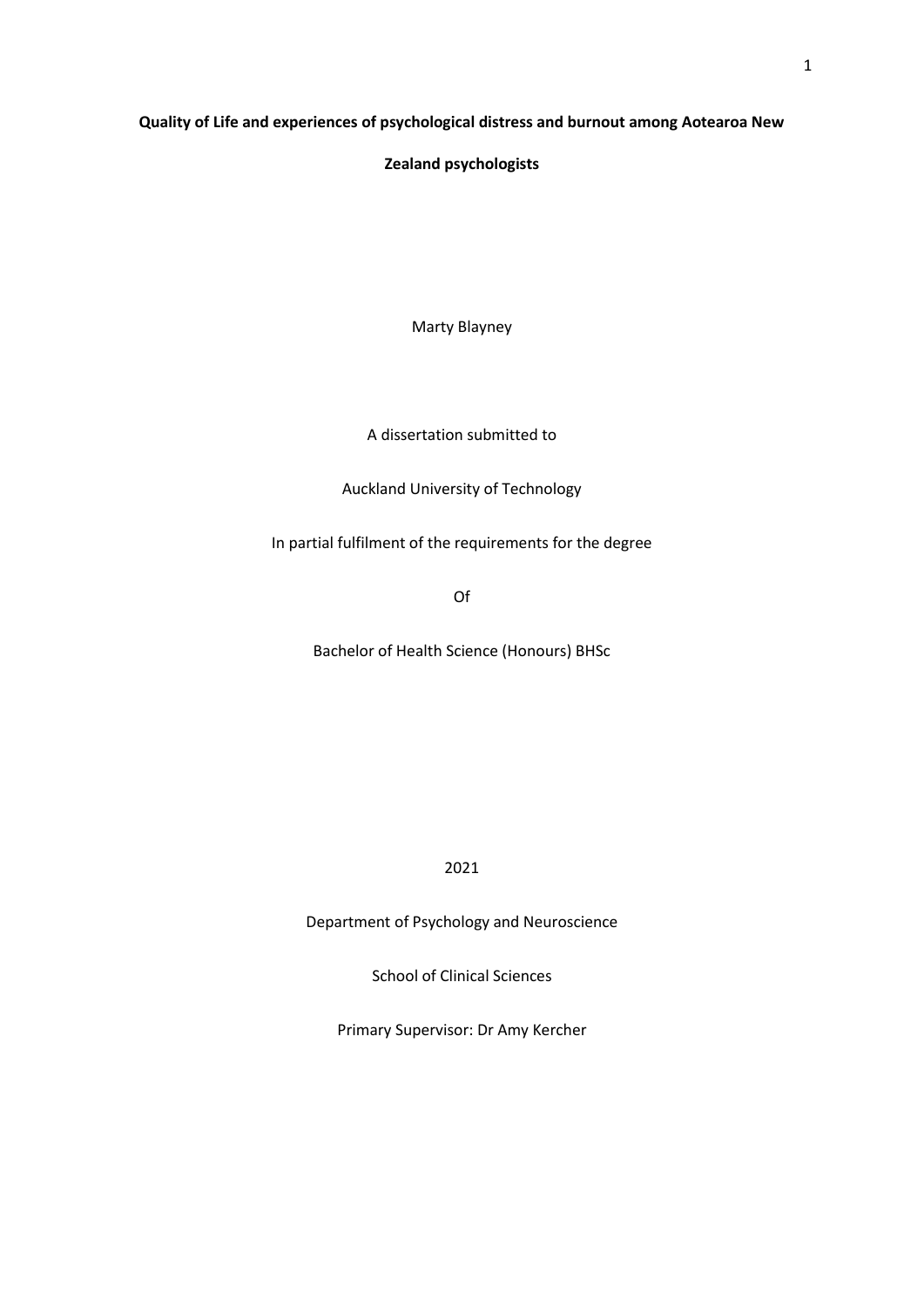**Quality of Life and experiences of psychological distress and burnout among Aotearoa New Zealand psychologists**

Marty Blayney

A dissertation submitted to

Auckland University of Technology

In partial fulfilment of the requirements for the degree

Of

Bachelor of Health Science (Honours) BHSc

2021

Department of Psychology and Neuroscience

School of Clinical Sciences

Primary Supervisor: Dr Amy Kercher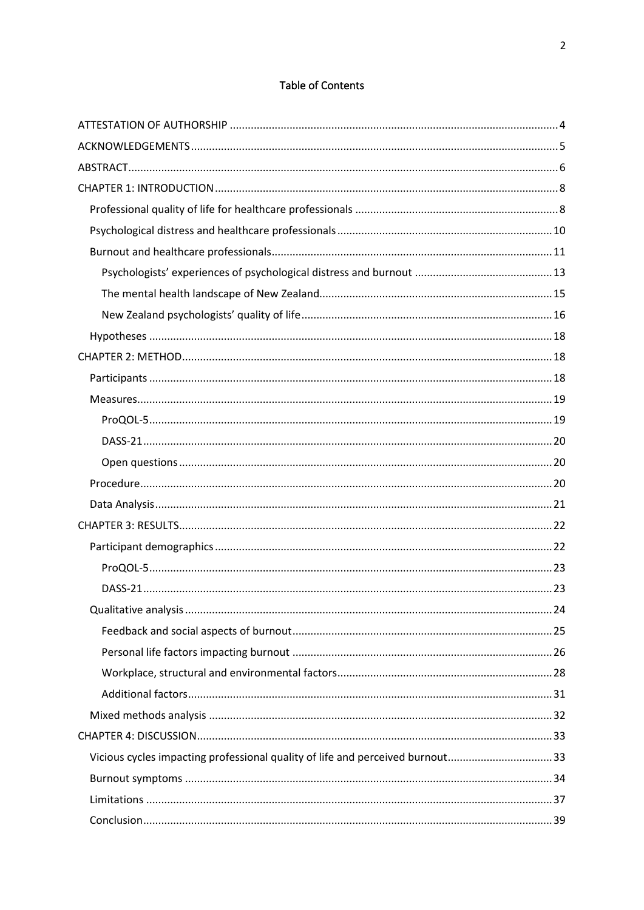# Table of Contents

- ATTESTATION OF AUTHORSHIP ..... 4
- ACKNOWLEDGEMENTS ..... 5
- ABSTRACT ..... 6
- CHAPTER 1: INTRODUCTION ..... 8
  - Professional quality of life for healthcare professionals ..... 8
  - Psychological distress and healthcare professionals ..... 10
  - Burnout and healthcare professionals ..... 11
    - Psychologists' experiences of psychological distress and burnout ..... 13
    - The mental health landscape of New Zealand ..... 15
    - New Zealand psychologists' quality of life ..... 16
  - Hypotheses ..... 18
- CHAPTER 2: METHOD ..... 18
  - Participants ..... 18
  - Measures ..... 19
    - ProQOL-5 ..... 19
    - DASS-21 ..... 20
    - Open questions ..... 20
  - Procedure ..... 20
  - Data Analysis ..... 21
- CHAPTER 3: RESULTS ..... 22
  - Participant demographics ..... 22
    - ProQOL-5 ..... 23
    - DASS-21 ..... 23
  - Qualitative analysis ..... 24
    - Feedback and social aspects of burnout ..... 25
    - Personal life factors impacting burnout ..... 26
    - Workplace, structural and environmental factors ..... 28
    - Additional factors ..... 31
  - Mixed methods analysis ..... 32
- CHAPTER 4: DISCUSSION ..... 33
  - Vicious cycles impacting professional quality of life and perceived burnout ..... 33
  - Burnout symptoms ..... 34
  - Limitations ..... 37
  - Conclusion ..... 39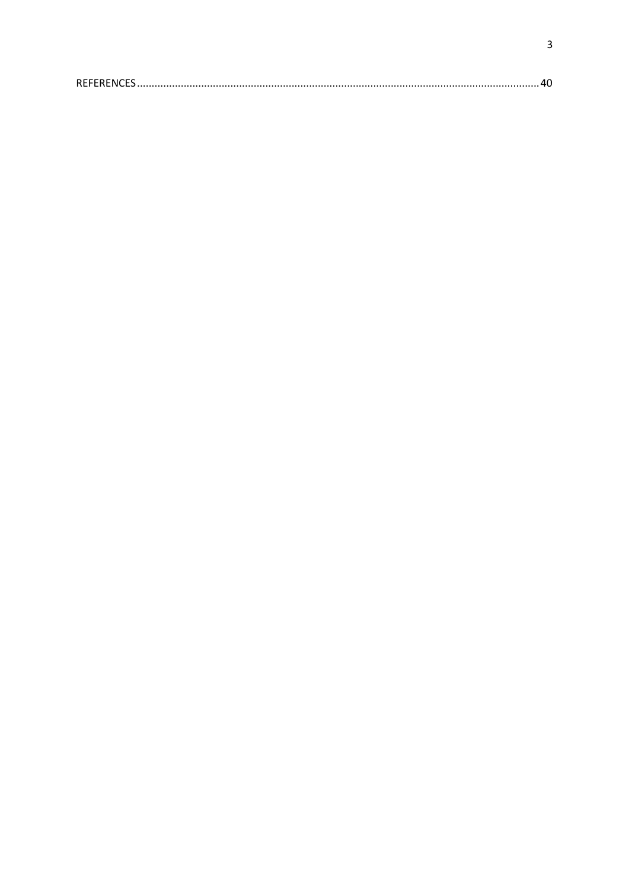REFERENCES........................................................................................................................................40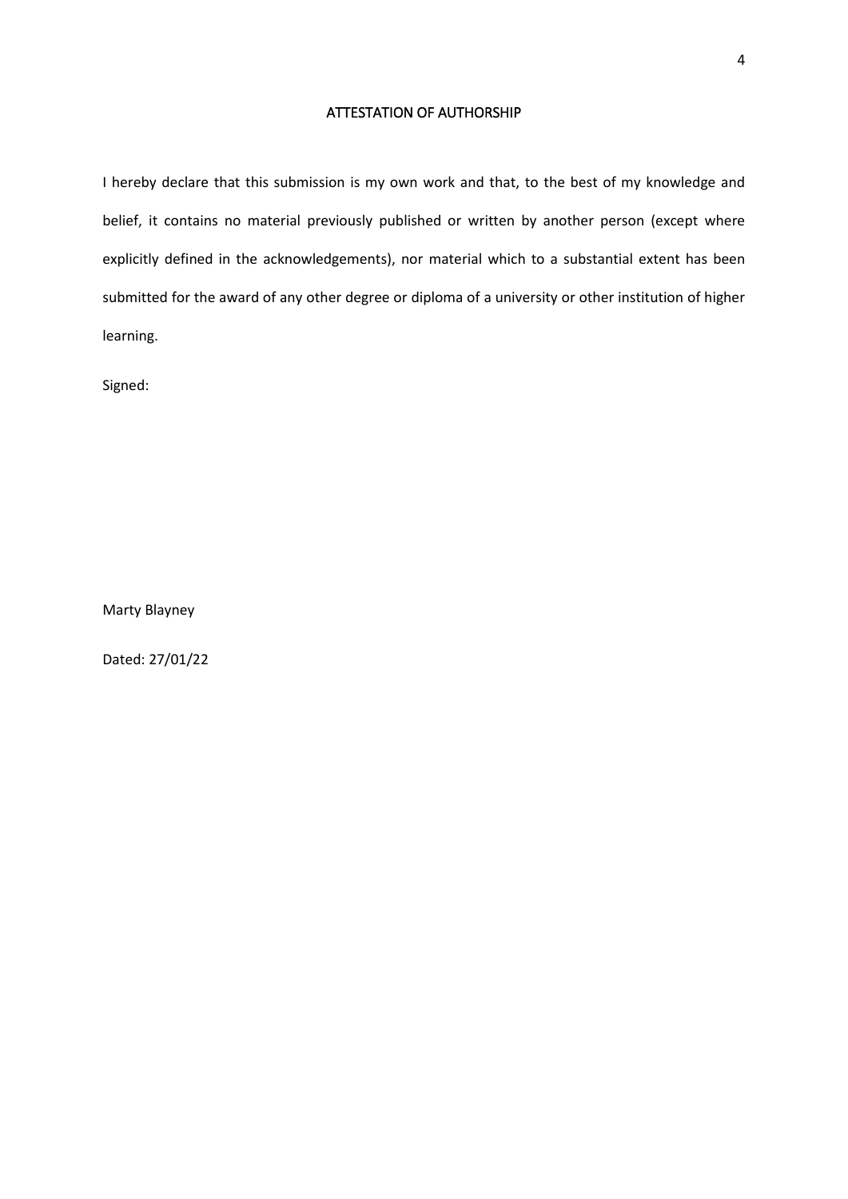# ATTESTATION OF AUTHORSHIP

I hereby declare that this submission is my own work and that, to the best of my knowledge and belief, it contains no material previously published or written by another person (except where explicitly defined in the acknowledgements), nor material which to a substantial extent has been submitted for the award of any other degree or diploma of a university or other institution of higher learning.

Signed:

Marty Blayney

Dated: 27/01/22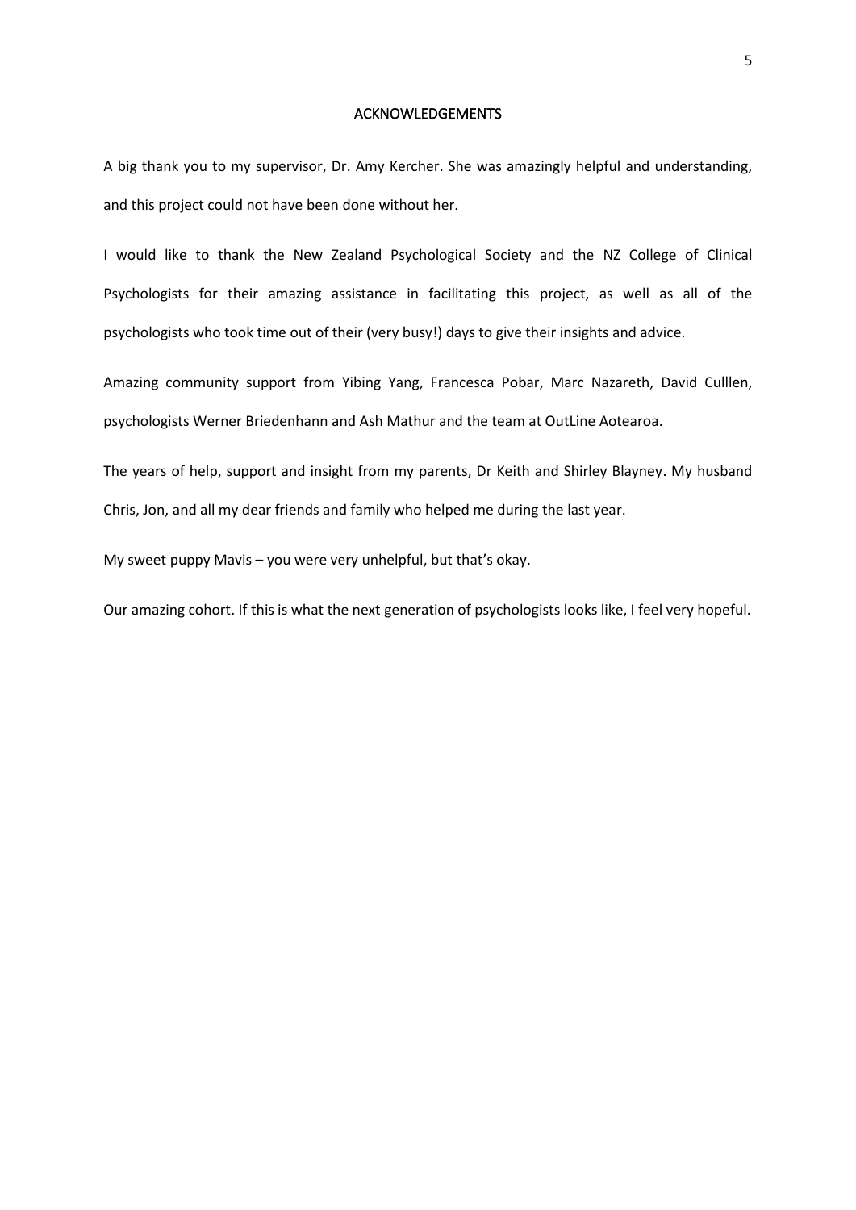# ACKNOWLEDGEMENTS

A big thank you to my supervisor, Dr. Amy Kercher. She was amazingly helpful and understanding, and this project could not have been done without her.

I would like to thank the New Zealand Psychological Society and the NZ College of Clinical Psychologists for their amazing assistance in facilitating this project, as well as all of the psychologists who took time out of their (very busy!) days to give their insights and advice.

Amazing community support from Yibing Yang, Francesca Pobar, Marc Nazareth, David Culllen, psychologists Werner Briedenhann and Ash Mathur and the team at OutLine Aotearoa.

The years of help, support and insight from my parents, Dr Keith and Shirley Blayney. My husband Chris, Jon, and all my dear friends and family who helped me during the last year.

My sweet puppy Mavis – you were very unhelpful, but that's okay.

Our amazing cohort. If this is what the next generation of psychologists looks like, I feel very hopeful.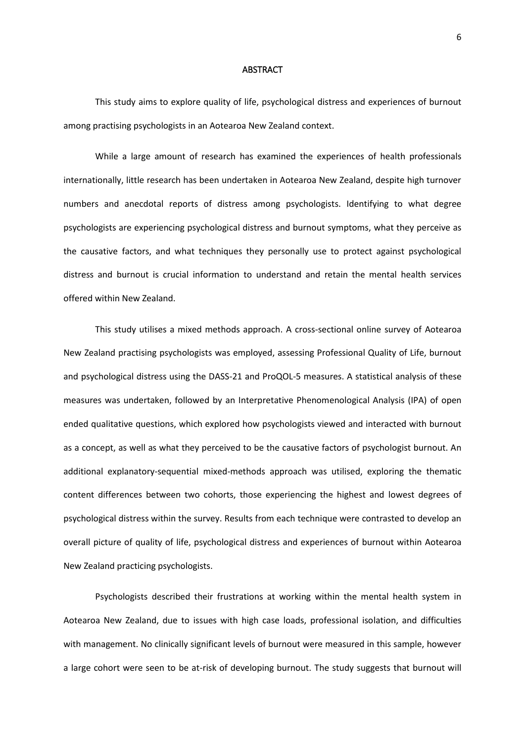# ABSTRACT

This study aims to explore quality of life, psychological distress and experiences of burnout among practising psychologists in an Aotearoa New Zealand context.

While a large amount of research has examined the experiences of health professionals internationally, little research has been undertaken in Aotearoa New Zealand, despite high turnover numbers and anecdotal reports of distress among psychologists. Identifying to what degree psychologists are experiencing psychological distress and burnout symptoms, what they perceive as the causative factors, and what techniques they personally use to protect against psychological distress and burnout is crucial information to understand and retain the mental health services offered within New Zealand.

This study utilises a mixed methods approach. A cross-sectional online survey of Aotearoa New Zealand practising psychologists was employed, assessing Professional Quality of Life, burnout and psychological distress using the DASS-21 and ProQOL-5 measures. A statistical analysis of these measures was undertaken, followed by an Interpretative Phenomenological Analysis (IPA) of open ended qualitative questions, which explored how psychologists viewed and interacted with burnout as a concept, as well as what they perceived to be the causative factors of psychologist burnout. An additional explanatory-sequential mixed-methods approach was utilised, exploring the thematic content differences between two cohorts, those experiencing the highest and lowest degrees of psychological distress within the survey. Results from each technique were contrasted to develop an overall picture of quality of life, psychological distress and experiences of burnout within Aotearoa New Zealand practicing psychologists.

Psychologists described their frustrations at working within the mental health system in Aotearoa New Zealand, due to issues with high case loads, professional isolation, and difficulties with management. No clinically significant levels of burnout were measured in this sample, however a large cohort were seen to be at-risk of developing burnout. The study suggests that burnout will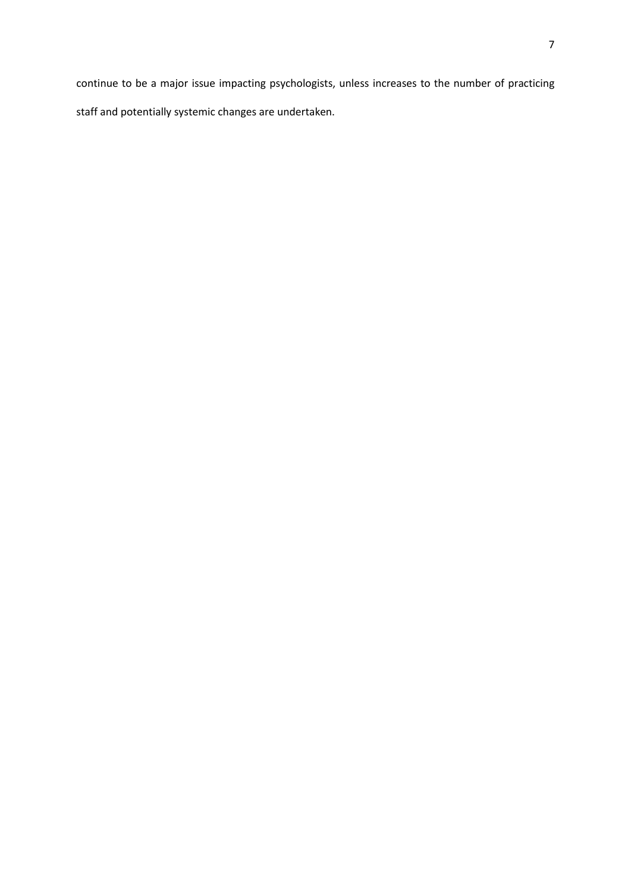continue to be a major issue impacting psychologists, unless increases to the number of practicing staff and potentially systemic changes are undertaken.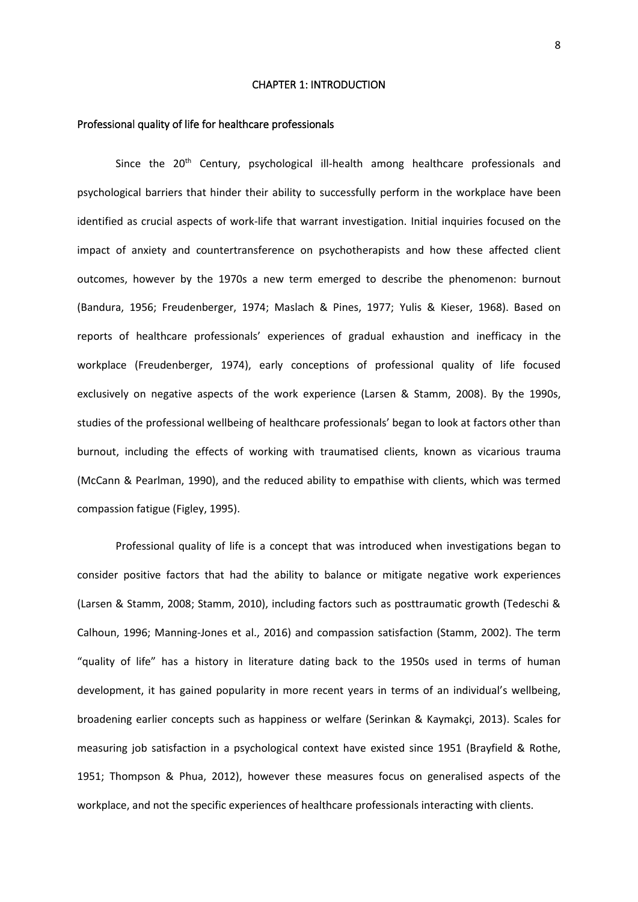# CHAPTER 1: INTRODUCTION

## Professional quality of life for healthcare professionals

Since the 20th Century, psychological ill-health among healthcare professionals and psychological barriers that hinder their ability to successfully perform in the workplace have been identified as crucial aspects of work-life that warrant investigation. Initial inquiries focused on the impact of anxiety and countertransference on psychotherapists and how these affected client outcomes, however by the 1970s a new term emerged to describe the phenomenon: burnout (Bandura, 1956; Freudenberger, 1974; Maslach & Pines, 1977; Yulis & Kieser, 1968). Based on reports of healthcare professionals' experiences of gradual exhaustion and inefficacy in the workplace (Freudenberger, 1974), early conceptions of professional quality of life focused exclusively on negative aspects of the work experience (Larsen & Stamm, 2008). By the 1990s, studies of the professional wellbeing of healthcare professionals' began to look at factors other than burnout, including the effects of working with traumatised clients, known as vicarious trauma (McCann & Pearlman, 1990), and the reduced ability to empathise with clients, which was termed compassion fatigue (Figley, 1995).

Professional quality of life is a concept that was introduced when investigations began to consider positive factors that had the ability to balance or mitigate negative work experiences (Larsen & Stamm, 2008; Stamm, 2010), including factors such as posttraumatic growth (Tedeschi & Calhoun, 1996; Manning-Jones et al., 2016) and compassion satisfaction (Stamm, 2002). The term "quality of life" has a history in literature dating back to the 1950s used in terms of human development, it has gained popularity in more recent years in terms of an individual's wellbeing, broadening earlier concepts such as happiness or welfare (Serinkan & Kaymakçi, 2013). Scales for measuring job satisfaction in a psychological context have existed since 1951 (Brayfield & Rothe, 1951; Thompson & Phua, 2012), however these measures focus on generalised aspects of the workplace, and not the specific experiences of healthcare professionals interacting with clients.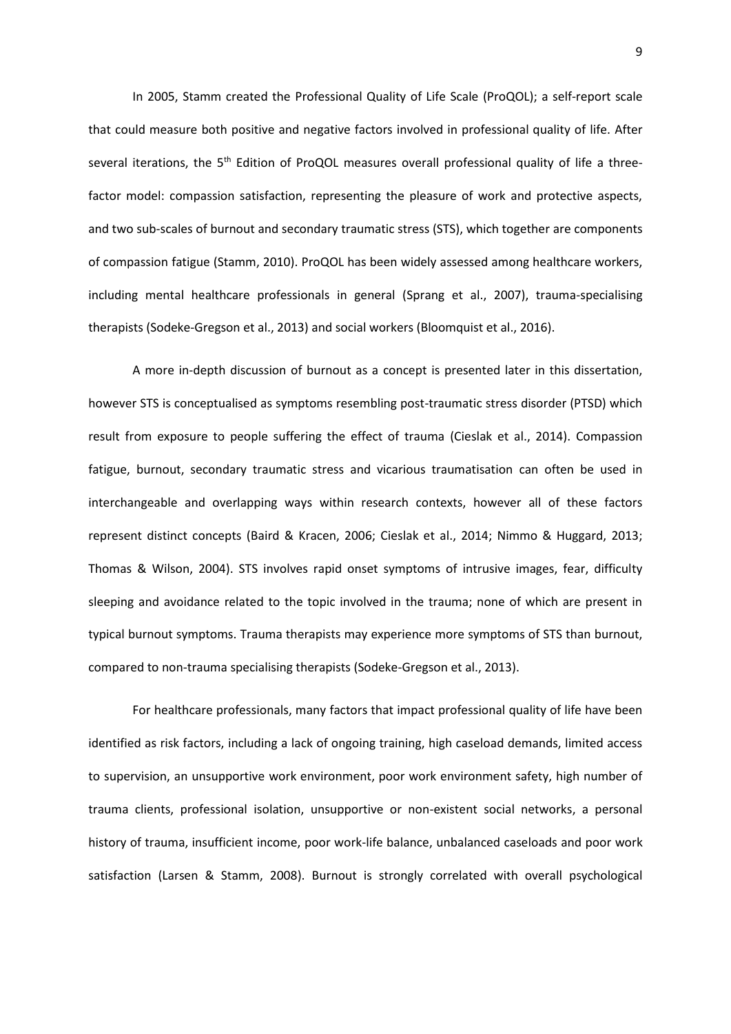In 2005, Stamm created the Professional Quality of Life Scale (ProQOL); a self-report scale that could measure both positive and negative factors involved in professional quality of life. After several iterations, the 5th Edition of ProQOL measures overall professional quality of life a three-factor model: compassion satisfaction, representing the pleasure of work and protective aspects, and two sub-scales of burnout and secondary traumatic stress (STS), which together are components of compassion fatigue (Stamm, 2010). ProQOL has been widely assessed among healthcare workers, including mental healthcare professionals in general (Sprang et al., 2007), trauma-specialising therapists (Sodeke-Gregson et al., 2013) and social workers (Bloomquist et al., 2016).

A more in-depth discussion of burnout as a concept is presented later in this dissertation, however STS is conceptualised as symptoms resembling post-traumatic stress disorder (PTSD) which result from exposure to people suffering the effect of trauma (Cieslak et al., 2014). Compassion fatigue, burnout, secondary traumatic stress and vicarious traumatisation can often be used in interchangeable and overlapping ways within research contexts, however all of these factors represent distinct concepts (Baird & Kracen, 2006; Cieslak et al., 2014; Nimmo & Huggard, 2013; Thomas & Wilson, 2004). STS involves rapid onset symptoms of intrusive images, fear, difficulty sleeping and avoidance related to the topic involved in the trauma; none of which are present in typical burnout symptoms. Trauma therapists may experience more symptoms of STS than burnout, compared to non-trauma specialising therapists (Sodeke-Gregson et al., 2013).

For healthcare professionals, many factors that impact professional quality of life have been identified as risk factors, including a lack of ongoing training, high caseload demands, limited access to supervision, an unsupportive work environment, poor work environment safety, high number of trauma clients, professional isolation, unsupportive or non-existent social networks, a personal history of trauma, insufficient income, poor work-life balance, unbalanced caseloads and poor work satisfaction (Larsen & Stamm, 2008). Burnout is strongly correlated with overall psychological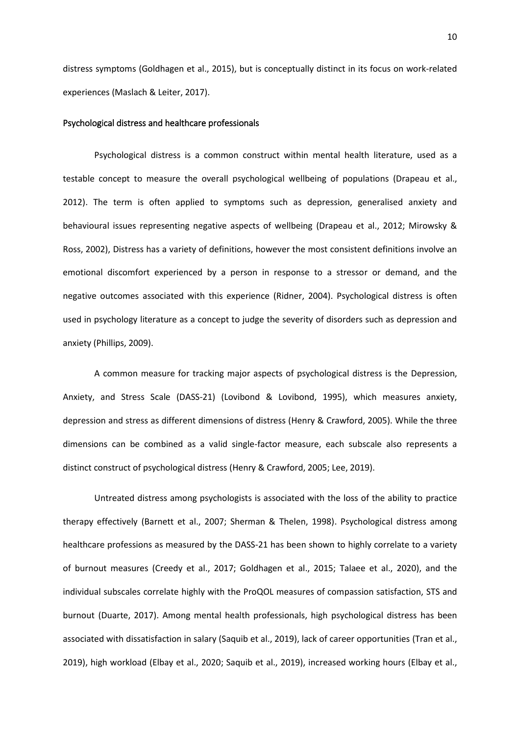distress symptoms (Goldhagen et al., 2015), but is conceptually distinct in its focus on work-related experiences (Maslach & Leiter, 2017).

## Psychological distress and healthcare professionals

Psychological distress is a common construct within mental health literature, used as a testable concept to measure the overall psychological wellbeing of populations (Drapeau et al., 2012). The term is often applied to symptoms such as depression, generalised anxiety and behavioural issues representing negative aspects of wellbeing (Drapeau et al., 2012; Mirowsky & Ross, 2002), Distress has a variety of definitions, however the most consistent definitions involve an emotional discomfort experienced by a person in response to a stressor or demand, and the negative outcomes associated with this experience (Ridner, 2004). Psychological distress is often used in psychology literature as a concept to judge the severity of disorders such as depression and anxiety (Phillips, 2009).

A common measure for tracking major aspects of psychological distress is the Depression, Anxiety, and Stress Scale (DASS-21) (Lovibond & Lovibond, 1995), which measures anxiety, depression and stress as different dimensions of distress (Henry & Crawford, 2005). While the three dimensions can be combined as a valid single-factor measure, each subscale also represents a distinct construct of psychological distress (Henry & Crawford, 2005; Lee, 2019).

Untreated distress among psychologists is associated with the loss of the ability to practice therapy effectively (Barnett et al., 2007; Sherman & Thelen, 1998). Psychological distress among healthcare professions as measured by the DASS-21 has been shown to highly correlate to a variety of burnout measures (Creedy et al., 2017; Goldhagen et al., 2015; Talaee et al., 2020), and the individual subscales correlate highly with the ProQOL measures of compassion satisfaction, STS and burnout (Duarte, 2017). Among mental health professionals, high psychological distress has been associated with dissatisfaction in salary (Saquib et al., 2019), lack of career opportunities (Tran et al., 2019), high workload (Elbay et al., 2020; Saquib et al., 2019), increased working hours (Elbay et al.,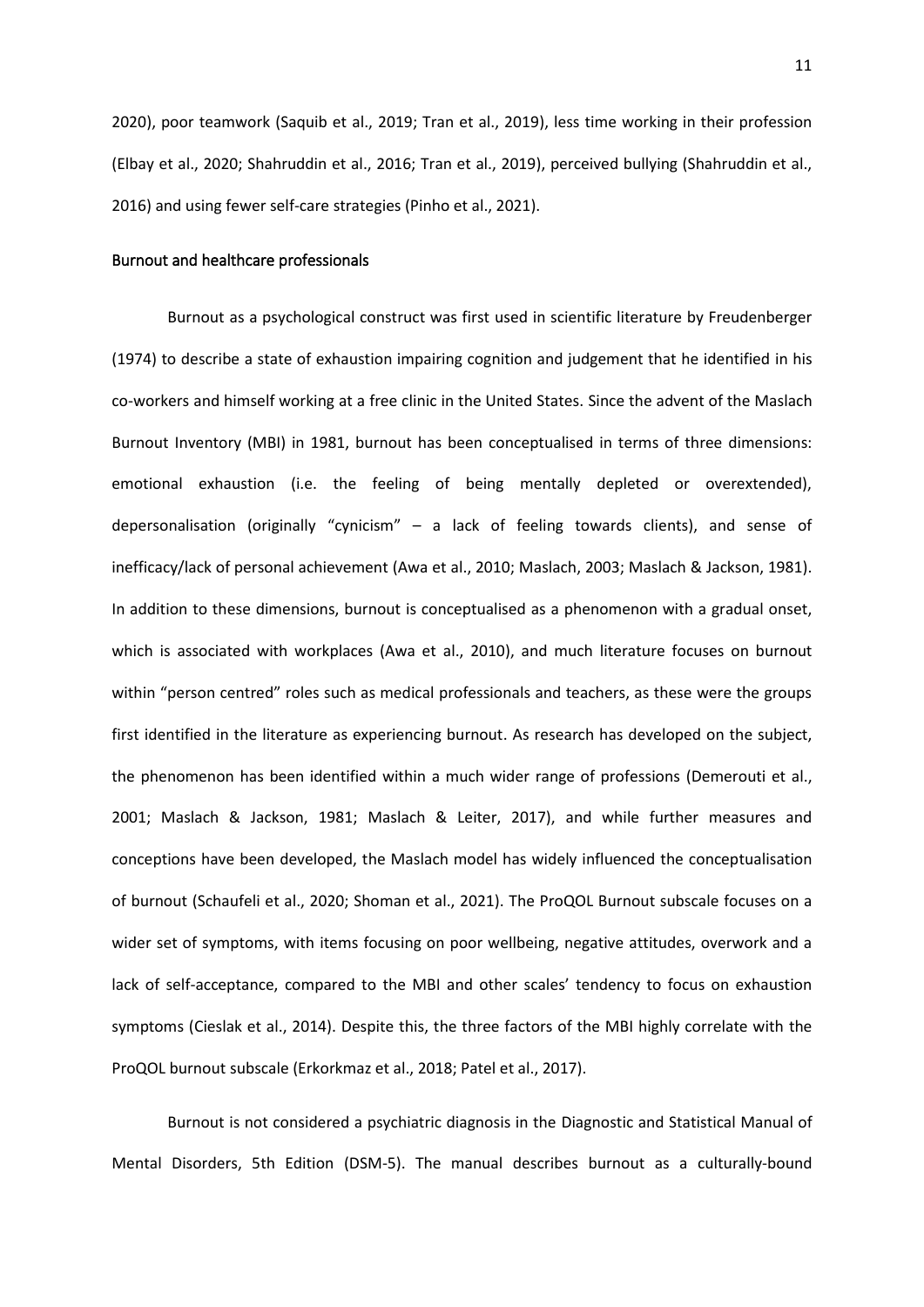2020), poor teamwork (Saquib et al., 2019; Tran et al., 2019), less time working in their profession (Elbay et al., 2020; Shahruddin et al., 2016; Tran et al., 2019), perceived bullying (Shahruddin et al., 2016) and using fewer self-care strategies (Pinho et al., 2021).

## Burnout and healthcare professionals

Burnout as a psychological construct was first used in scientific literature by Freudenberger (1974) to describe a state of exhaustion impairing cognition and judgement that he identified in his co-workers and himself working at a free clinic in the United States. Since the advent of the Maslach Burnout Inventory (MBI) in 1981, burnout has been conceptualised in terms of three dimensions: emotional exhaustion (i.e. the feeling of being mentally depleted or overextended), depersonalisation (originally "cynicism" – a lack of feeling towards clients), and sense of inefficacy/lack of personal achievement (Awa et al., 2010; Maslach, 2003; Maslach & Jackson, 1981). In addition to these dimensions, burnout is conceptualised as a phenomenon with a gradual onset, which is associated with workplaces (Awa et al., 2010), and much literature focuses on burnout within "person centred" roles such as medical professionals and teachers, as these were the groups first identified in the literature as experiencing burnout. As research has developed on the subject, the phenomenon has been identified within a much wider range of professions (Demerouti et al., 2001; Maslach & Jackson, 1981; Maslach & Leiter, 2017), and while further measures and conceptions have been developed, the Maslach model has widely influenced the conceptualisation of burnout (Schaufeli et al., 2020; Shoman et al., 2021). The ProQOL Burnout subscale focuses on a wider set of symptoms, with items focusing on poor wellbeing, negative attitudes, overwork and a lack of self-acceptance, compared to the MBI and other scales' tendency to focus on exhaustion symptoms (Cieslak et al., 2014). Despite this, the three factors of the MBI highly correlate with the ProQOL burnout subscale (Erkorkmaz et al., 2018; Patel et al., 2017).

Burnout is not considered a psychiatric diagnosis in the Diagnostic and Statistical Manual of Mental Disorders, 5th Edition (DSM-5). The manual describes burnout as a culturally-bound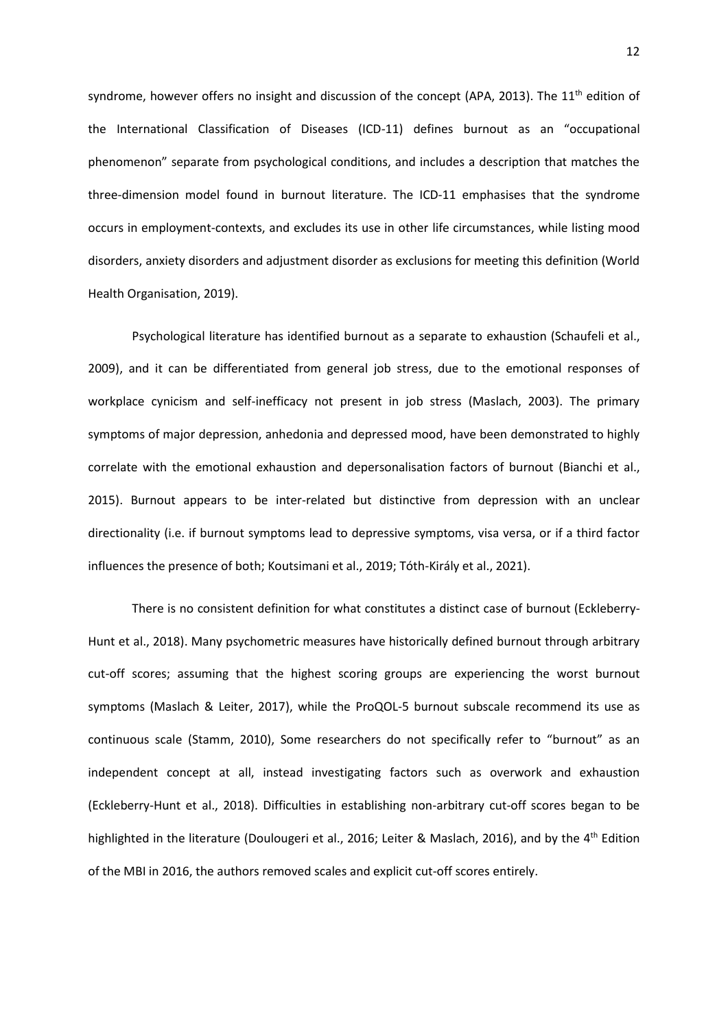syndrome, however offers no insight and discussion of the concept (APA, 2013). The 11th edition of the International Classification of Diseases (ICD-11) defines burnout as an "occupational phenomenon" separate from psychological conditions, and includes a description that matches the three-dimension model found in burnout literature. The ICD-11 emphasises that the syndrome occurs in employment-contexts, and excludes its use in other life circumstances, while listing mood disorders, anxiety disorders and adjustment disorder as exclusions for meeting this definition (World Health Organisation, 2019).

Psychological literature has identified burnout as a separate to exhaustion (Schaufeli et al., 2009), and it can be differentiated from general job stress, due to the emotional responses of workplace cynicism and self-inefficacy not present in job stress (Maslach, 2003). The primary symptoms of major depression, anhedonia and depressed mood, have been demonstrated to highly correlate with the emotional exhaustion and depersonalisation factors of burnout (Bianchi et al., 2015). Burnout appears to be inter-related but distinctive from depression with an unclear directionality (i.e. if burnout symptoms lead to depressive symptoms, visa versa, or if a third factor influences the presence of both; Koutsimani et al., 2019; Tóth-Király et al., 2021).

There is no consistent definition for what constitutes a distinct case of burnout (Eckleberry-Hunt et al., 2018). Many psychometric measures have historically defined burnout through arbitrary cut-off scores; assuming that the highest scoring groups are experiencing the worst burnout symptoms (Maslach & Leiter, 2017), while the ProQOL-5 burnout subscale recommend its use as continuous scale (Stamm, 2010), Some researchers do not specifically refer to "burnout" as an independent concept at all, instead investigating factors such as overwork and exhaustion (Eckleberry-Hunt et al., 2018). Difficulties in establishing non-arbitrary cut-off scores began to be highlighted in the literature (Doulougeri et al., 2016; Leiter & Maslach, 2016), and by the 4th Edition of the MBI in 2016, the authors removed scales and explicit cut-off scores entirely.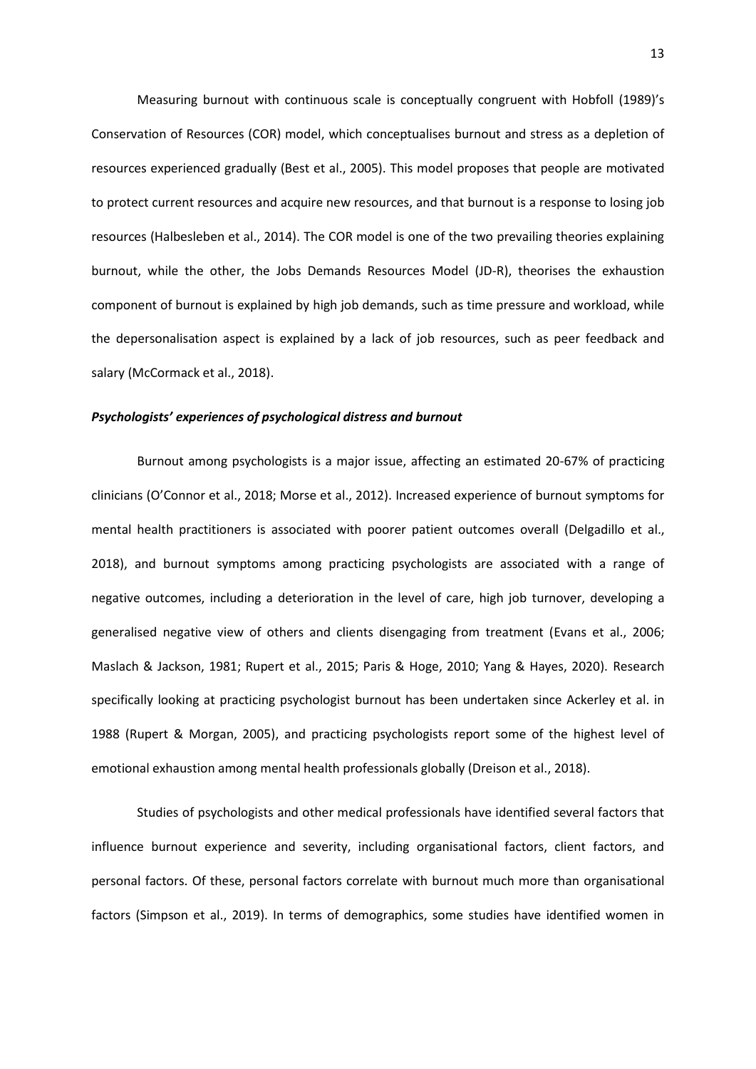Measuring burnout with continuous scale is conceptually congruent with Hobfoll (1989)'s Conservation of Resources (COR) model, which conceptualises burnout and stress as a depletion of resources experienced gradually (Best et al., 2005). This model proposes that people are motivated to protect current resources and acquire new resources, and that burnout is a response to losing job resources (Halbesleben et al., 2014). The COR model is one of the two prevailing theories explaining burnout, while the other, the Jobs Demands Resources Model (JD-R), theorises the exhaustion component of burnout is explained by high job demands, such as time pressure and workload, while the depersonalisation aspect is explained by a lack of job resources, such as peer feedback and salary (McCormack et al., 2018).

### ***Psychologists' experiences of psychological distress and burnout***

Burnout among psychologists is a major issue, affecting an estimated 20-67% of practicing clinicians (O'Connor et al., 2018; Morse et al., 2012). Increased experience of burnout symptoms for mental health practitioners is associated with poorer patient outcomes overall (Delgadillo et al., 2018), and burnout symptoms among practicing psychologists are associated with a range of negative outcomes, including a deterioration in the level of care, high job turnover, developing a generalised negative view of others and clients disengaging from treatment (Evans et al., 2006; Maslach & Jackson, 1981; Rupert et al., 2015; Paris & Hoge, 2010; Yang & Hayes, 2020). Research specifically looking at practicing psychologist burnout has been undertaken since Ackerley et al. in 1988 (Rupert & Morgan, 2005), and practicing psychologists report some of the highest level of emotional exhaustion among mental health professionals globally (Dreison et al., 2018).

Studies of psychologists and other medical professionals have identified several factors that influence burnout experience and severity, including organisational factors, client factors, and personal factors. Of these, personal factors correlate with burnout much more than organisational factors (Simpson et al., 2019). In terms of demographics, some studies have identified women in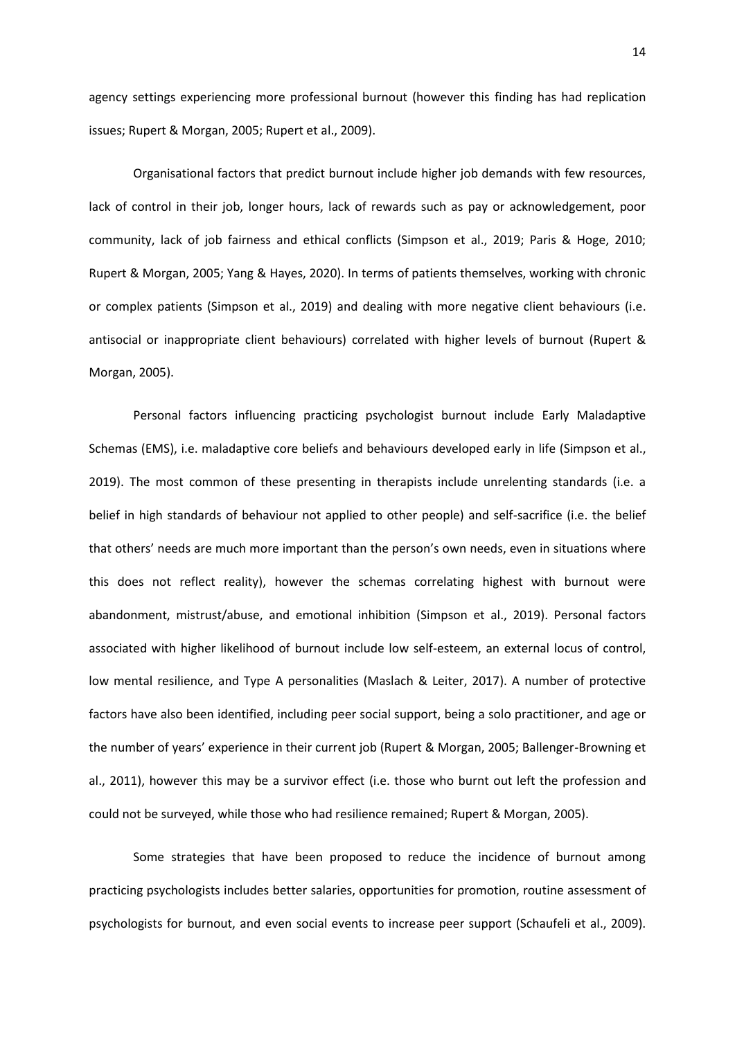agency settings experiencing more professional burnout (however this finding has had replication issues; Rupert & Morgan, 2005; Rupert et al., 2009).

Organisational factors that predict burnout include higher job demands with few resources, lack of control in their job, longer hours, lack of rewards such as pay or acknowledgement, poor community, lack of job fairness and ethical conflicts (Simpson et al., 2019; Paris & Hoge, 2010; Rupert & Morgan, 2005; Yang & Hayes, 2020). In terms of patients themselves, working with chronic or complex patients (Simpson et al., 2019) and dealing with more negative client behaviours (i.e. antisocial or inappropriate client behaviours) correlated with higher levels of burnout (Rupert & Morgan, 2005).

Personal factors influencing practicing psychologist burnout include Early Maladaptive Schemas (EMS), i.e. maladaptive core beliefs and behaviours developed early in life (Simpson et al., 2019). The most common of these presenting in therapists include unrelenting standards (i.e. a belief in high standards of behaviour not applied to other people) and self-sacrifice (i.e. the belief that others' needs are much more important than the person's own needs, even in situations where this does not reflect reality), however the schemas correlating highest with burnout were abandonment, mistrust/abuse, and emotional inhibition (Simpson et al., 2019). Personal factors associated with higher likelihood of burnout include low self-esteem, an external locus of control, low mental resilience, and Type A personalities (Maslach & Leiter, 2017). A number of protective factors have also been identified, including peer social support, being a solo practitioner, and age or the number of years' experience in their current job (Rupert & Morgan, 2005; Ballenger-Browning et al., 2011), however this may be a survivor effect (i.e. those who burnt out left the profession and could not be surveyed, while those who had resilience remained; Rupert & Morgan, 2005).

Some strategies that have been proposed to reduce the incidence of burnout among practicing psychologists includes better salaries, opportunities for promotion, routine assessment of psychologists for burnout, and even social events to increase peer support (Schaufeli et al., 2009).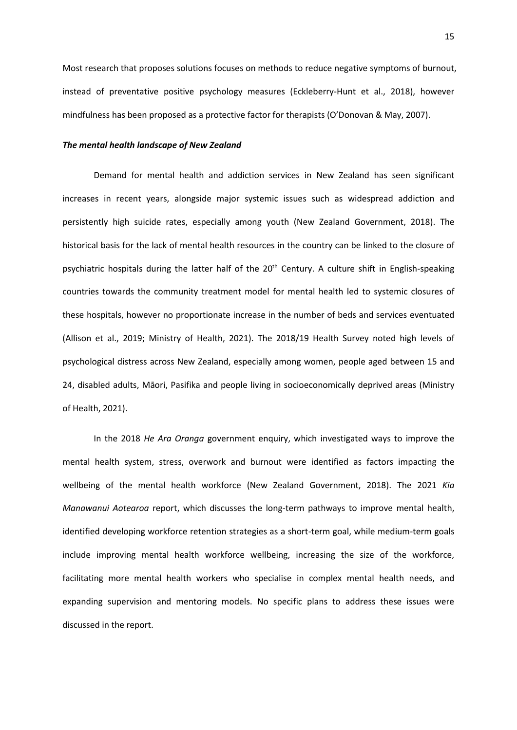Most research that proposes solutions focuses on methods to reduce negative symptoms of burnout, instead of preventative positive psychology measures (Eckleberry-Hunt et al., 2018), however mindfulness has been proposed as a protective factor for therapists (O'Donovan & May, 2007).

### ***The mental health landscape of New Zealand***

Demand for mental health and addiction services in New Zealand has seen significant increases in recent years, alongside major systemic issues such as widespread addiction and persistently high suicide rates, especially among youth (New Zealand Government, 2018). The historical basis for the lack of mental health resources in the country can be linked to the closure of psychiatric hospitals during the latter half of the 20th Century. A culture shift in English-speaking countries towards the community treatment model for mental health led to systemic closures of these hospitals, however no proportionate increase in the number of beds and services eventuated (Allison et al., 2019; Ministry of Health, 2021). The 2018/19 Health Survey noted high levels of psychological distress across New Zealand, especially among women, people aged between 15 and 24, disabled adults, Māori, Pasifika and people living in socioeconomically deprived areas (Ministry of Health, 2021).

In the 2018 *He Ara Oranga* government enquiry, which investigated ways to improve the mental health system, stress, overwork and burnout were identified as factors impacting the wellbeing of the mental health workforce (New Zealand Government, 2018). The 2021 *Kia Manawanui Aotearoa* report, which discusses the long-term pathways to improve mental health, identified developing workforce retention strategies as a short-term goal, while medium-term goals include improving mental health workforce wellbeing, increasing the size of the workforce, facilitating more mental health workers who specialise in complex mental health needs, and expanding supervision and mentoring models. No specific plans to address these issues were discussed in the report.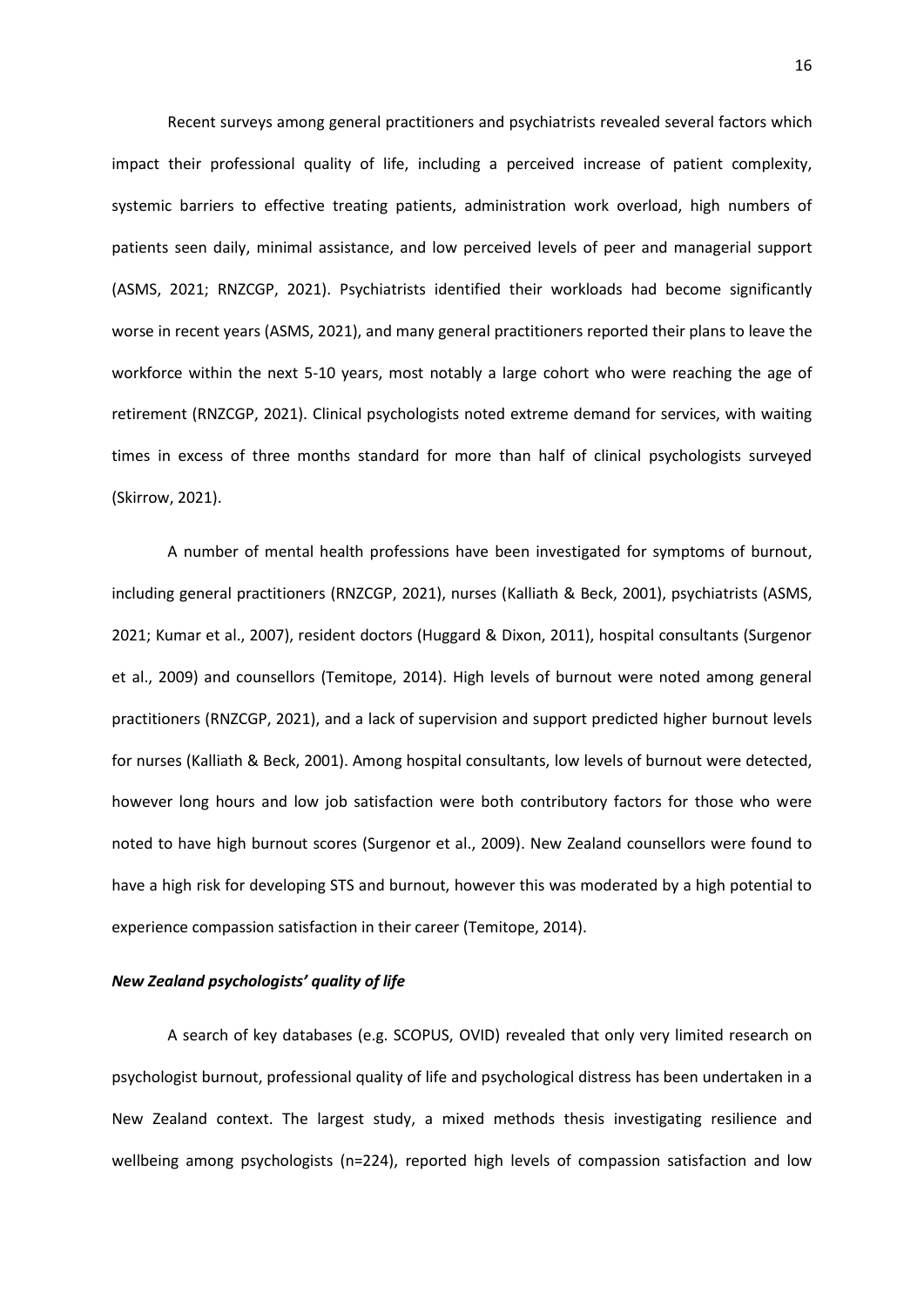Recent surveys among general practitioners and psychiatrists revealed several factors which impact their professional quality of life, including a perceived increase of patient complexity, systemic barriers to effective treating patients, administration work overload, high numbers of patients seen daily, minimal assistance, and low perceived levels of peer and managerial support (ASMS, 2021; RNZCGP, 2021). Psychiatrists identified their workloads had become significantly worse in recent years (ASMS, 2021), and many general practitioners reported their plans to leave the workforce within the next 5-10 years, most notably a large cohort who were reaching the age of retirement (RNZCGP, 2021). Clinical psychologists noted extreme demand for services, with waiting times in excess of three months standard for more than half of clinical psychologists surveyed (Skirrow, 2021).

A number of mental health professions have been investigated for symptoms of burnout, including general practitioners (RNZCGP, 2021), nurses (Kalliath & Beck, 2001), psychiatrists (ASMS, 2021; Kumar et al., 2007), resident doctors (Huggard & Dixon, 2011), hospital consultants (Surgenor et al., 2009) and counsellors (Temitope, 2014). High levels of burnout were noted among general practitioners (RNZCGP, 2021), and a lack of supervision and support predicted higher burnout levels for nurses (Kalliath & Beck, 2001). Among hospital consultants, low levels of burnout were detected, however long hours and low job satisfaction were both contributory factors for those who were noted to have high burnout scores (Surgenor et al., 2009). New Zealand counsellors were found to have a high risk for developing STS and burnout, however this was moderated by a high potential to experience compassion satisfaction in their career (Temitope, 2014).

### *New Zealand psychologists' quality of life*

A search of key databases (e.g. SCOPUS, OVID) revealed that only very limited research on psychologist burnout, professional quality of life and psychological distress has been undertaken in a New Zealand context. The largest study, a mixed methods thesis investigating resilience and wellbeing among psychologists (n=224), reported high levels of compassion satisfaction and low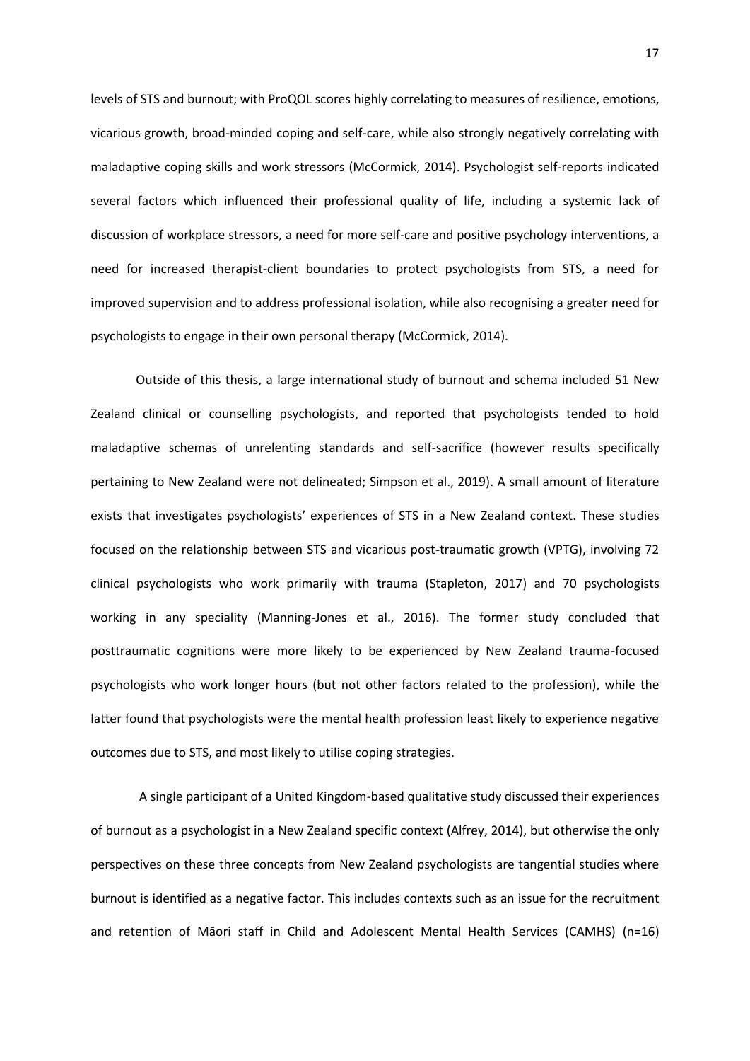levels of STS and burnout; with ProQOL scores highly correlating to measures of resilience, emotions, vicarious growth, broad-minded coping and self-care, while also strongly negatively correlating with maladaptive coping skills and work stressors (McCormick, 2014). Psychologist self-reports indicated several factors which influenced their professional quality of life, including a systemic lack of discussion of workplace stressors, a need for more self-care and positive psychology interventions, a need for increased therapist-client boundaries to protect psychologists from STS, a need for improved supervision and to address professional isolation, while also recognising a greater need for psychologists to engage in their own personal therapy (McCormick, 2014).

Outside of this thesis, a large international study of burnout and schema included 51 New Zealand clinical or counselling psychologists, and reported that psychologists tended to hold maladaptive schemas of unrelenting standards and self-sacrifice (however results specifically pertaining to New Zealand were not delineated; Simpson et al., 2019). A small amount of literature exists that investigates psychologists' experiences of STS in a New Zealand context. These studies focused on the relationship between STS and vicarious post-traumatic growth (VPTG), involving 72 clinical psychologists who work primarily with trauma (Stapleton, 2017) and 70 psychologists working in any speciality (Manning-Jones et al., 2016). The former study concluded that posttraumatic cognitions were more likely to be experienced by New Zealand trauma-focused psychologists who work longer hours (but not other factors related to the profession), while the latter found that psychologists were the mental health profession least likely to experience negative outcomes due to STS, and most likely to utilise coping strategies.

A single participant of a United Kingdom-based qualitative study discussed their experiences of burnout as a psychologist in a New Zealand specific context (Alfrey, 2014), but otherwise the only perspectives on these three concepts from New Zealand psychologists are tangential studies where burnout is identified as a negative factor. This includes contexts such as an issue for the recruitment and retention of Māori staff in Child and Adolescent Mental Health Services (CAMHS) (n=16)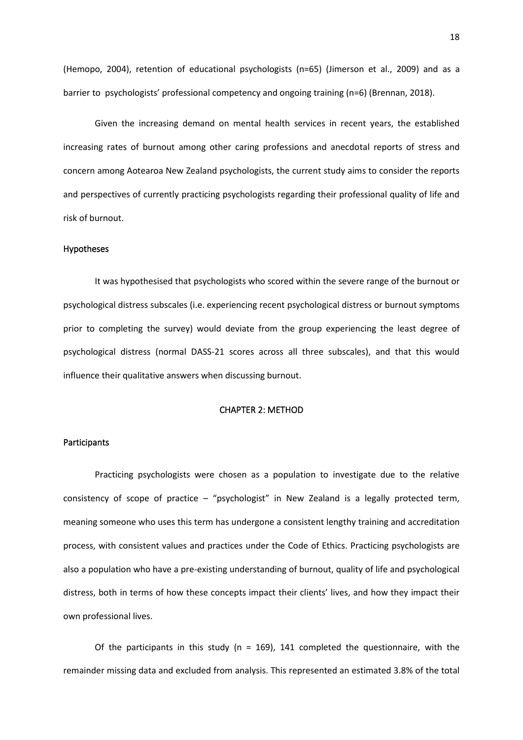(Hemopo, 2004), retention of educational psychologists (n=65) (Jimerson et al., 2009) and as a barrier to psychologists' professional competency and ongoing training (n=6) (Brennan, 2018).

Given the increasing demand on mental health services in recent years, the established increasing rates of burnout among other caring professions and anecdotal reports of stress and concern among Aotearoa New Zealand psychologists, the current study aims to consider the reports and perspectives of currently practicing psychologists regarding their professional quality of life and risk of burnout.

### Hypotheses

It was hypothesised that psychologists who scored within the severe range of the burnout or psychological distress subscales (i.e. experiencing recent psychological distress or burnout symptoms prior to completing the survey) would deviate from the group experiencing the least degree of psychological distress (normal DASS-21 scores across all three subscales), and that this would influence their qualitative answers when discussing burnout.

## CHAPTER 2: METHOD

### Participants

Practicing psychologists were chosen as a population to investigate due to the relative consistency of scope of practice – "psychologist" in New Zealand is a legally protected term, meaning someone who uses this term has undergone a consistent lengthy training and accreditation process, with consistent values and practices under the Code of Ethics. Practicing psychologists are also a population who have a pre-existing understanding of burnout, quality of life and psychological distress, both in terms of how these concepts impact their clients' lives, and how they impact their own professional lives.

Of the participants in this study (n = 169), 141 completed the questionnaire, with the remainder missing data and excluded from analysis. This represented an estimated 3.8% of the total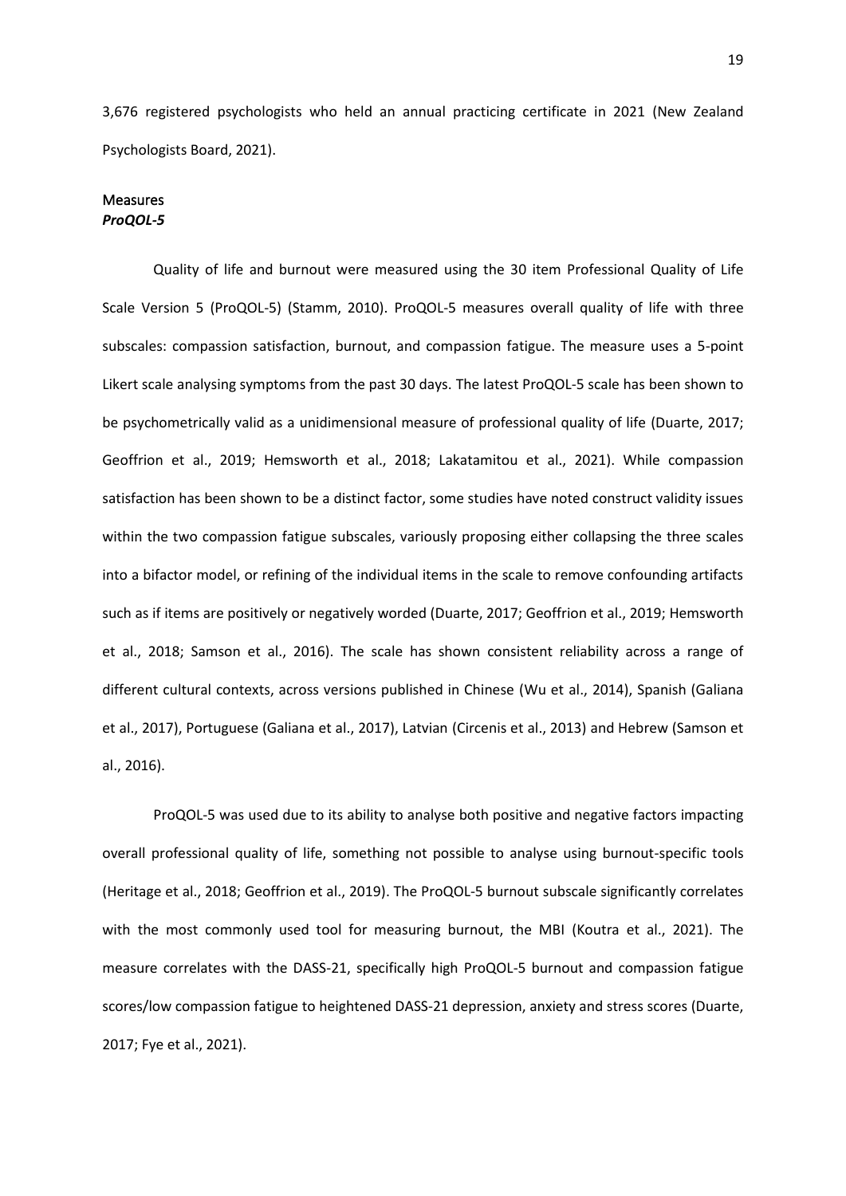3,676 registered psychologists who held an annual practicing certificate in 2021 (New Zealand Psychologists Board, 2021).

## Measures

### *ProQOL-5*

Quality of life and burnout were measured using the 30 item Professional Quality of Life Scale Version 5 (ProQOL-5) (Stamm, 2010). ProQOL-5 measures overall quality of life with three subscales: compassion satisfaction, burnout, and compassion fatigue. The measure uses a 5-point Likert scale analysing symptoms from the past 30 days. The latest ProQOL-5 scale has been shown to be psychometrically valid as a unidimensional measure of professional quality of life (Duarte, 2017; Geoffrion et al., 2019; Hemsworth et al., 2018; Lakatamitou et al., 2021). While compassion satisfaction has been shown to be a distinct factor, some studies have noted construct validity issues within the two compassion fatigue subscales, variously proposing either collapsing the three scales into a bifactor model, or refining of the individual items in the scale to remove confounding artifacts such as if items are positively or negatively worded (Duarte, 2017; Geoffrion et al., 2019; Hemsworth et al., 2018; Samson et al., 2016). The scale has shown consistent reliability across a range of different cultural contexts, across versions published in Chinese (Wu et al., 2014), Spanish (Galiana et al., 2017), Portuguese (Galiana et al., 2017), Latvian (Circenis et al., 2013) and Hebrew (Samson et al., 2016).

ProQOL-5 was used due to its ability to analyse both positive and negative factors impacting overall professional quality of life, something not possible to analyse using burnout-specific tools (Heritage et al., 2018; Geoffrion et al., 2019). The ProQOL-5 burnout subscale significantly correlates with the most commonly used tool for measuring burnout, the MBI (Koutra et al., 2021). The measure correlates with the DASS-21, specifically high ProQOL-5 burnout and compassion fatigue scores/low compassion fatigue to heightened DASS-21 depression, anxiety and stress scores (Duarte, 2017; Fye et al., 2021).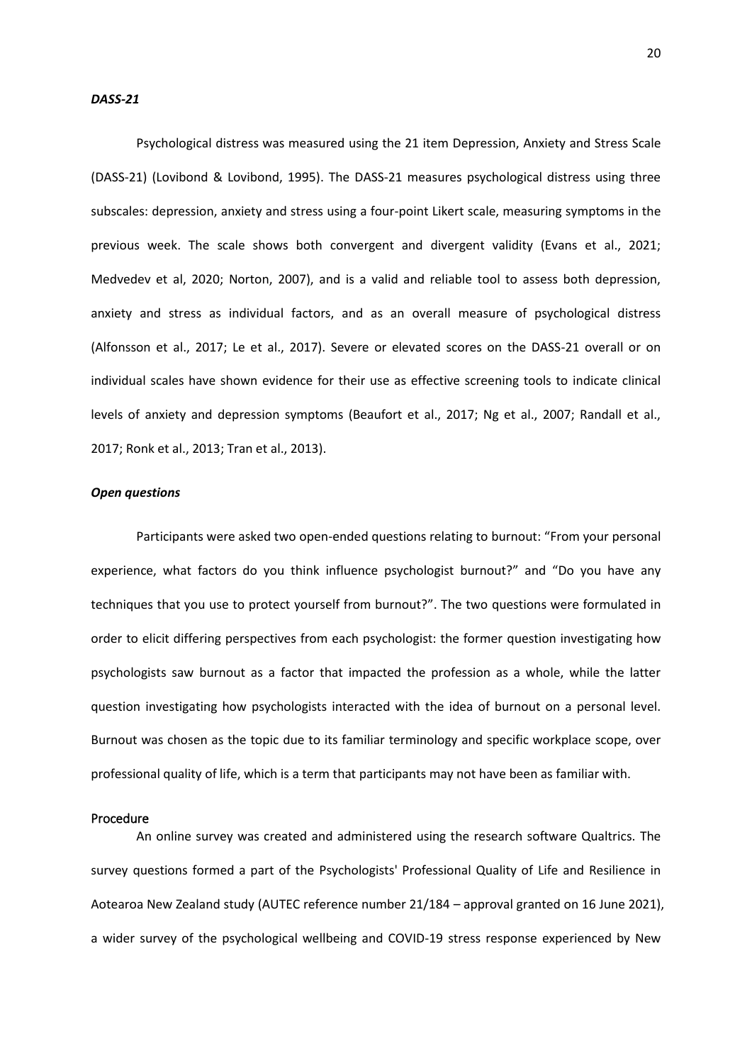### *DASS-21*

Psychological distress was measured using the 21 item Depression, Anxiety and Stress Scale (DASS-21) (Lovibond & Lovibond, 1995). The DASS-21 measures psychological distress using three subscales: depression, anxiety and stress using a four-point Likert scale, measuring symptoms in the previous week. The scale shows both convergent and divergent validity (Evans et al., 2021; Medvedev et al, 2020; Norton, 2007), and is a valid and reliable tool to assess both depression, anxiety and stress as individual factors, and as an overall measure of psychological distress (Alfonsson et al., 2017; Le et al., 2017). Severe or elevated scores on the DASS-21 overall or on individual scales have shown evidence for their use as effective screening tools to indicate clinical levels of anxiety and depression symptoms (Beaufort et al., 2017; Ng et al., 2007; Randall et al., 2017; Ronk et al., 2013; Tran et al., 2013).

### *Open questions*

Participants were asked two open-ended questions relating to burnout: "From your personal experience, what factors do you think influence psychologist burnout?" and "Do you have any techniques that you use to protect yourself from burnout?". The two questions were formulated in order to elicit differing perspectives from each psychologist: the former question investigating how psychologists saw burnout as a factor that impacted the profession as a whole, while the latter question investigating how psychologists interacted with the idea of burnout on a personal level. Burnout was chosen as the topic due to its familiar terminology and specific workplace scope, over professional quality of life, which is a term that participants may not have been as familiar with.

## Procedure

An online survey was created and administered using the research software Qualtrics. The survey questions formed a part of the Psychologists' Professional Quality of Life and Resilience in Aotearoa New Zealand study (AUTEC reference number 21/184 – approval granted on 16 June 2021), a wider survey of the psychological wellbeing and COVID-19 stress response experienced by New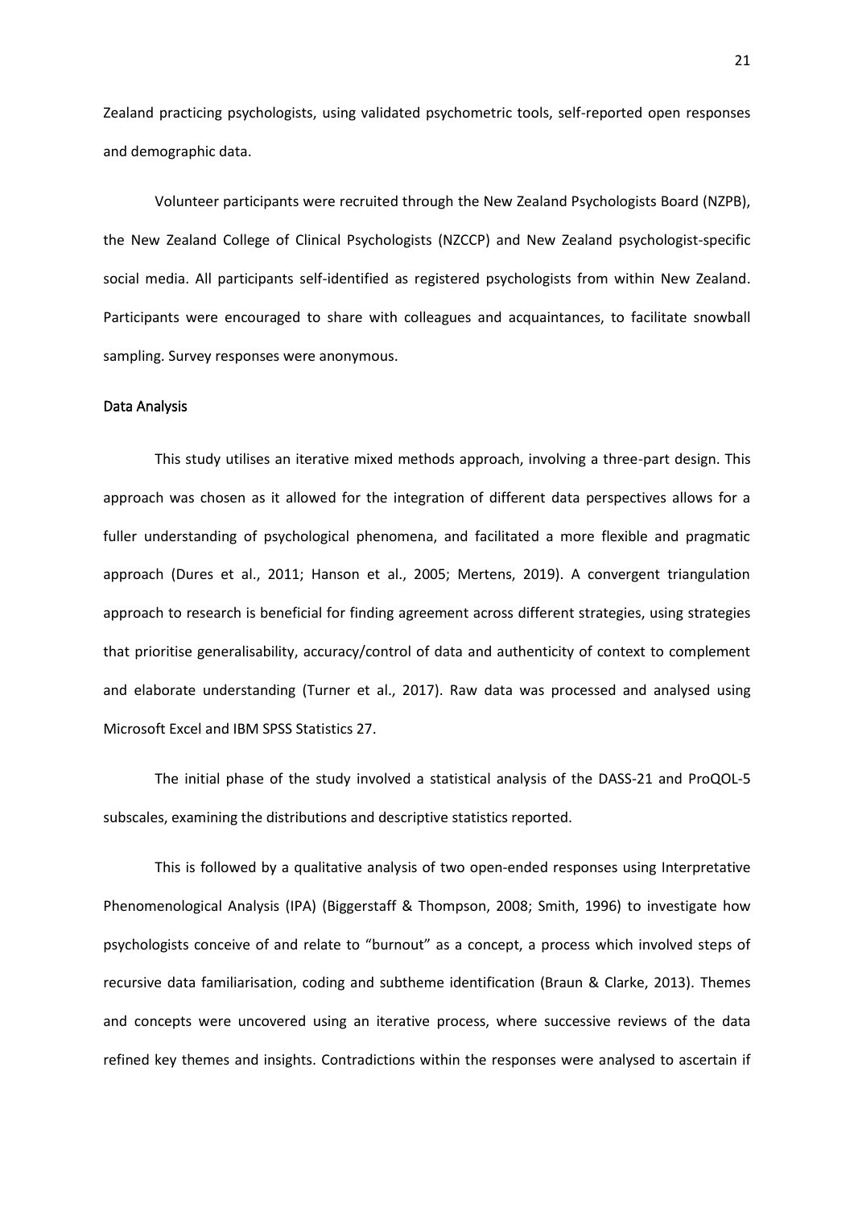Zealand practicing psychologists, using validated psychometric tools, self-reported open responses and demographic data.

Volunteer participants were recruited through the New Zealand Psychologists Board (NZPB), the New Zealand College of Clinical Psychologists (NZCCP) and New Zealand psychologist-specific social media. All participants self-identified as registered psychologists from within New Zealand. Participants were encouraged to share with colleagues and acquaintances, to facilitate snowball sampling. Survey responses were anonymous.

## Data Analysis

This study utilises an iterative mixed methods approach, involving a three-part design. This approach was chosen as it allowed for the integration of different data perspectives allows for a fuller understanding of psychological phenomena, and facilitated a more flexible and pragmatic approach (Dures et al., 2011; Hanson et al., 2005; Mertens, 2019). A convergent triangulation approach to research is beneficial for finding agreement across different strategies, using strategies that prioritise generalisability, accuracy/control of data and authenticity of context to complement and elaborate understanding (Turner et al., 2017). Raw data was processed and analysed using Microsoft Excel and IBM SPSS Statistics 27.

The initial phase of the study involved a statistical analysis of the DASS-21 and ProQOL-5 subscales, examining the distributions and descriptive statistics reported.

This is followed by a qualitative analysis of two open-ended responses using Interpretative Phenomenological Analysis (IPA) (Biggerstaff & Thompson, 2008; Smith, 1996) to investigate how psychologists conceive of and relate to "burnout" as a concept, a process which involved steps of recursive data familiarisation, coding and subtheme identification (Braun & Clarke, 2013). Themes and concepts were uncovered using an iterative process, where successive reviews of the data refined key themes and insights. Contradictions within the responses were analysed to ascertain if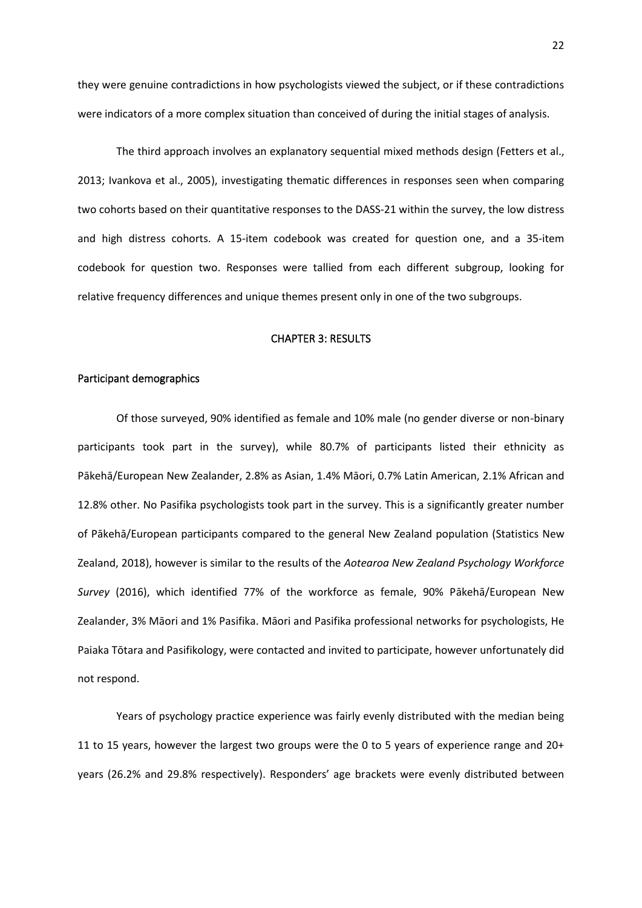they were genuine contradictions in how psychologists viewed the subject, or if these contradictions were indicators of a more complex situation than conceived of during the initial stages of analysis.

The third approach involves an explanatory sequential mixed methods design (Fetters et al., 2013; Ivankova et al., 2005), investigating thematic differences in responses seen when comparing two cohorts based on their quantitative responses to the DASS-21 within the survey, the low distress and high distress cohorts. A 15-item codebook was created for question one, and a 35-item codebook for question two. Responses were tallied from each different subgroup, looking for relative frequency differences and unique themes present only in one of the two subgroups.

# CHAPTER 3: RESULTS

## Participant demographics

Of those surveyed, 90% identified as female and 10% male (no gender diverse or non-binary participants took part in the survey), while 80.7% of participants listed their ethnicity as Pākehā/European New Zealander, 2.8% as Asian, 1.4% Māori, 0.7% Latin American, 2.1% African and 12.8% other. No Pasifika psychologists took part in the survey. This is a significantly greater number of Pākehā/European participants compared to the general New Zealand population (Statistics New Zealand, 2018), however is similar to the results of the *Aotearoa New Zealand Psychology Workforce Survey* (2016), which identified 77% of the workforce as female, 90% Pākehā/European New Zealander, 3% Māori and 1% Pasifika. Māori and Pasifika professional networks for psychologists, He Paiaka Tōtara and Pasifikology, were contacted and invited to participate, however unfortunately did not respond.

Years of psychology practice experience was fairly evenly distributed with the median being 11 to 15 years, however the largest two groups were the 0 to 5 years of experience range and 20+ years (26.2% and 29.8% respectively). Responders' age brackets were evenly distributed between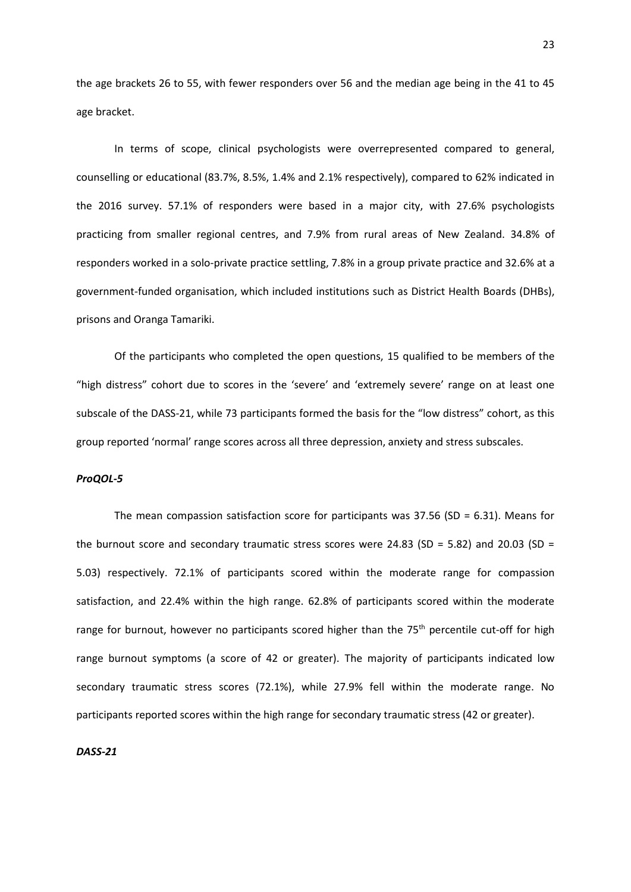the age brackets 26 to 55, with fewer responders over 56 and the median age being in the 41 to 45 age bracket.

In terms of scope, clinical psychologists were overrepresented compared to general, counselling or educational (83.7%, 8.5%, 1.4% and 2.1% respectively), compared to 62% indicated in the 2016 survey. 57.1% of responders were based in a major city, with 27.6% psychologists practicing from smaller regional centres, and 7.9% from rural areas of New Zealand. 34.8% of responders worked in a solo-private practice settling, 7.8% in a group private practice and 32.6% at a government-funded organisation, which included institutions such as District Health Boards (DHBs), prisons and Oranga Tamariki.

Of the participants who completed the open questions, 15 qualified to be members of the "high distress" cohort due to scores in the 'severe' and 'extremely severe' range on at least one subscale of the DASS-21, while 73 participants formed the basis for the "low distress" cohort, as this group reported 'normal' range scores across all three depression, anxiety and stress subscales.

### *ProQOL-5*

The mean compassion satisfaction score for participants was 37.56 (SD = 6.31). Means for the burnout score and secondary traumatic stress scores were 24.83 (SD = 5.82) and 20.03 (SD = 5.03) respectively. 72.1% of participants scored within the moderate range for compassion satisfaction, and 22.4% within the high range. 62.8% of participants scored within the moderate range for burnout, however no participants scored higher than the 75th percentile cut-off for high range burnout symptoms (a score of 42 or greater). The majority of participants indicated low secondary traumatic stress scores (72.1%), while 27.9% fell within the moderate range. No participants reported scores within the high range for secondary traumatic stress (42 or greater).

### *DASS-21*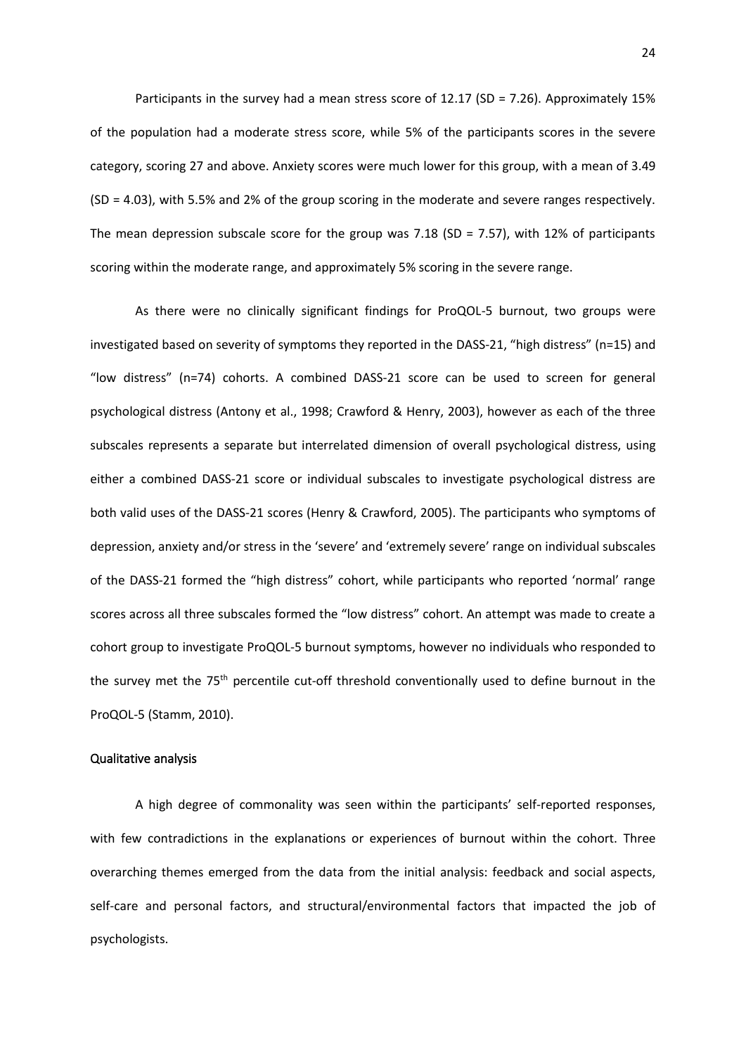Participants in the survey had a mean stress score of 12.17 (SD = 7.26). Approximately 15% of the population had a moderate stress score, while 5% of the participants scores in the severe category, scoring 27 and above. Anxiety scores were much lower for this group, with a mean of 3.49 (SD = 4.03), with 5.5% and 2% of the group scoring in the moderate and severe ranges respectively. The mean depression subscale score for the group was 7.18 (SD = 7.57), with 12% of participants scoring within the moderate range, and approximately 5% scoring in the severe range.

As there were no clinically significant findings for ProQOL-5 burnout, two groups were investigated based on severity of symptoms they reported in the DASS-21, "high distress" (n=15) and "low distress" (n=74) cohorts. A combined DASS-21 score can be used to screen for general psychological distress (Antony et al., 1998; Crawford & Henry, 2003), however as each of the three subscales represents a separate but interrelated dimension of overall psychological distress, using either a combined DASS-21 score or individual subscales to investigate psychological distress are both valid uses of the DASS-21 scores (Henry & Crawford, 2005). The participants who symptoms of depression, anxiety and/or stress in the 'severe' and 'extremely severe' range on individual subscales of the DASS-21 formed the "high distress" cohort, while participants who reported 'normal' range scores across all three subscales formed the "low distress" cohort. An attempt was made to create a cohort group to investigate ProQOL-5 burnout symptoms, however no individuals who responded to the survey met the 75th percentile cut-off threshold conventionally used to define burnout in the ProQOL-5 (Stamm, 2010).

## Qualitative analysis

A high degree of commonality was seen within the participants' self-reported responses, with few contradictions in the explanations or experiences of burnout within the cohort. Three overarching themes emerged from the data from the initial analysis: feedback and social aspects, self-care and personal factors, and structural/environmental factors that impacted the job of psychologists.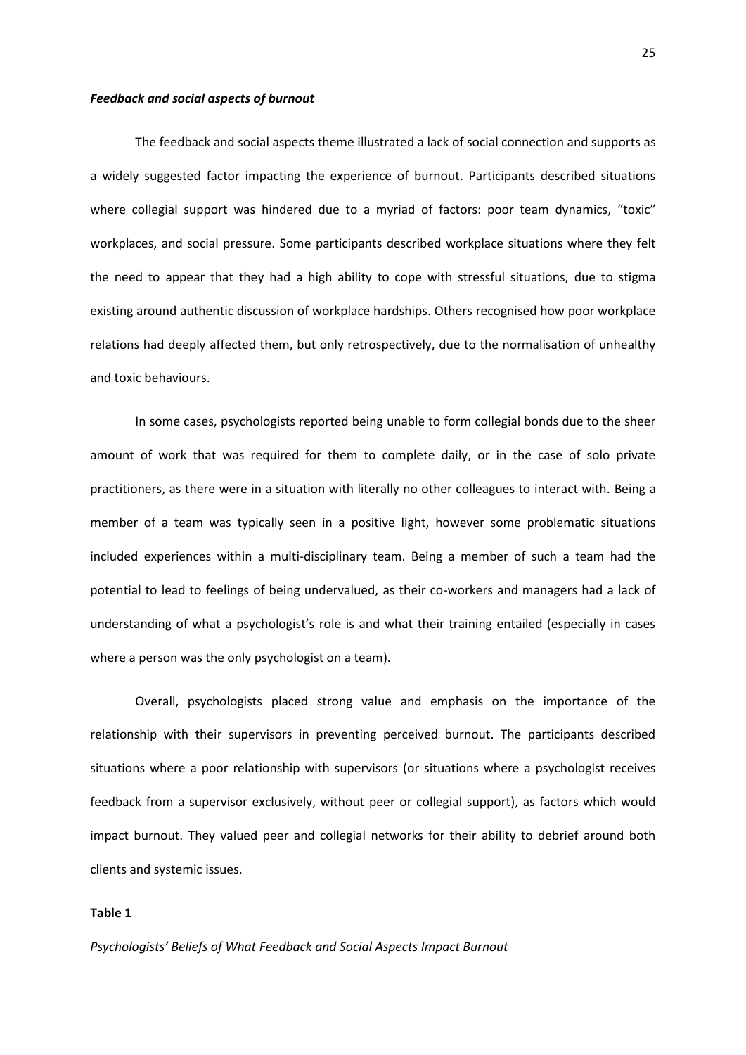***Feedback and social aspects of burnout***

The feedback and social aspects theme illustrated a lack of social connection and supports as a widely suggested factor impacting the experience of burnout. Participants described situations where collegial support was hindered due to a myriad of factors: poor team dynamics, "toxic" workplaces, and social pressure. Some participants described workplace situations where they felt the need to appear that they had a high ability to cope with stressful situations, due to stigma existing around authentic discussion of workplace hardships. Others recognised how poor workplace relations had deeply affected them, but only retrospectively, due to the normalisation of unhealthy and toxic behaviours.

In some cases, psychologists reported being unable to form collegial bonds due to the sheer amount of work that was required for them to complete daily, or in the case of solo private practitioners, as there were in a situation with literally no other colleagues to interact with. Being a member of a team was typically seen in a positive light, however some problematic situations included experiences within a multi-disciplinary team. Being a member of such a team had the potential to lead to feelings of being undervalued, as their co-workers and managers had a lack of understanding of what a psychologist's role is and what their training entailed (especially in cases where a person was the only psychologist on a team).

Overall, psychologists placed strong value and emphasis on the importance of the relationship with their supervisors in preventing perceived burnout. The participants described situations where a poor relationship with supervisors (or situations where a psychologist receives feedback from a supervisor exclusively, without peer or collegial support), as factors which would impact burnout. They valued peer and collegial networks for their ability to debrief around both clients and systemic issues.

**Table 1**

*Psychologists' Beliefs of What Feedback and Social Aspects Impact Burnout*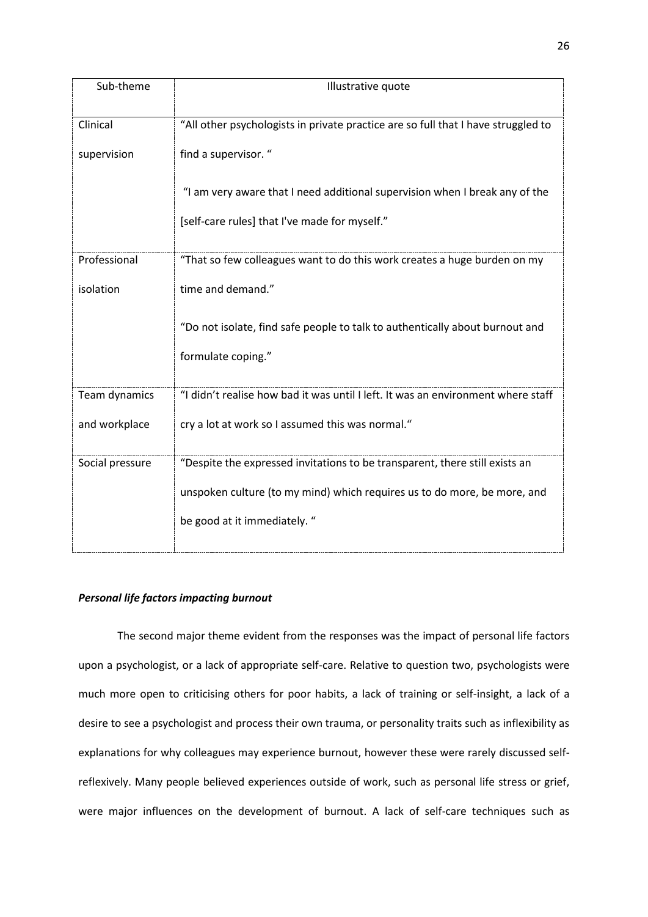| Sub-theme | Illustrative quote |
|---|---|
| Clinical supervision | "All other psychologists in private practice are so full that I have struggled to find a supervisor. "<br><br>"I am very aware that I need additional supervision when I break any of the [self-care rules] that I've made for myself." |
| Professional isolation | "That so few colleagues want to do this work creates a huge burden on my time and demand."<br><br>"Do not isolate, find safe people to talk to authentically about burnout and formulate coping." |
| Team dynamics and workplace | "I didn't realise how bad it was until I left. It was an environment where staff cry a lot at work so I assumed this was normal." |
| Social pressure | "Despite the expressed invitations to be transparent, there still exists an unspoken culture (to my mind) which requires us to do more, be more, and be good at it immediately. " |

***Personal life factors impacting burnout***

The second major theme evident from the responses was the impact of personal life factors upon a psychologist, or a lack of appropriate self-care. Relative to question two, psychologists were much more open to criticising others for poor habits, a lack of training or self-insight, a lack of a desire to see a psychologist and process their own trauma, or personality traits such as inflexibility as explanations for why colleagues may experience burnout, however these were rarely discussed self-reflexively. Many people believed experiences outside of work, such as personal life stress or grief, were major influences on the development of burnout. A lack of self-care techniques such as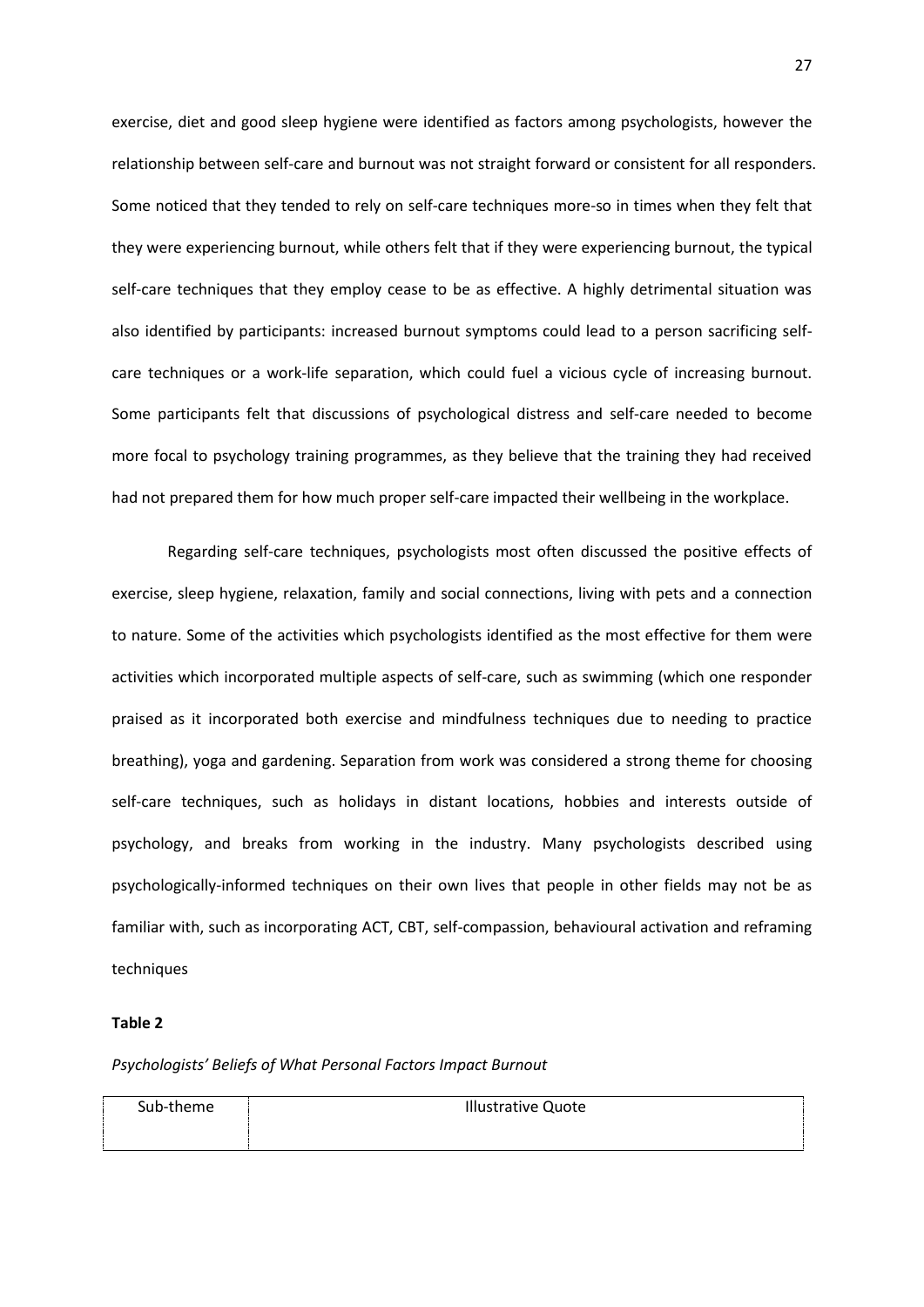exercise, diet and good sleep hygiene were identified as factors among psychologists, however the relationship between self-care and burnout was not straight forward or consistent for all responders. Some noticed that they tended to rely on self-care techniques more-so in times when they felt that they were experiencing burnout, while others felt that if they were experiencing burnout, the typical self-care techniques that they employ cease to be as effective. A highly detrimental situation was also identified by participants: increased burnout symptoms could lead to a person sacrificing self-care techniques or a work-life separation, which could fuel a vicious cycle of increasing burnout. Some participants felt that discussions of psychological distress and self-care needed to become more focal to psychology training programmes, as they believe that the training they had received had not prepared them for how much proper self-care impacted their wellbeing in the workplace.

Regarding self-care techniques, psychologists most often discussed the positive effects of exercise, sleep hygiene, relaxation, family and social connections, living with pets and a connection to nature. Some of the activities which psychologists identified as the most effective for them were activities which incorporated multiple aspects of self-care, such as swimming (which one responder praised as it incorporated both exercise and mindfulness techniques due to needing to practice breathing), yoga and gardening. Separation from work was considered a strong theme for choosing self-care techniques, such as holidays in distant locations, hobbies and interests outside of psychology, and breaks from working in the industry. Many psychologists described using psychologically-informed techniques on their own lives that people in other fields may not be as familiar with, such as incorporating ACT, CBT, self-compassion, behavioural activation and reframing techniques

**Table 2**

*Psychologists' Beliefs of What Personal Factors Impact Burnout*

| Sub-theme | Illustrative Quote |
|---|---|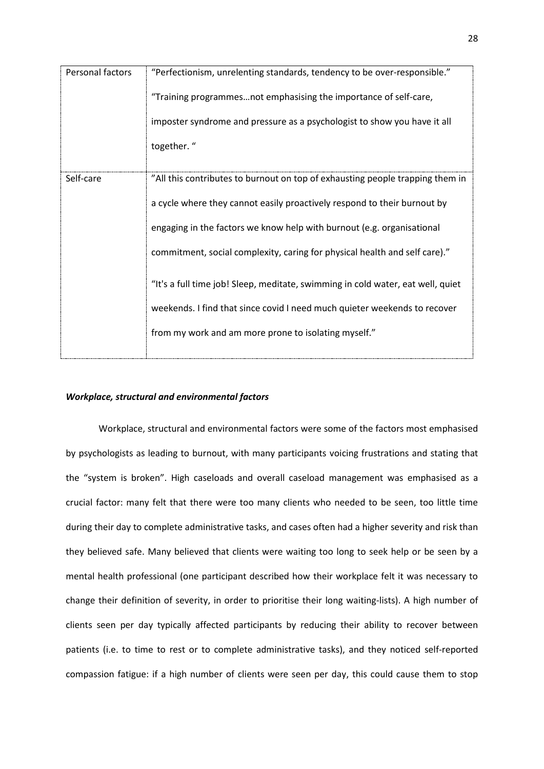| Personal factors | "Perfectionism, unrelenting standards, tendency to be over-responsible." "Training programmes…not emphasising the importance of self-care, imposter syndrome and pressure as a psychologist to show you have it all together. " |
|---|---|
| Self-care | "All this contributes to burnout on top of exhausting people trapping them in a cycle where they cannot easily proactively respond to their burnout by engaging in the factors we know help with burnout (e.g. organisational commitment, social complexity, caring for physical health and self care)." "It's a full time job! Sleep, meditate, swimming in cold water, eat well, quiet weekends. I find that since covid I need much quieter weekends to recover from my work and am more prone to isolating myself." |

***Workplace, structural and environmental factors***

Workplace, structural and environmental factors were some of the factors most emphasised by psychologists as leading to burnout, with many participants voicing frustrations and stating that the "system is broken". High caseloads and overall caseload management was emphasised as a crucial factor: many felt that there were too many clients who needed to be seen, too little time during their day to complete administrative tasks, and cases often had a higher severity and risk than they believed safe. Many believed that clients were waiting too long to seek help or be seen by a mental health professional (one participant described how their workplace felt it was necessary to change their definition of severity, in order to prioritise their long waiting-lists). A high number of clients seen per day typically affected participants by reducing their ability to recover between patients (i.e. to time to rest or to complete administrative tasks), and they noticed self-reported compassion fatigue: if a high number of clients were seen per day, this could cause them to stop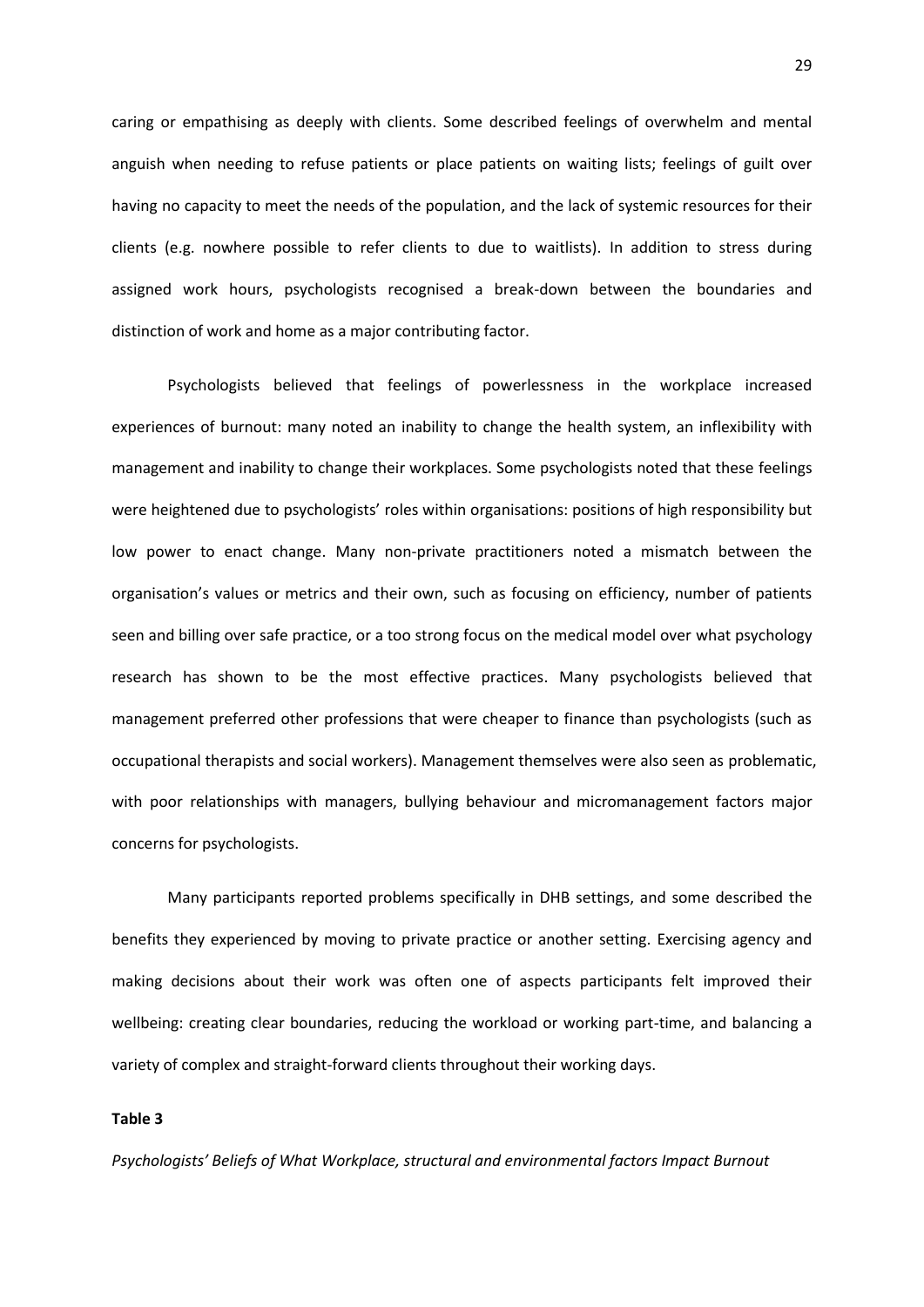caring or empathising as deeply with clients. Some described feelings of overwhelm and mental anguish when needing to refuse patients or place patients on waiting lists; feelings of guilt over having no capacity to meet the needs of the population, and the lack of systemic resources for their clients (e.g. nowhere possible to refer clients to due to waitlists). In addition to stress during assigned work hours, psychologists recognised a break-down between the boundaries and distinction of work and home as a major contributing factor.

Psychologists believed that feelings of powerlessness in the workplace increased experiences of burnout: many noted an inability to change the health system, an inflexibility with management and inability to change their workplaces. Some psychologists noted that these feelings were heightened due to psychologists' roles within organisations: positions of high responsibility but low power to enact change. Many non-private practitioners noted a mismatch between the organisation's values or metrics and their own, such as focusing on efficiency, number of patients seen and billing over safe practice, or a too strong focus on the medical model over what psychology research has shown to be the most effective practices. Many psychologists believed that management preferred other professions that were cheaper to finance than psychologists (such as occupational therapists and social workers). Management themselves were also seen as problematic, with poor relationships with managers, bullying behaviour and micromanagement factors major concerns for psychologists.

Many participants reported problems specifically in DHB settings, and some described the benefits they experienced by moving to private practice or another setting. Exercising agency and making decisions about their work was often one of aspects participants felt improved their wellbeing: creating clear boundaries, reducing the workload or working part-time, and balancing a variety of complex and straight-forward clients throughout their working days.

**Table 3**

*Psychologists' Beliefs of What Workplace, structural and environmental factors Impact Burnout*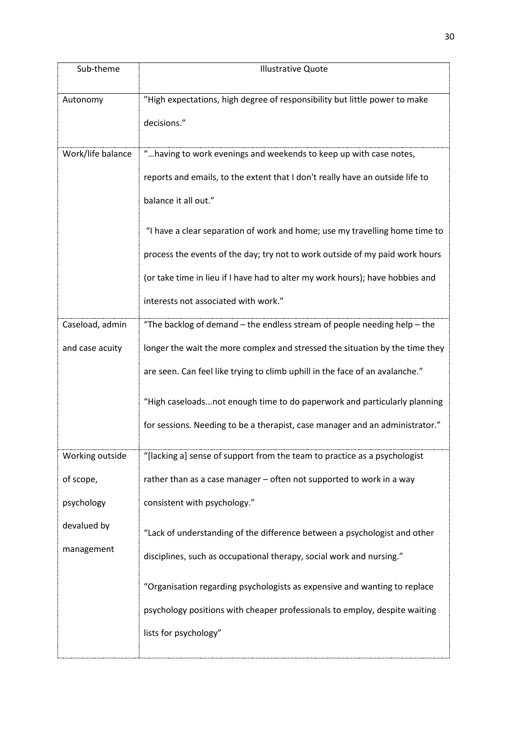| Sub-theme | Illustrative Quote |
|---|---|
| Autonomy | "High expectations, high degree of responsibility but little power to make decisions." |
| Work/life balance | "…having to work evenings and weekends to keep up with case notes, reports and emails, to the extent that I don't really have an outside life to balance it all out." "I have a clear separation of work and home; use my travelling home time to process the events of the day; try not to work outside of my paid work hours (or take time in lieu if I have had to alter my work hours); have hobbies and interests not associated with work." |
| Caseload, admin and case acuity | "The backlog of demand – the endless stream of people needing help – the longer the wait the more complex and stressed the situation by the time they are seen. Can feel like trying to climb uphill in the face of an avalanche." "High caseloads...not enough time to do paperwork and particularly planning for sessions. Needing to be a therapist, case manager and an administrator." |
| Working outside of scope, psychology devalued by management | "[lacking a] sense of support from the team to practice as a psychologist rather than as a case manager – often not supported to work in a way consistent with psychology." "Lack of understanding of the difference between a psychologist and other disciplines, such as occupational therapy, social work and nursing." "Organisation regarding psychologists as expensive and wanting to replace psychology positions with cheaper professionals to employ, despite waiting lists for psychology" |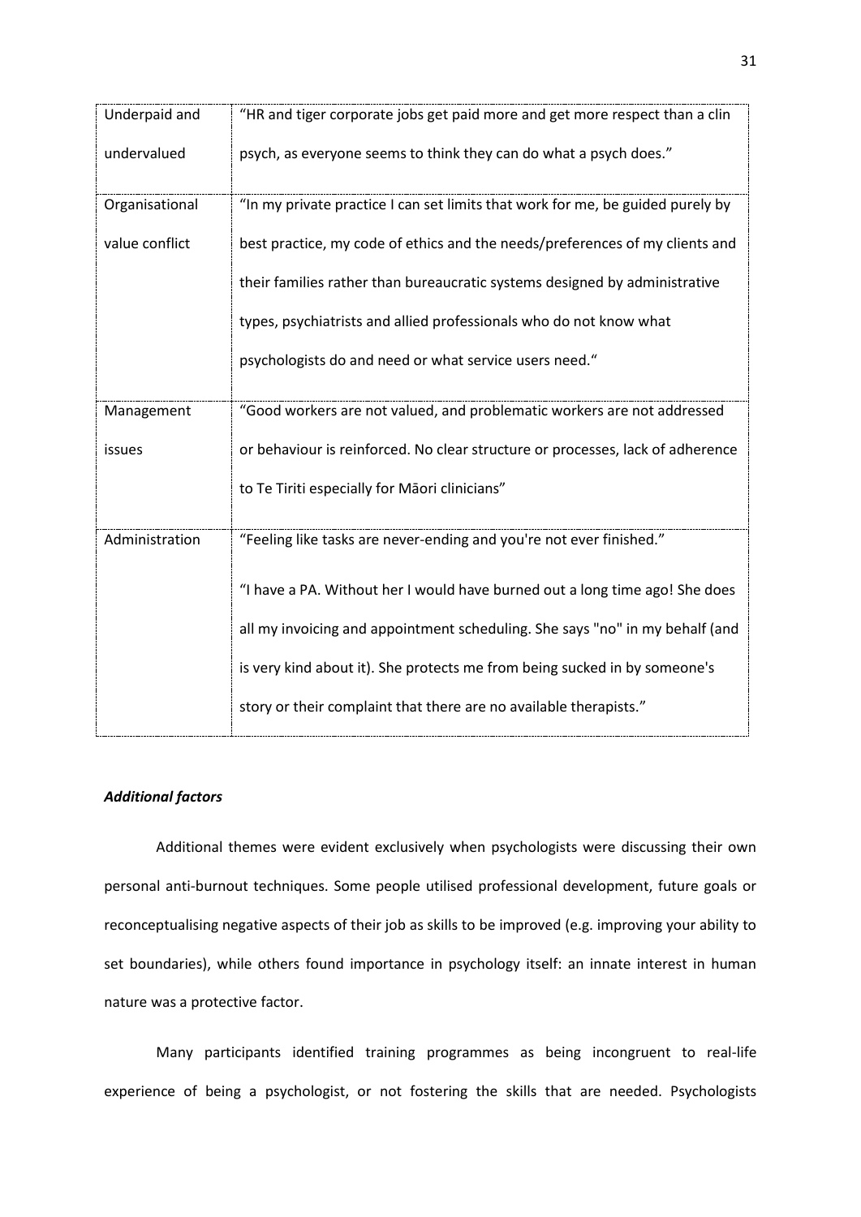| | |
|---|---|
| Underpaid and undervalued | "HR and tiger corporate jobs get paid more and get more respect than a clin psych, as everyone seems to think they can do what a psych does." |
| Organisational value conflict | "In my private practice I can set limits that work for me, be guided purely by best practice, my code of ethics and the needs/preferences of my clients and their families rather than bureaucratic systems designed by administrative types, psychiatrists and allied professionals who do not know what psychologists do and need or what service users need." |
| Management issues | "Good workers are not valued, and problematic workers are not addressed or behaviour is reinforced. No clear structure or processes, lack of adherence to Te Tiriti especially for Māori clinicians" |
| Administration | "Feeling like tasks are never-ending and you're not ever finished."<br><br>"I have a PA. Without her I would have burned out a long time ago! She does all my invoicing and appointment scheduling. She says "no" in my behalf (and is very kind about it). She protects me from being sucked in by someone's story or their complaint that there are no available therapists." |

***Additional factors***

Additional themes were evident exclusively when psychologists were discussing their own personal anti-burnout techniques. Some people utilised professional development, future goals or reconceptualising negative aspects of their job as skills to be improved (e.g. improving your ability to set boundaries), while others found importance in psychology itself: an innate interest in human nature was a protective factor.

Many participants identified training programmes as being incongruent to real-life experience of being a psychologist, or not fostering the skills that are needed. Psychologists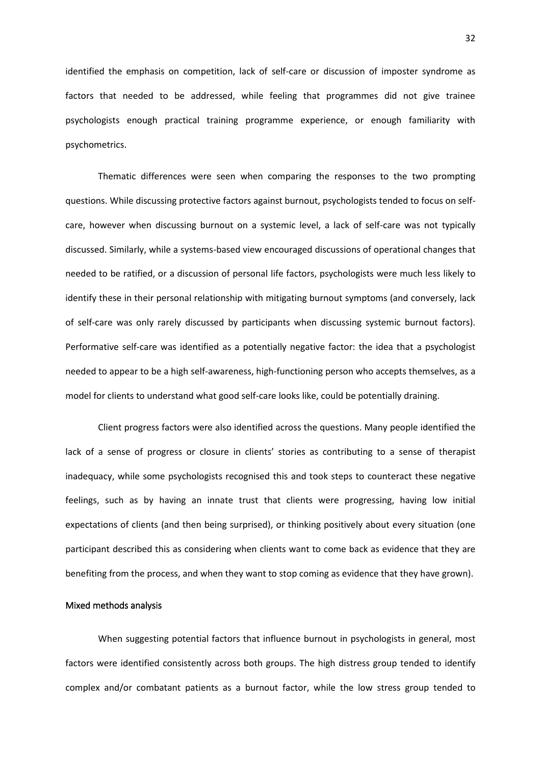identified the emphasis on competition, lack of self-care or discussion of imposter syndrome as factors that needed to be addressed, while feeling that programmes did not give trainee psychologists enough practical training programme experience, or enough familiarity with psychometrics.

Thematic differences were seen when comparing the responses to the two prompting questions. While discussing protective factors against burnout, psychologists tended to focus on self-care, however when discussing burnout on a systemic level, a lack of self-care was not typically discussed. Similarly, while a systems-based view encouraged discussions of operational changes that needed to be ratified, or a discussion of personal life factors, psychologists were much less likely to identify these in their personal relationship with mitigating burnout symptoms (and conversely, lack of self-care was only rarely discussed by participants when discussing systemic burnout factors). Performative self-care was identified as a potentially negative factor: the idea that a psychologist needed to appear to be a high self-awareness, high-functioning person who accepts themselves, as a model for clients to understand what good self-care looks like, could be potentially draining.

Client progress factors were also identified across the questions. Many people identified the lack of a sense of progress or closure in clients' stories as contributing to a sense of therapist inadequacy, while some psychologists recognised this and took steps to counteract these negative feelings, such as by having an innate trust that clients were progressing, having low initial expectations of clients (and then being surprised), or thinking positively about every situation (one participant described this as considering when clients want to come back as evidence that they are benefiting from the process, and when they want to stop coming as evidence that they have grown).

### Mixed methods analysis

When suggesting potential factors that influence burnout in psychologists in general, most factors were identified consistently across both groups. The high distress group tended to identify complex and/or combatant patients as a burnout factor, while the low stress group tended to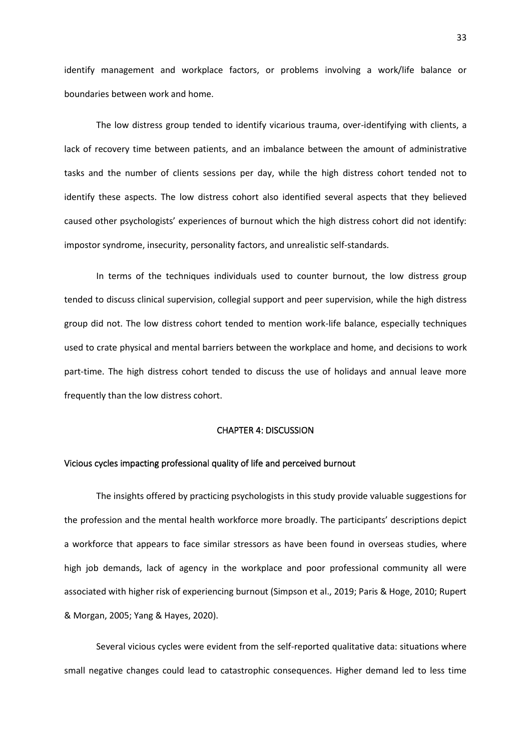identify management and workplace factors, or problems involving a work/life balance or boundaries between work and home.

The low distress group tended to identify vicarious trauma, over-identifying with clients, a lack of recovery time between patients, and an imbalance between the amount of administrative tasks and the number of clients sessions per day, while the high distress cohort tended not to identify these aspects. The low distress cohort also identified several aspects that they believed caused other psychologists' experiences of burnout which the high distress cohort did not identify: impostor syndrome, insecurity, personality factors, and unrealistic self-standards.

In terms of the techniques individuals used to counter burnout, the low distress group tended to discuss clinical supervision, collegial support and peer supervision, while the high distress group did not. The low distress cohort tended to mention work-life balance, especially techniques used to crate physical and mental barriers between the workplace and home, and decisions to work part-time. The high distress cohort tended to discuss the use of holidays and annual leave more frequently than the low distress cohort.

# CHAPTER 4: DISCUSSION

## Vicious cycles impacting professional quality of life and perceived burnout

The insights offered by practicing psychologists in this study provide valuable suggestions for the profession and the mental health workforce more broadly. The participants' descriptions depict a workforce that appears to face similar stressors as have been found in overseas studies, where high job demands, lack of agency in the workplace and poor professional community all were associated with higher risk of experiencing burnout (Simpson et al., 2019; Paris & Hoge, 2010; Rupert & Morgan, 2005; Yang & Hayes, 2020).

Several vicious cycles were evident from the self-reported qualitative data: situations where small negative changes could lead to catastrophic consequences. Higher demand led to less time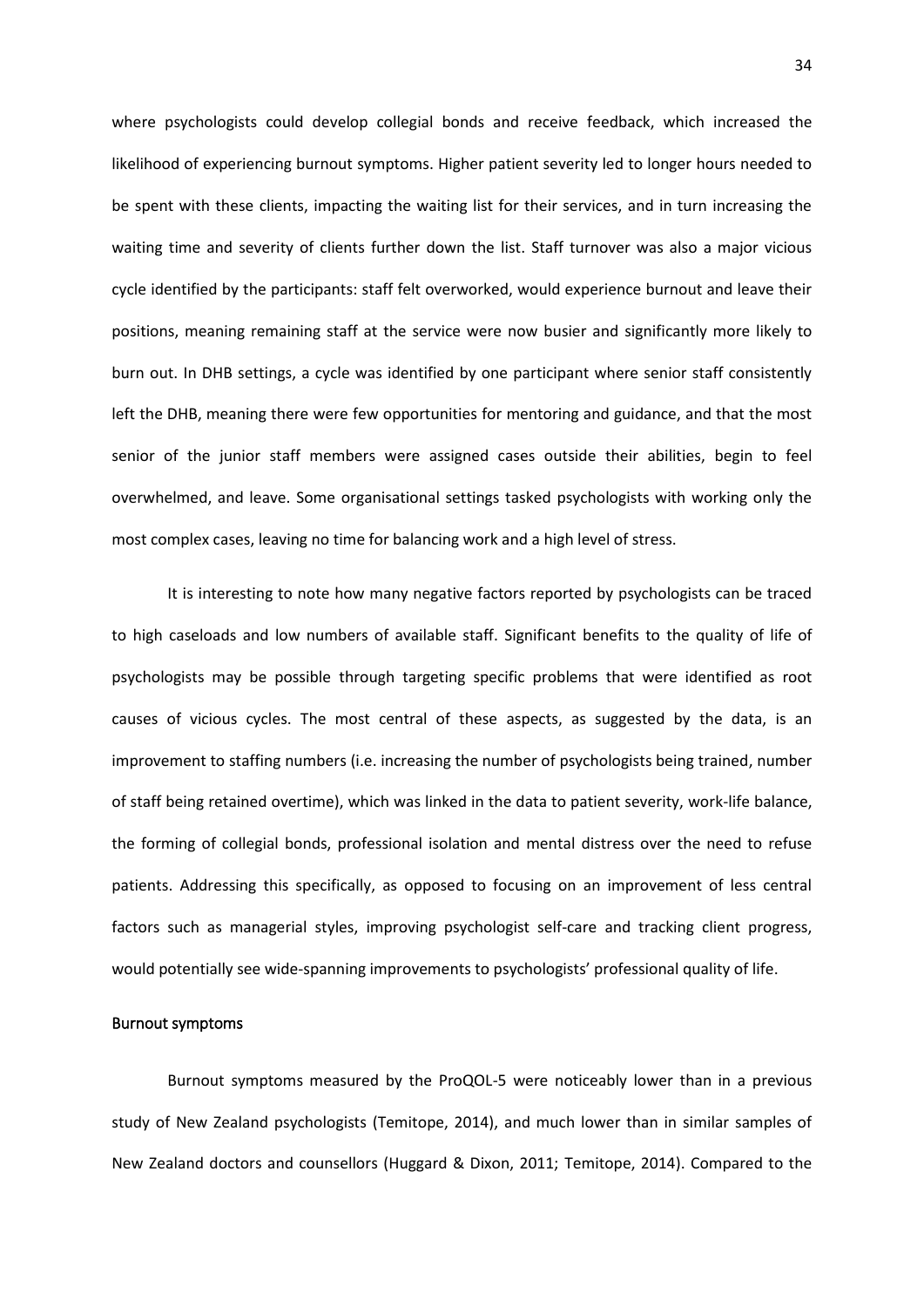where psychologists could develop collegial bonds and receive feedback, which increased the likelihood of experiencing burnout symptoms. Higher patient severity led to longer hours needed to be spent with these clients, impacting the waiting list for their services, and in turn increasing the waiting time and severity of clients further down the list. Staff turnover was also a major vicious cycle identified by the participants: staff felt overworked, would experience burnout and leave their positions, meaning remaining staff at the service were now busier and significantly more likely to burn out. In DHB settings, a cycle was identified by one participant where senior staff consistently left the DHB, meaning there were few opportunities for mentoring and guidance, and that the most senior of the junior staff members were assigned cases outside their abilities, begin to feel overwhelmed, and leave. Some organisational settings tasked psychologists with working only the most complex cases, leaving no time for balancing work and a high level of stress.

It is interesting to note how many negative factors reported by psychologists can be traced to high caseloads and low numbers of available staff. Significant benefits to the quality of life of psychologists may be possible through targeting specific problems that were identified as root causes of vicious cycles. The most central of these aspects, as suggested by the data, is an improvement to staffing numbers (i.e. increasing the number of psychologists being trained, number of staff being retained overtime), which was linked in the data to patient severity, work-life balance, the forming of collegial bonds, professional isolation and mental distress over the need to refuse patients. Addressing this specifically, as opposed to focusing on an improvement of less central factors such as managerial styles, improving psychologist self-care and tracking client progress, would potentially see wide-spanning improvements to psychologists' professional quality of life.

### Burnout symptoms

Burnout symptoms measured by the ProQOL-5 were noticeably lower than in a previous study of New Zealand psychologists (Temitope, 2014), and much lower than in similar samples of New Zealand doctors and counsellors (Huggard & Dixon, 2011; Temitope, 2014). Compared to the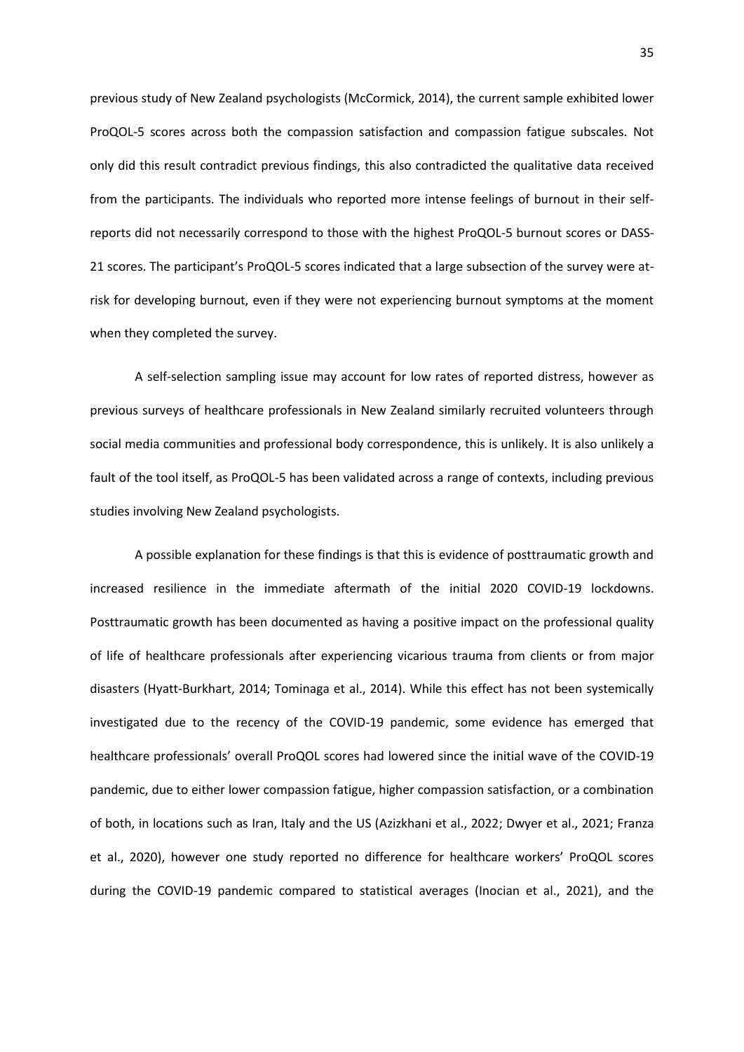previous study of New Zealand psychologists (McCormick, 2014), the current sample exhibited lower ProQOL-5 scores across both the compassion satisfaction and compassion fatigue subscales. Not only did this result contradict previous findings, this also contradicted the qualitative data received from the participants. The individuals who reported more intense feelings of burnout in their self-reports did not necessarily correspond to those with the highest ProQOL-5 burnout scores or DASS-21 scores. The participant's ProQOL-5 scores indicated that a large subsection of the survey were at-risk for developing burnout, even if they were not experiencing burnout symptoms at the moment when they completed the survey.

A self-selection sampling issue may account for low rates of reported distress, however as previous surveys of healthcare professionals in New Zealand similarly recruited volunteers through social media communities and professional body correspondence, this is unlikely. It is also unlikely a fault of the tool itself, as ProQOL-5 has been validated across a range of contexts, including previous studies involving New Zealand psychologists.

A possible explanation for these findings is that this is evidence of posttraumatic growth and increased resilience in the immediate aftermath of the initial 2020 COVID-19 lockdowns. Posttraumatic growth has been documented as having a positive impact on the professional quality of life of healthcare professionals after experiencing vicarious trauma from clients or from major disasters (Hyatt-Burkhart, 2014; Tominaga et al., 2014). While this effect has not been systemically investigated due to the recency of the COVID-19 pandemic, some evidence has emerged that healthcare professionals' overall ProQOL scores had lowered since the initial wave of the COVID-19 pandemic, due to either lower compassion fatigue, higher compassion satisfaction, or a combination of both, in locations such as Iran, Italy and the US (Azizkhani et al., 2022; Dwyer et al., 2021; Franza et al., 2020), however one study reported no difference for healthcare workers' ProQOL scores during the COVID-19 pandemic compared to statistical averages (Inocian et al., 2021), and the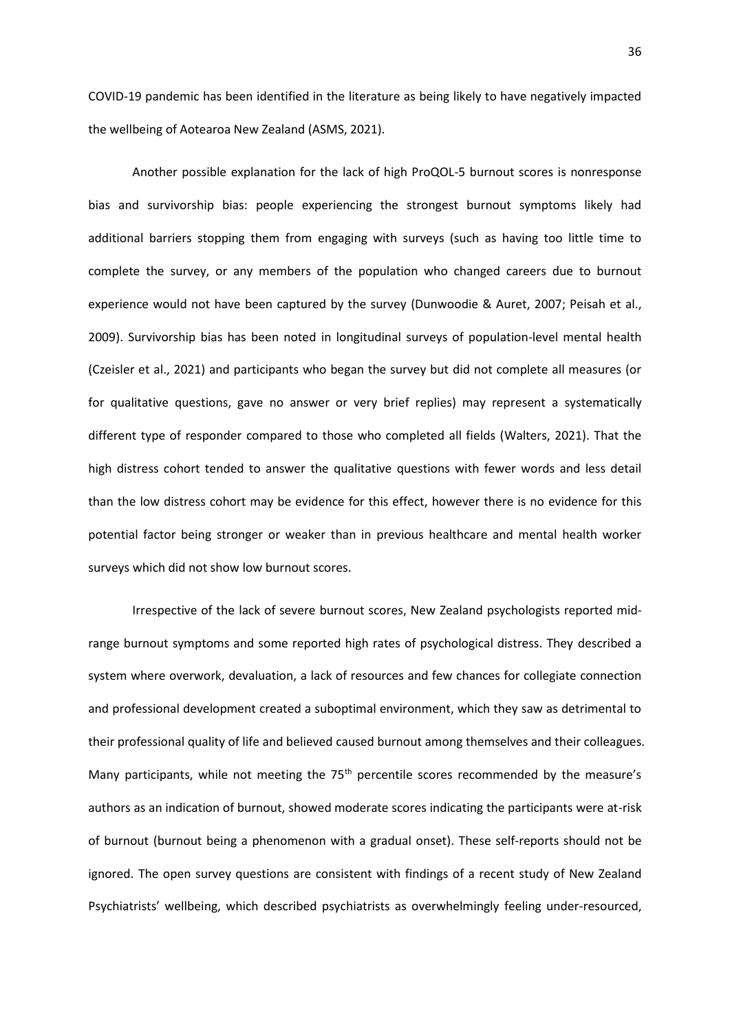COVID-19 pandemic has been identified in the literature as being likely to have negatively impacted the wellbeing of Aotearoa New Zealand (ASMS, 2021).

Another possible explanation for the lack of high ProQOL-5 burnout scores is nonresponse bias and survivorship bias: people experiencing the strongest burnout symptoms likely had additional barriers stopping them from engaging with surveys (such as having too little time to complete the survey, or any members of the population who changed careers due to burnout experience would not have been captured by the survey (Dunwoodie & Auret, 2007; Peisah et al., 2009). Survivorship bias has been noted in longitudinal surveys of population-level mental health (Czeisler et al., 2021) and participants who began the survey but did not complete all measures (or for qualitative questions, gave no answer or very brief replies) may represent a systematically different type of responder compared to those who completed all fields (Walters, 2021). That the high distress cohort tended to answer the qualitative questions with fewer words and less detail than the low distress cohort may be evidence for this effect, however there is no evidence for this potential factor being stronger or weaker than in previous healthcare and mental health worker surveys which did not show low burnout scores.

Irrespective of the lack of severe burnout scores, New Zealand psychologists reported mid-range burnout symptoms and some reported high rates of psychological distress. They described a system where overwork, devaluation, a lack of resources and few chances for collegiate connection and professional development created a suboptimal environment, which they saw as detrimental to their professional quality of life and believed caused burnout among themselves and their colleagues. Many participants, while not meeting the 75th percentile scores recommended by the measure's authors as an indication of burnout, showed moderate scores indicating the participants were at-risk of burnout (burnout being a phenomenon with a gradual onset). These self-reports should not be ignored. The open survey questions are consistent with findings of a recent study of New Zealand Psychiatrists' wellbeing, which described psychiatrists as overwhelmingly feeling under-resourced,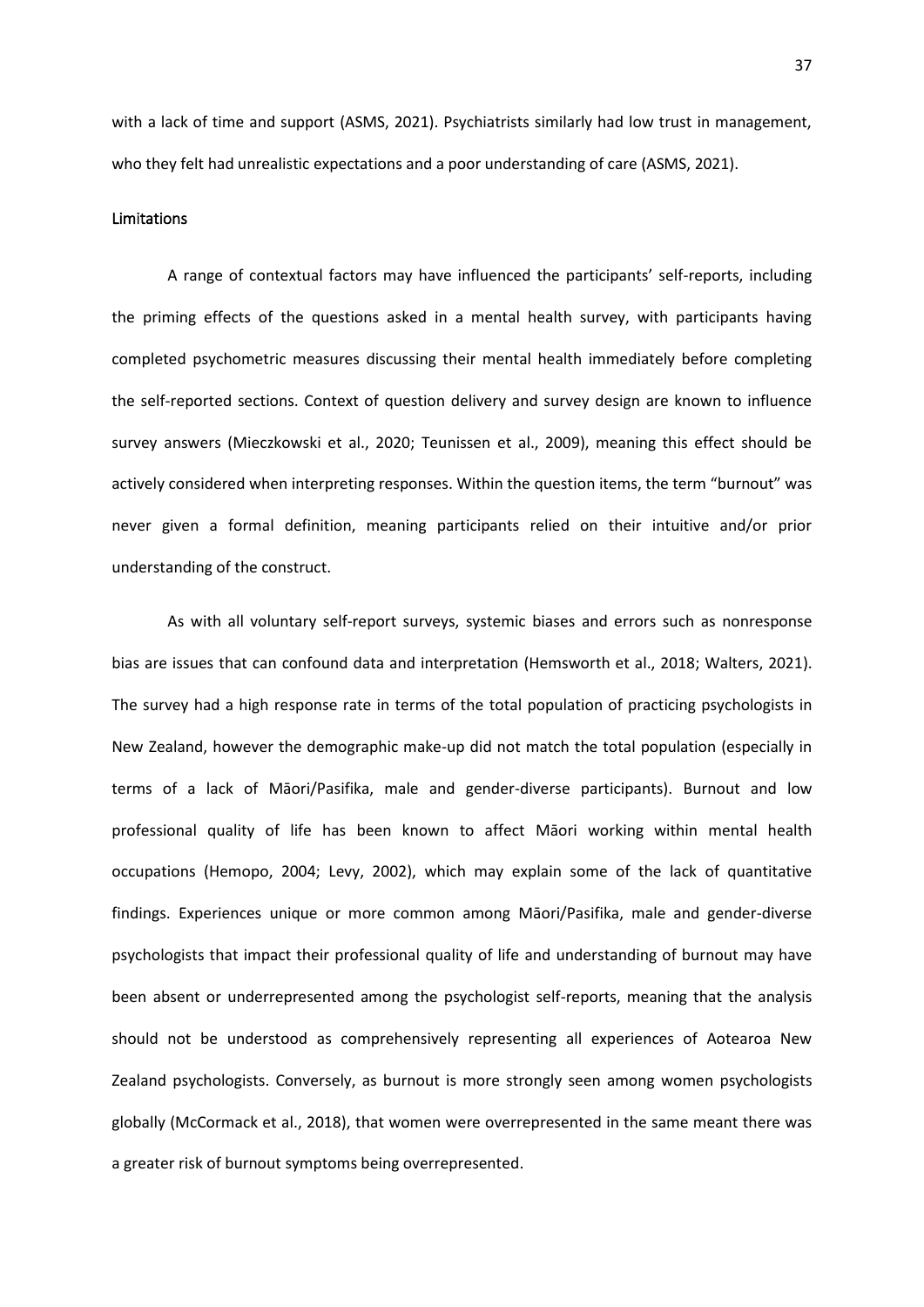with a lack of time and support (ASMS, 2021). Psychiatrists similarly had low trust in management, who they felt had unrealistic expectations and a poor understanding of care (ASMS, 2021).

### Limitations

A range of contextual factors may have influenced the participants' self-reports, including the priming effects of the questions asked in a mental health survey, with participants having completed psychometric measures discussing their mental health immediately before completing the self-reported sections. Context of question delivery and survey design are known to influence survey answers (Mieczkowski et al., 2020; Teunissen et al., 2009), meaning this effect should be actively considered when interpreting responses. Within the question items, the term "burnout" was never given a formal definition, meaning participants relied on their intuitive and/or prior understanding of the construct.

As with all voluntary self-report surveys, systemic biases and errors such as nonresponse bias are issues that can confound data and interpretation (Hemsworth et al., 2018; Walters, 2021). The survey had a high response rate in terms of the total population of practicing psychologists in New Zealand, however the demographic make-up did not match the total population (especially in terms of a lack of Māori/Pasifika, male and gender-diverse participants). Burnout and low professional quality of life has been known to affect Māori working within mental health occupations (Hemopo, 2004; Levy, 2002), which may explain some of the lack of quantitative findings. Experiences unique or more common among Māori/Pasifika, male and gender-diverse psychologists that impact their professional quality of life and understanding of burnout may have been absent or underrepresented among the psychologist self-reports, meaning that the analysis should not be understood as comprehensively representing all experiences of Aotearoa New Zealand psychologists. Conversely, as burnout is more strongly seen among women psychologists globally (McCormack et al., 2018), that women were overrepresented in the same meant there was a greater risk of burnout symptoms being overrepresented.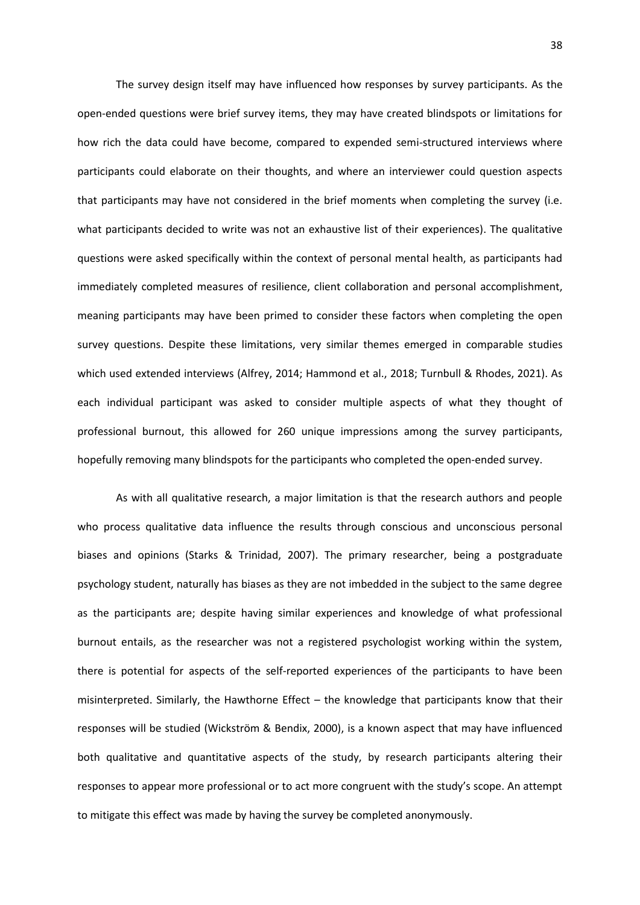The survey design itself may have influenced how responses by survey participants. As the open-ended questions were brief survey items, they may have created blindspots or limitations for how rich the data could have become, compared to expended semi-structured interviews where participants could elaborate on their thoughts, and where an interviewer could question aspects that participants may have not considered in the brief moments when completing the survey (i.e. what participants decided to write was not an exhaustive list of their experiences). The qualitative questions were asked specifically within the context of personal mental health, as participants had immediately completed measures of resilience, client collaboration and personal accomplishment, meaning participants may have been primed to consider these factors when completing the open survey questions. Despite these limitations, very similar themes emerged in comparable studies which used extended interviews (Alfrey, 2014; Hammond et al., 2018; Turnbull & Rhodes, 2021). As each individual participant was asked to consider multiple aspects of what they thought of professional burnout, this allowed for 260 unique impressions among the survey participants, hopefully removing many blindspots for the participants who completed the open-ended survey.

As with all qualitative research, a major limitation is that the research authors and people who process qualitative data influence the results through conscious and unconscious personal biases and opinions (Starks & Trinidad, 2007). The primary researcher, being a postgraduate psychology student, naturally has biases as they are not imbedded in the subject to the same degree as the participants are; despite having similar experiences and knowledge of what professional burnout entails, as the researcher was not a registered psychologist working within the system, there is potential for aspects of the self-reported experiences of the participants to have been misinterpreted. Similarly, the Hawthorne Effect – the knowledge that participants know that their responses will be studied (Wickström & Bendix, 2000), is a known aspect that may have influenced both qualitative and quantitative aspects of the study, by research participants altering their responses to appear more professional or to act more congruent with the study's scope. An attempt to mitigate this effect was made by having the survey be completed anonymously.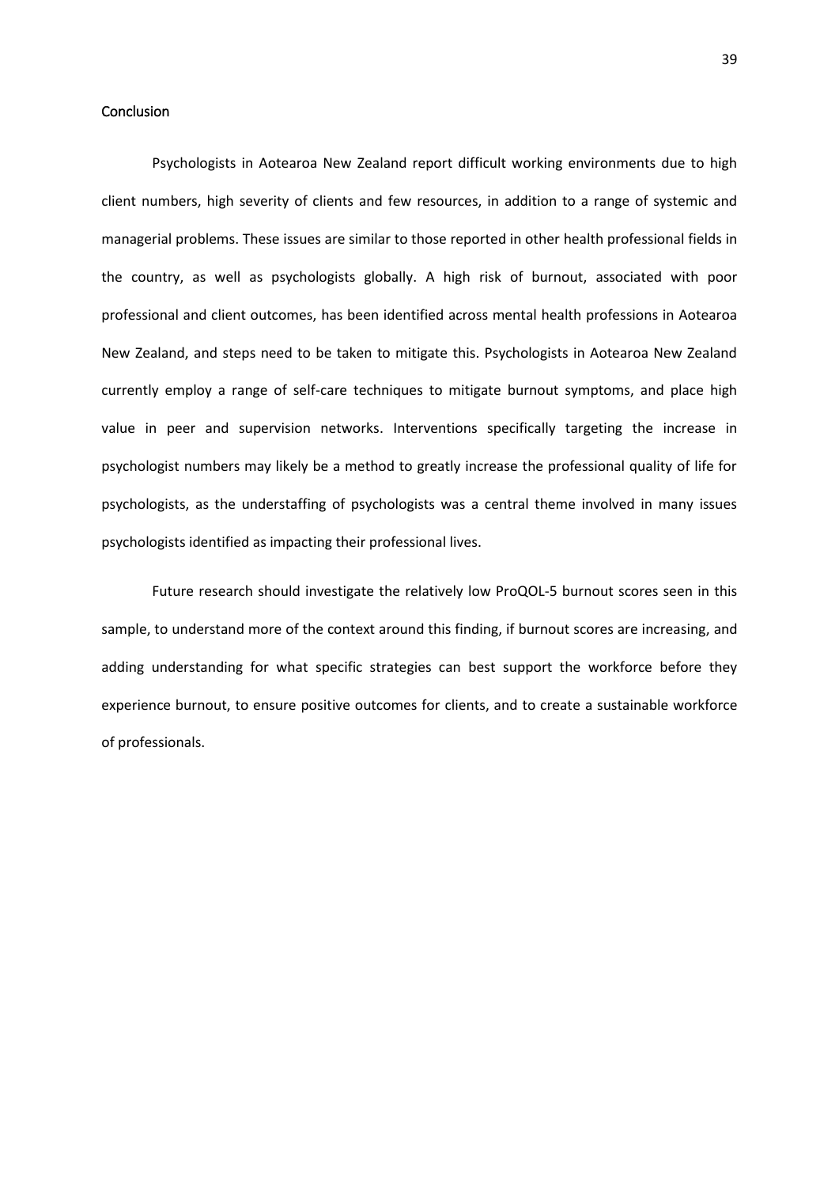## Conclusion

Psychologists in Aotearoa New Zealand report difficult working environments due to high client numbers, high severity of clients and few resources, in addition to a range of systemic and managerial problems. These issues are similar to those reported in other health professional fields in the country, as well as psychologists globally. A high risk of burnout, associated with poor professional and client outcomes, has been identified across mental health professions in Aotearoa New Zealand, and steps need to be taken to mitigate this. Psychologists in Aotearoa New Zealand currently employ a range of self-care techniques to mitigate burnout symptoms, and place high value in peer and supervision networks. Interventions specifically targeting the increase in psychologist numbers may likely be a method to greatly increase the professional quality of life for psychologists, as the understaffing of psychologists was a central theme involved in many issues psychologists identified as impacting their professional lives.

Future research should investigate the relatively low ProQOL-5 burnout scores seen in this sample, to understand more of the context around this finding, if burnout scores are increasing, and adding understanding for what specific strategies can best support the workforce before they experience burnout, to ensure positive outcomes for clients, and to create a sustainable workforce of professionals.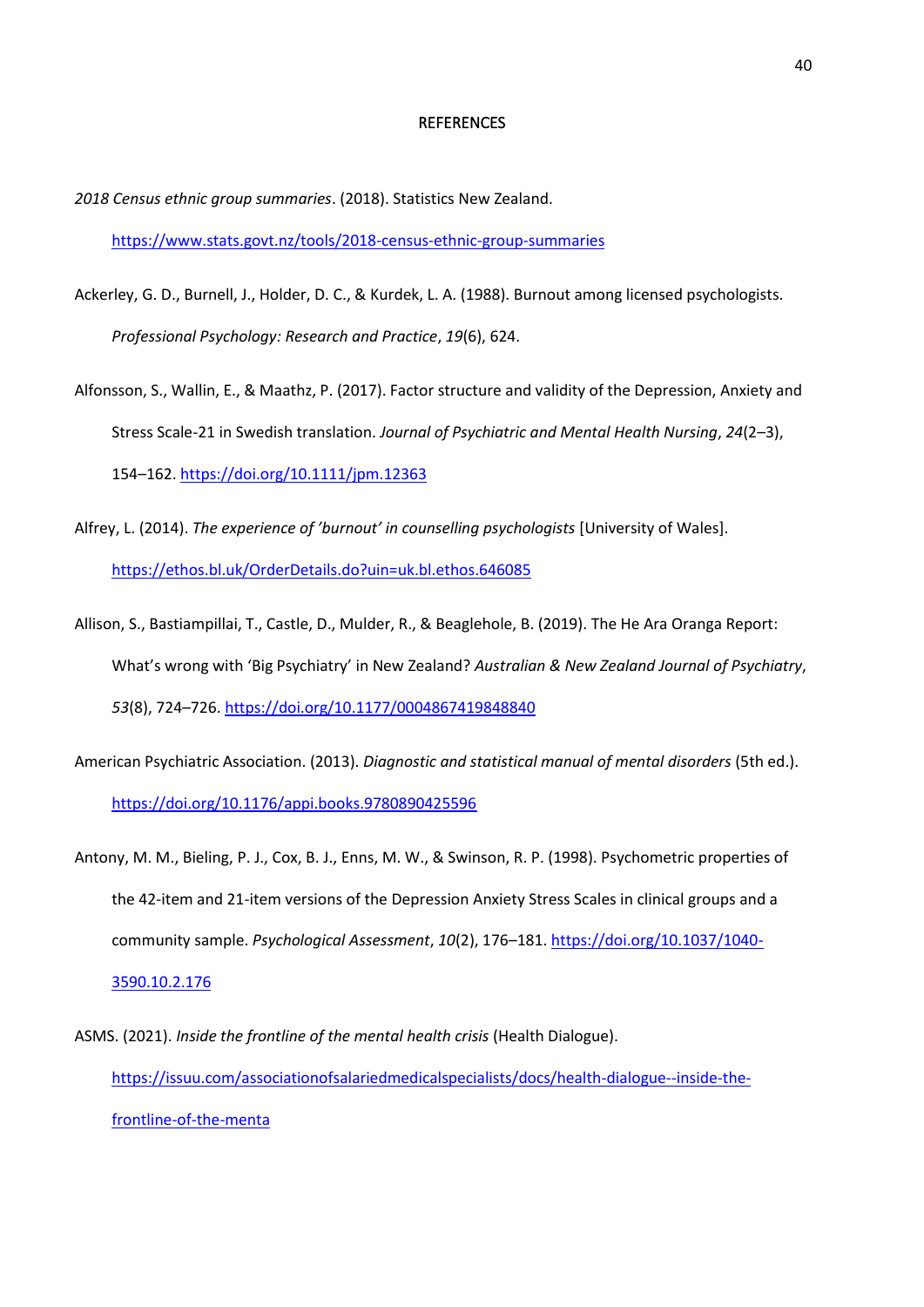# REFERENCES

*2018 Census ethnic group summaries*. (2018). Statistics New Zealand. https://www.stats.govt.nz/tools/2018-census-ethnic-group-summaries

Ackerley, G. D., Burnell, J., Holder, D. C., & Kurdek, L. A. (1988). Burnout among licensed psychologists. *Professional Psychology: Research and Practice*, *19*(6), 624.

Alfonsson, S., Wallin, E., & Maathz, P. (2017). Factor structure and validity of the Depression, Anxiety and Stress Scale-21 in Swedish translation. *Journal of Psychiatric and Mental Health Nursing*, *24*(2–3), 154–162. https://doi.org/10.1111/jpm.12363

Alfrey, L. (2014). *The experience of 'burnout' in counselling psychologists* [University of Wales]. https://ethos.bl.uk/OrderDetails.do?uin=uk.bl.ethos.646085

Allison, S., Bastiampillai, T., Castle, D., Mulder, R., & Beaglehole, B. (2019). The He Ara Oranga Report: What's wrong with 'Big Psychiatry' in New Zealand? *Australian & New Zealand Journal of Psychiatry*, *53*(8), 724–726. https://doi.org/10.1177/0004867419848840

American Psychiatric Association. (2013). *Diagnostic and statistical manual of mental disorders* (5th ed.). https://doi.org/10.1176/appi.books.9780890425596

Antony, M. M., Bieling, P. J., Cox, B. J., Enns, M. W., & Swinson, R. P. (1998). Psychometric properties of the 42-item and 21-item versions of the Depression Anxiety Stress Scales in clinical groups and a community sample. *Psychological Assessment*, *10*(2), 176–181. https://doi.org/10.1037/1040-3590.10.2.176

ASMS. (2021). *Inside the frontline of the mental health crisis* (Health Dialogue). https://issuu.com/associationofsalariedmedicalspecialists/docs/health-dialogue--inside-the-frontline-of-the-menta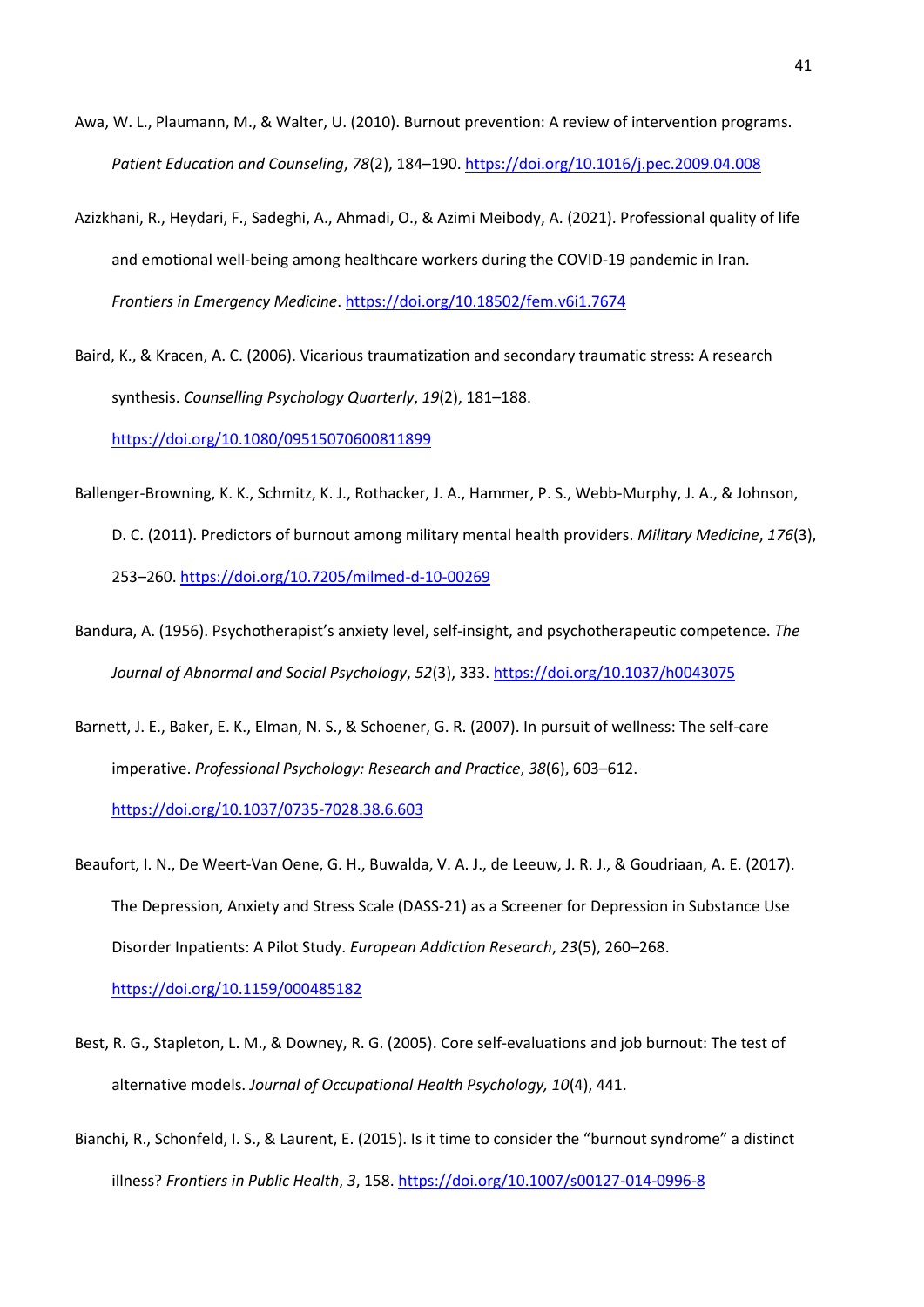Awa, W. L., Plaumann, M., & Walter, U. (2010). Burnout prevention: A review of intervention programs. *Patient Education and Counseling*, *78*(2), 184–190. https://doi.org/10.1016/j.pec.2009.04.008

Azizkhani, R., Heydari, F., Sadeghi, A., Ahmadi, O., & Azimi Meibody, A. (2021). Professional quality of life and emotional well-being among healthcare workers during the COVID-19 pandemic in Iran. *Frontiers in Emergency Medicine*. https://doi.org/10.18502/fem.v6i1.7674

Baird, K., & Kracen, A. C. (2006). Vicarious traumatization and secondary traumatic stress: A research synthesis. *Counselling Psychology Quarterly*, *19*(2), 181–188. https://doi.org/10.1080/09515070600811899

Ballenger-Browning, K. K., Schmitz, K. J., Rothacker, J. A., Hammer, P. S., Webb-Murphy, J. A., & Johnson, D. C. (2011). Predictors of burnout among military mental health providers. *Military Medicine*, *176*(3), 253–260. https://doi.org/10.7205/milmed-d-10-00269

Bandura, A. (1956). Psychotherapist's anxiety level, self-insight, and psychotherapeutic competence. *The Journal of Abnormal and Social Psychology*, *52*(3), 333. https://doi.org/10.1037/h0043075

Barnett, J. E., Baker, E. K., Elman, N. S., & Schoener, G. R. (2007). In pursuit of wellness: The self-care imperative. *Professional Psychology: Research and Practice*, *38*(6), 603–612. https://doi.org/10.1037/0735-7028.38.6.603

Beaufort, I. N., De Weert-Van Oene, G. H., Buwalda, V. A. J., de Leeuw, J. R. J., & Goudriaan, A. E. (2017). The Depression, Anxiety and Stress Scale (DASS-21) as a Screener for Depression in Substance Use Disorder Inpatients: A Pilot Study. *European Addiction Research*, *23*(5), 260–268. https://doi.org/10.1159/000485182

Best, R. G., Stapleton, L. M., & Downey, R. G. (2005). Core self-evaluations and job burnout: The test of alternative models. *Journal of Occupational Health Psychology, 10*(4), 441.

Bianchi, R., Schonfeld, I. S., & Laurent, E. (2015). Is it time to consider the "burnout syndrome" a distinct illness? *Frontiers in Public Health*, *3*, 158. https://doi.org/10.1007/s00127-014-0996-8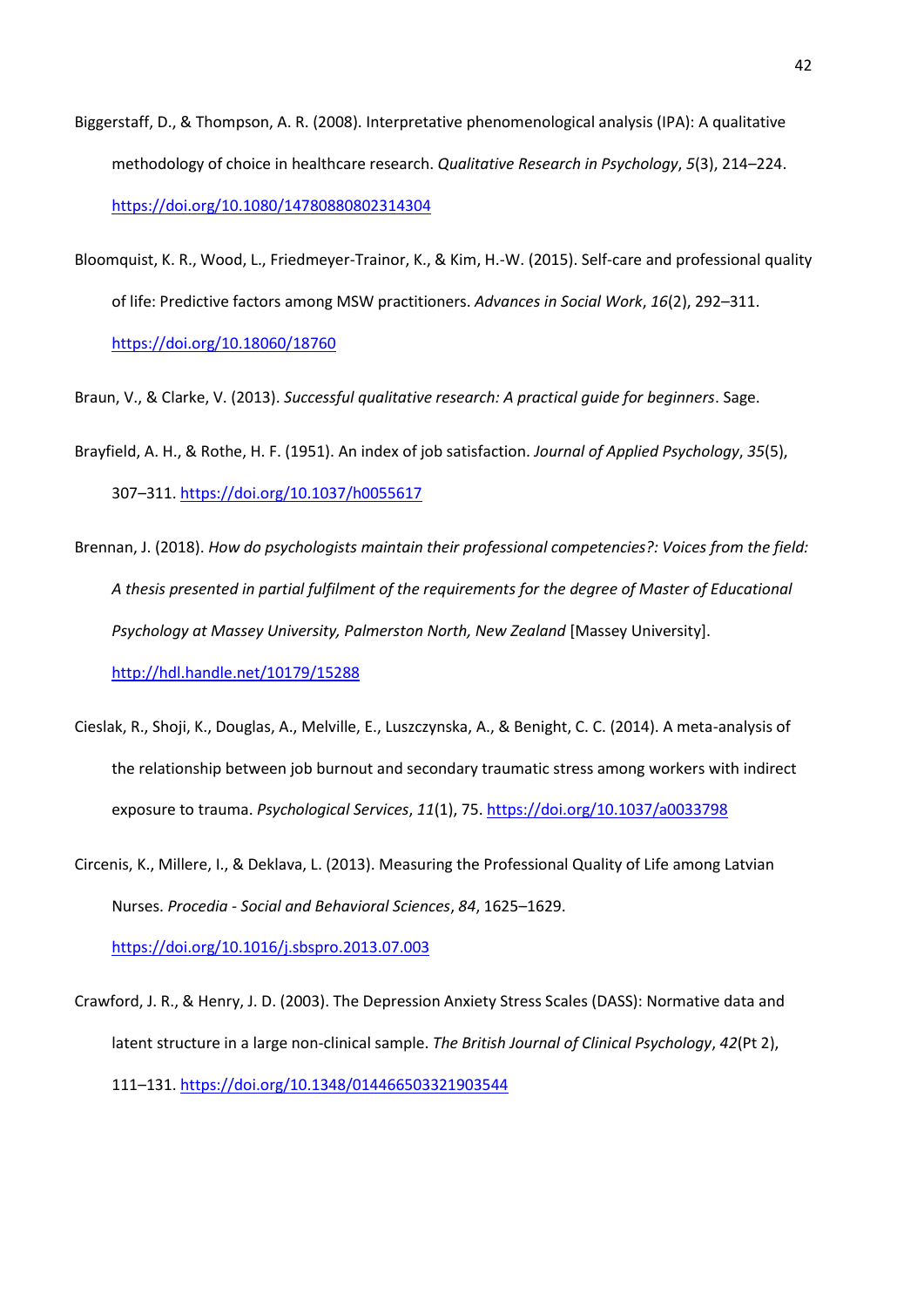Biggerstaff, D., & Thompson, A. R. (2008). Interpretative phenomenological analysis (IPA): A qualitative methodology of choice in healthcare research. *Qualitative Research in Psychology*, *5*(3), 214–224. https://doi.org/10.1080/14780880802314304

Bloomquist, K. R., Wood, L., Friedmeyer-Trainor, K., & Kim, H.-W. (2015). Self-care and professional quality of life: Predictive factors among MSW practitioners. *Advances in Social Work*, *16*(2), 292–311. https://doi.org/10.18060/18760

Braun, V., & Clarke, V. (2013). *Successful qualitative research: A practical guide for beginners*. Sage.

Brayfield, A. H., & Rothe, H. F. (1951). An index of job satisfaction. *Journal of Applied Psychology*, *35*(5), 307–311. https://doi.org/10.1037/h0055617

Brennan, J. (2018). *How do psychologists maintain their professional competencies?: Voices from the field: A thesis presented in partial fulfilment of the requirements for the degree of Master of Educational Psychology at Massey University, Palmerston North, New Zealand* [Massey University]. http://hdl.handle.net/10179/15288

Cieslak, R., Shoji, K., Douglas, A., Melville, E., Luszczynska, A., & Benight, C. C. (2014). A meta-analysis of the relationship between job burnout and secondary traumatic stress among workers with indirect exposure to trauma. *Psychological Services*, *11*(1), 75. https://doi.org/10.1037/a0033798

Circenis, K., Millere, I., & Deklava, L. (2013). Measuring the Professional Quality of Life among Latvian Nurses. *Procedia - Social and Behavioral Sciences*, *84*, 1625–1629. https://doi.org/10.1016/j.sbspro.2013.07.003

Crawford, J. R., & Henry, J. D. (2003). The Depression Anxiety Stress Scales (DASS): Normative data and latent structure in a large non-clinical sample. *The British Journal of Clinical Psychology*, *42*(Pt 2), 111–131. https://doi.org/10.1348/014466503321903544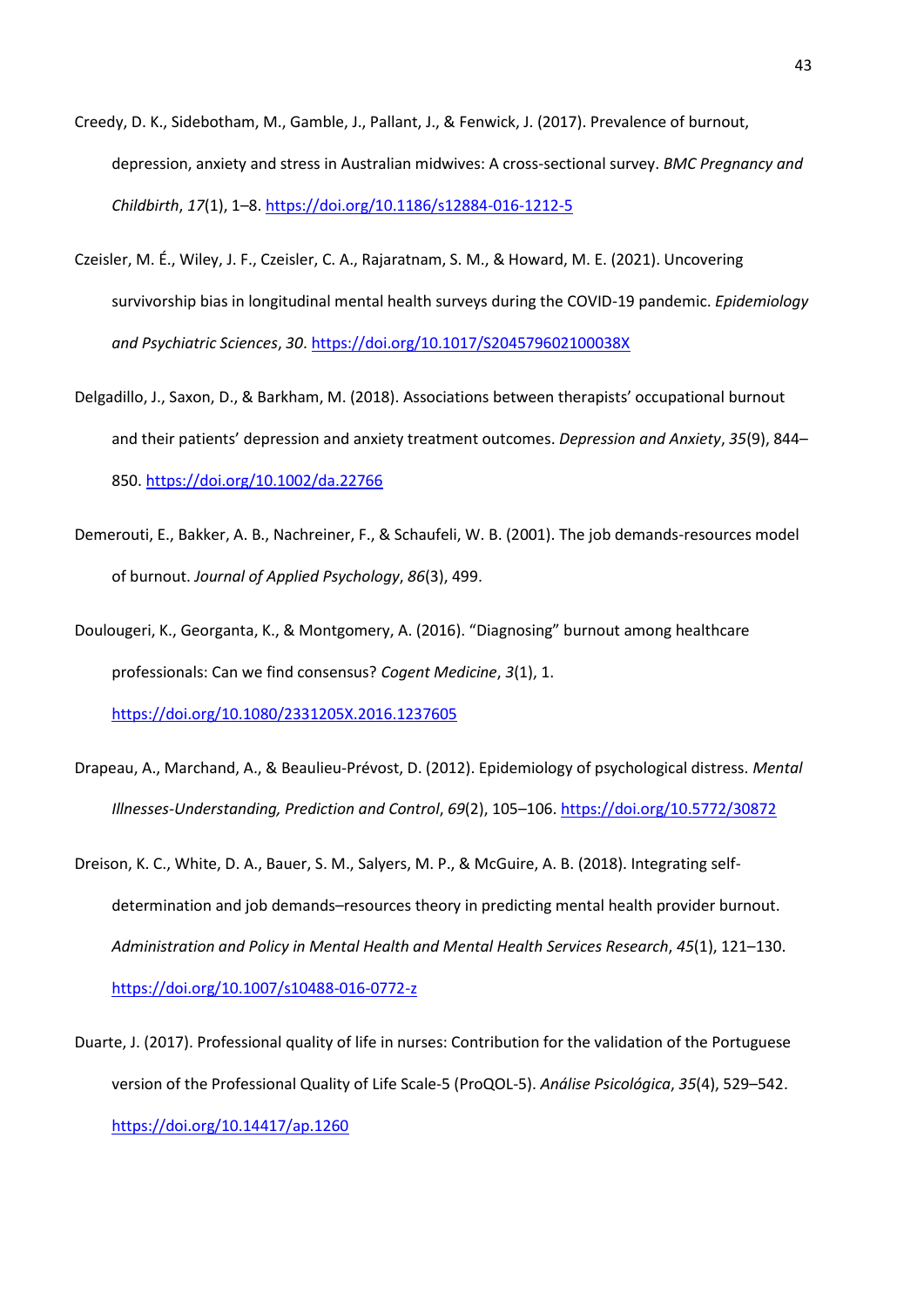Creedy, D. K., Sidebotham, M., Gamble, J., Pallant, J., & Fenwick, J. (2017). Prevalence of burnout, depression, anxiety and stress in Australian midwives: A cross-sectional survey. *BMC Pregnancy and Childbirth*, *17*(1), 1–8. https://doi.org/10.1186/s12884-016-1212-5

Czeisler, M. É., Wiley, J. F., Czeisler, C. A., Rajaratnam, S. M., & Howard, M. E. (2021). Uncovering survivorship bias in longitudinal mental health surveys during the COVID-19 pandemic. *Epidemiology and Psychiatric Sciences*, *30*. https://doi.org/10.1017/S204579602100038X

Delgadillo, J., Saxon, D., & Barkham, M. (2018). Associations between therapists' occupational burnout and their patients' depression and anxiety treatment outcomes. *Depression and Anxiety*, *35*(9), 844–850. https://doi.org/10.1002/da.22766

Demerouti, E., Bakker, A. B., Nachreiner, F., & Schaufeli, W. B. (2001). The job demands-resources model of burnout. *Journal of Applied Psychology*, *86*(3), 499.

Doulougeri, K., Georganta, K., & Montgomery, A. (2016). "Diagnosing" burnout among healthcare professionals: Can we find consensus? *Cogent Medicine*, *3*(1), 1. https://doi.org/10.1080/2331205X.2016.1237605

Drapeau, A., Marchand, A., & Beaulieu-Prévost, D. (2012). Epidemiology of psychological distress. *Mental Illnesses-Understanding, Prediction and Control*, *69*(2), 105–106. https://doi.org/10.5772/30872

Dreison, K. C., White, D. A., Bauer, S. M., Salyers, M. P., & McGuire, A. B. (2018). Integrating self-determination and job demands–resources theory in predicting mental health provider burnout. *Administration and Policy in Mental Health and Mental Health Services Research*, *45*(1), 121–130. https://doi.org/10.1007/s10488-016-0772-z

Duarte, J. (2017). Professional quality of life in nurses: Contribution for the validation of the Portuguese version of the Professional Quality of Life Scale-5 (ProQOL-5). *Análise Psicológica*, *35*(4), 529–542. https://doi.org/10.14417/ap.1260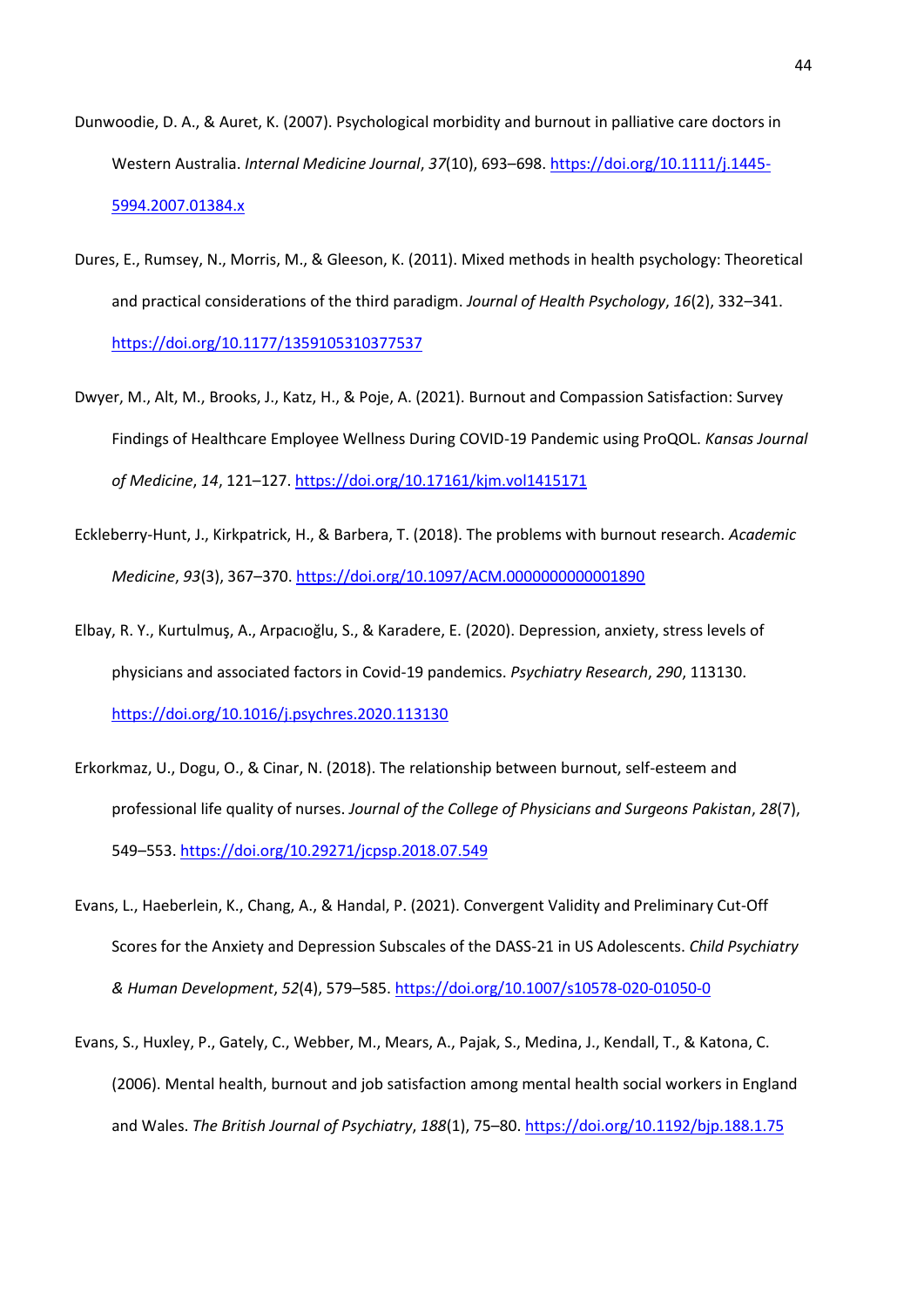Dunwoodie, D. A., & Auret, K. (2007). Psychological morbidity and burnout in palliative care doctors in Western Australia. *Internal Medicine Journal*, *37*(10), 693–698. https://doi.org/10.1111/j.1445-5994.2007.01384.x

Dures, E., Rumsey, N., Morris, M., & Gleeson, K. (2011). Mixed methods in health psychology: Theoretical and practical considerations of the third paradigm. *Journal of Health Psychology*, *16*(2), 332–341. https://doi.org/10.1177/1359105310377537

Dwyer, M., Alt, M., Brooks, J., Katz, H., & Poje, A. (2021). Burnout and Compassion Satisfaction: Survey Findings of Healthcare Employee Wellness During COVID-19 Pandemic using ProQOL. *Kansas Journal of Medicine*, *14*, 121–127. https://doi.org/10.17161/kjm.vol1415171

Eckleberry-Hunt, J., Kirkpatrick, H., & Barbera, T. (2018). The problems with burnout research. *Academic Medicine*, *93*(3), 367–370. https://doi.org/10.1097/ACM.0000000000001890

Elbay, R. Y., Kurtulmuş, A., Arpacıoğlu, S., & Karadere, E. (2020). Depression, anxiety, stress levels of physicians and associated factors in Covid-19 pandemics. *Psychiatry Research*, *290*, 113130. https://doi.org/10.1016/j.psychres.2020.113130

Erkorkmaz, U., Dogu, O., & Cinar, N. (2018). The relationship between burnout, self-esteem and professional life quality of nurses. *Journal of the College of Physicians and Surgeons Pakistan*, *28*(7), 549–553. https://doi.org/10.29271/jcpsp.2018.07.549

Evans, L., Haeberlein, K., Chang, A., & Handal, P. (2021). Convergent Validity and Preliminary Cut-Off Scores for the Anxiety and Depression Subscales of the DASS-21 in US Adolescents. *Child Psychiatry & Human Development*, *52*(4), 579–585. https://doi.org/10.1007/s10578-020-01050-0

Evans, S., Huxley, P., Gately, C., Webber, M., Mears, A., Pajak, S., Medina, J., Kendall, T., & Katona, C. (2006). Mental health, burnout and job satisfaction among mental health social workers in England and Wales. *The British Journal of Psychiatry*, *188*(1), 75–80. https://doi.org/10.1192/bjp.188.1.75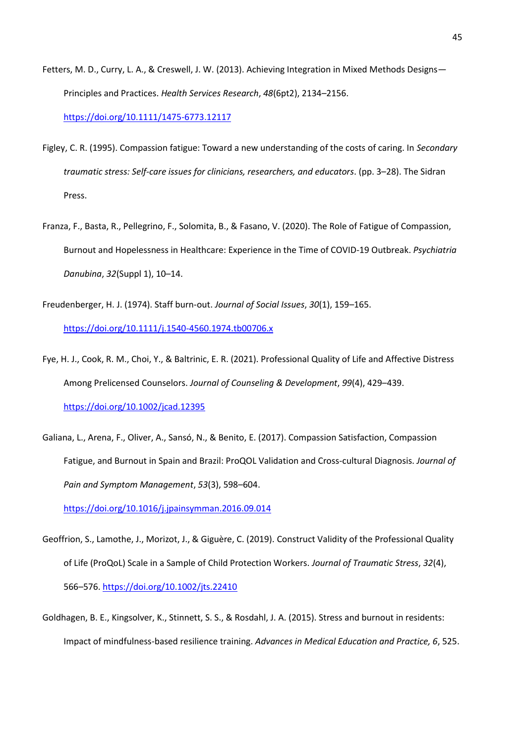Fetters, M. D., Curry, L. A., & Creswell, J. W. (2013). Achieving Integration in Mixed Methods Designs—Principles and Practices. *Health Services Research*, *48*(6pt2), 2134–2156. https://doi.org/10.1111/1475-6773.12117

Figley, C. R. (1995). Compassion fatigue: Toward a new understanding of the costs of caring. In *Secondary traumatic stress: Self-care issues for clinicians, researchers, and educators*. (pp. 3–28). The Sidran Press.

Franza, F., Basta, R., Pellegrino, F., Solomita, B., & Fasano, V. (2020). The Role of Fatigue of Compassion, Burnout and Hopelessness in Healthcare: Experience in the Time of COVID-19 Outbreak. *Psychiatria Danubina*, *32*(Suppl 1), 10–14.

Freudenberger, H. J. (1974). Staff burn-out. *Journal of Social Issues*, *30*(1), 159–165. https://doi.org/10.1111/j.1540-4560.1974.tb00706.x

Fye, H. J., Cook, R. M., Choi, Y., & Baltrinic, E. R. (2021). Professional Quality of Life and Affective Distress Among Prelicensed Counselors. *Journal of Counseling & Development*, *99*(4), 429–439. https://doi.org/10.1002/jcad.12395

Galiana, L., Arena, F., Oliver, A., Sansó, N., & Benito, E. (2017). Compassion Satisfaction, Compassion Fatigue, and Burnout in Spain and Brazil: ProQOL Validation and Cross-cultural Diagnosis. *Journal of Pain and Symptom Management*, *53*(3), 598–604. https://doi.org/10.1016/j.jpainsymman.2016.09.014

Geoffrion, S., Lamothe, J., Morizot, J., & Giguère, C. (2019). Construct Validity of the Professional Quality of Life (ProQoL) Scale in a Sample of Child Protection Workers. *Journal of Traumatic Stress*, *32*(4), 566–576. https://doi.org/10.1002/jts.22410

Goldhagen, B. E., Kingsolver, K., Stinnett, S. S., & Rosdahl, J. A. (2015). Stress and burnout in residents: Impact of mindfulness-based resilience training. *Advances in Medical Education and Practice, 6*, 525.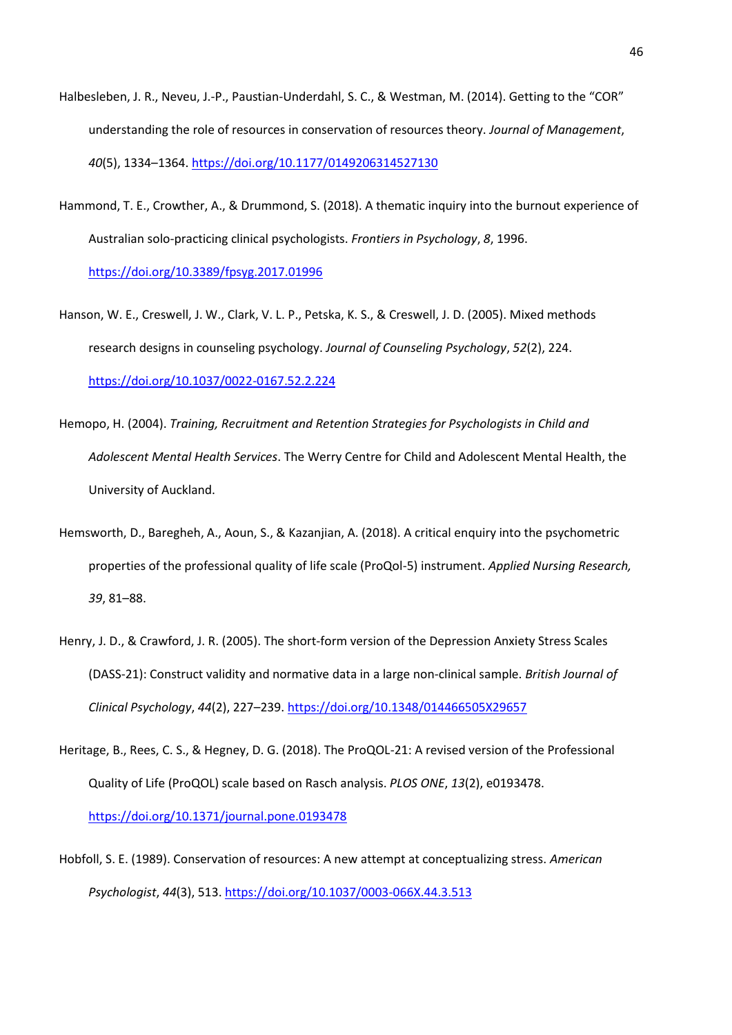Halbesleben, J. R., Neveu, J.-P., Paustian-Underdahl, S. C., & Westman, M. (2014). Getting to the "COR" understanding the role of resources in conservation of resources theory. *Journal of Management*, *40*(5), 1334–1364. https://doi.org/10.1177/0149206314527130

Hammond, T. E., Crowther, A., & Drummond, S. (2018). A thematic inquiry into the burnout experience of Australian solo-practicing clinical psychologists. *Frontiers in Psychology*, *8*, 1996. https://doi.org/10.3389/fpsyg.2017.01996

Hanson, W. E., Creswell, J. W., Clark, V. L. P., Petska, K. S., & Creswell, J. D. (2005). Mixed methods research designs in counseling psychology. *Journal of Counseling Psychology*, *52*(2), 224. https://doi.org/10.1037/0022-0167.52.2.224

Hemopo, H. (2004). *Training, Recruitment and Retention Strategies for Psychologists in Child and Adolescent Mental Health Services*. The Werry Centre for Child and Adolescent Mental Health, the University of Auckland.

Hemsworth, D., Baregheh, A., Aoun, S., & Kazanjian, A. (2018). A critical enquiry into the psychometric properties of the professional quality of life scale (ProQol-5) instrument. *Applied Nursing Research, 39*, 81–88.

Henry, J. D., & Crawford, J. R. (2005). The short-form version of the Depression Anxiety Stress Scales (DASS-21): Construct validity and normative data in a large non-clinical sample. *British Journal of Clinical Psychology*, *44*(2), 227–239. https://doi.org/10.1348/014466505X29657

Heritage, B., Rees, C. S., & Hegney, D. G. (2018). The ProQOL-21: A revised version of the Professional Quality of Life (ProQOL) scale based on Rasch analysis. *PLOS ONE*, *13*(2), e0193478. https://doi.org/10.1371/journal.pone.0193478

Hobfoll, S. E. (1989). Conservation of resources: A new attempt at conceptualizing stress. *American Psychologist*, *44*(3), 513. https://doi.org/10.1037/0003-066X.44.3.513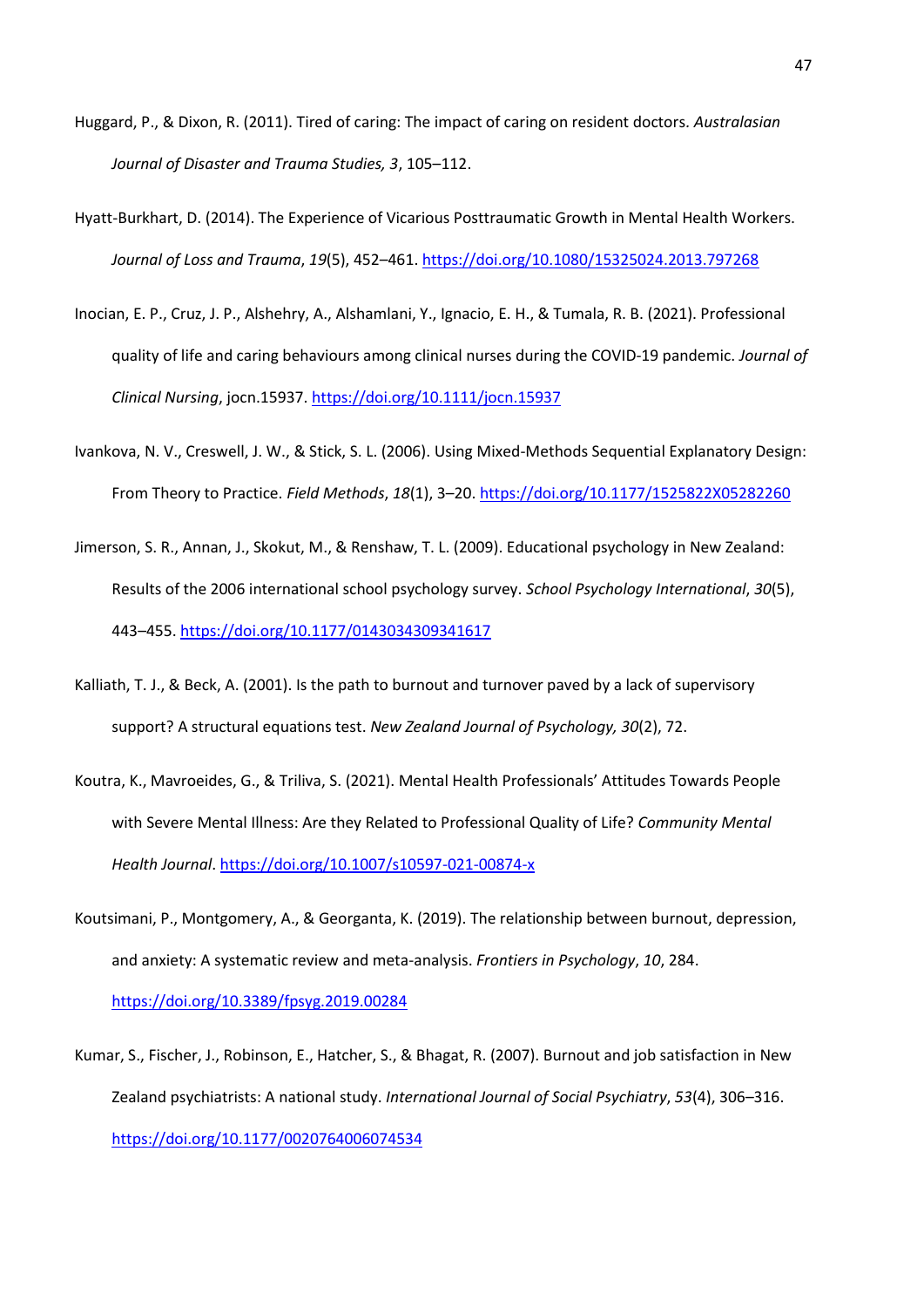Huggard, P., & Dixon, R. (2011). Tired of caring: The impact of caring on resident doctors. *Australasian Journal of Disaster and Trauma Studies, 3*, 105–112.

Hyatt-Burkhart, D. (2014). The Experience of Vicarious Posttraumatic Growth in Mental Health Workers. *Journal of Loss and Trauma*, *19*(5), 452–461. https://doi.org/10.1080/15325024.2013.797268

Inocian, E. P., Cruz, J. P., Alshehry, A., Alshamlani, Y., Ignacio, E. H., & Tumala, R. B. (2021). Professional quality of life and caring behaviours among clinical nurses during the COVID-19 pandemic. *Journal of Clinical Nursing*, jocn.15937. https://doi.org/10.1111/jocn.15937

Ivankova, N. V., Creswell, J. W., & Stick, S. L. (2006). Using Mixed-Methods Sequential Explanatory Design: From Theory to Practice. *Field Methods*, *18*(1), 3–20. https://doi.org/10.1177/1525822X05282260

Jimerson, S. R., Annan, J., Skokut, M., & Renshaw, T. L. (2009). Educational psychology in New Zealand: Results of the 2006 international school psychology survey. *School Psychology International*, *30*(5), 443–455. https://doi.org/10.1177/0143034309341617

Kalliath, T. J., & Beck, A. (2001). Is the path to burnout and turnover paved by a lack of supervisory support? A structural equations test. *New Zealand Journal of Psychology, 30*(2), 72.

Koutra, K., Mavroeides, G., & Triliva, S. (2021). Mental Health Professionals' Attitudes Towards People with Severe Mental Illness: Are they Related to Professional Quality of Life? *Community Mental Health Journal*. https://doi.org/10.1007/s10597-021-00874-x

Koutsimani, P., Montgomery, A., & Georganta, K. (2019). The relationship between burnout, depression, and anxiety: A systematic review and meta-analysis. *Frontiers in Psychology*, *10*, 284. https://doi.org/10.3389/fpsyg.2019.00284

Kumar, S., Fischer, J., Robinson, E., Hatcher, S., & Bhagat, R. (2007). Burnout and job satisfaction in New Zealand psychiatrists: A national study. *International Journal of Social Psychiatry*, *53*(4), 306–316. https://doi.org/10.1177/0020764006074534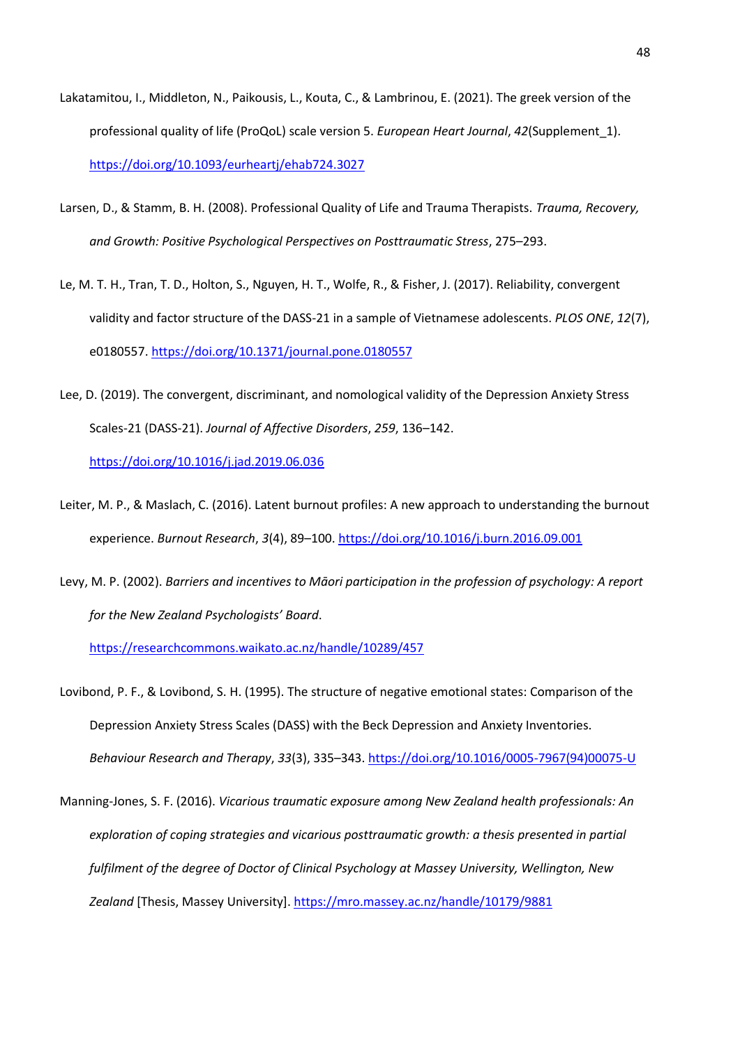Lakatamitou, I., Middleton, N., Paikousis, L., Kouta, C., & Lambrinou, E. (2021). The greek version of the professional quality of life (ProQoL) scale version 5. *European Heart Journal*, *42*(Supplement_1). https://doi.org/10.1093/eurheartj/ehab724.3027

Larsen, D., & Stamm, B. H. (2008). Professional Quality of Life and Trauma Therapists. *Trauma, Recovery, and Growth: Positive Psychological Perspectives on Posttraumatic Stress*, 275–293.

Le, M. T. H., Tran, T. D., Holton, S., Nguyen, H. T., Wolfe, R., & Fisher, J. (2017). Reliability, convergent validity and factor structure of the DASS-21 in a sample of Vietnamese adolescents. *PLOS ONE*, *12*(7), e0180557. https://doi.org/10.1371/journal.pone.0180557

Lee, D. (2019). The convergent, discriminant, and nomological validity of the Depression Anxiety Stress Scales-21 (DASS-21). *Journal of Affective Disorders*, *259*, 136–142. https://doi.org/10.1016/j.jad.2019.06.036

Leiter, M. P., & Maslach, C. (2016). Latent burnout profiles: A new approach to understanding the burnout experience. *Burnout Research*, *3*(4), 89–100. https://doi.org/10.1016/j.burn.2016.09.001

Levy, M. P. (2002). *Barriers and incentives to Māori participation in the profession of psychology: A report for the New Zealand Psychologists' Board*. https://researchcommons.waikato.ac.nz/handle/10289/457

Lovibond, P. F., & Lovibond, S. H. (1995). The structure of negative emotional states: Comparison of the Depression Anxiety Stress Scales (DASS) with the Beck Depression and Anxiety Inventories. *Behaviour Research and Therapy*, *33*(3), 335–343. https://doi.org/10.1016/0005-7967(94)00075-U

Manning-Jones, S. F. (2016). *Vicarious traumatic exposure among New Zealand health professionals: An exploration of coping strategies and vicarious posttraumatic growth: a thesis presented in partial fulfilment of the degree of Doctor of Clinical Psychology at Massey University, Wellington, New Zealand* [Thesis, Massey University]. https://mro.massey.ac.nz/handle/10179/9881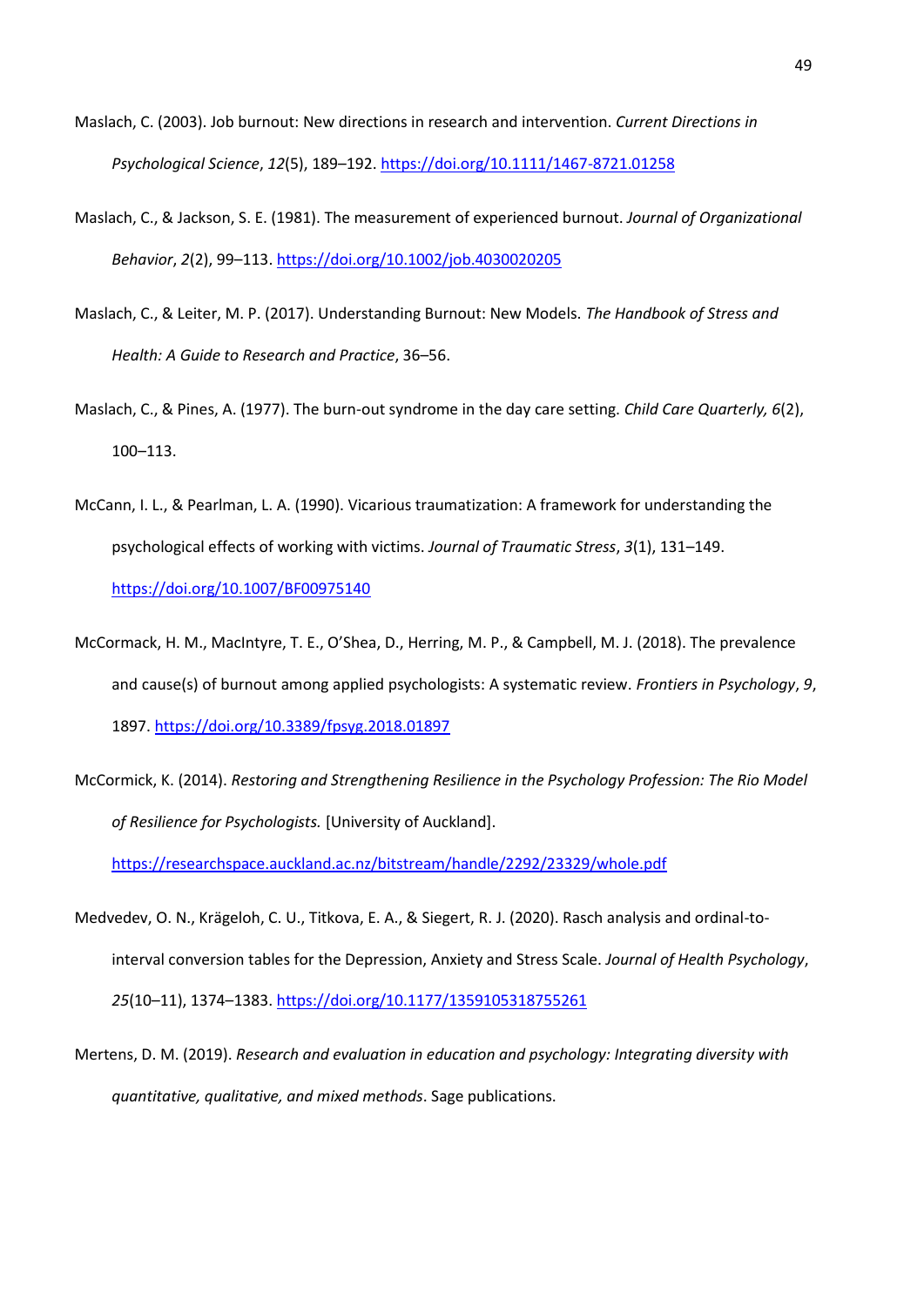Maslach, C. (2003). Job burnout: New directions in research and intervention. *Current Directions in Psychological Science*, *12*(5), 189–192. https://doi.org/10.1111/1467-8721.01258

Maslach, C., & Jackson, S. E. (1981). The measurement of experienced burnout. *Journal of Organizational Behavior*, *2*(2), 99–113. https://doi.org/10.1002/job.4030020205

Maslach, C., & Leiter, M. P. (2017). Understanding Burnout: New Models. *The Handbook of Stress and Health: A Guide to Research and Practice*, 36–56.

Maslach, C., & Pines, A. (1977). The burn-out syndrome in the day care setting. *Child Care Quarterly, 6*(2), 100–113.

McCann, I. L., & Pearlman, L. A. (1990). Vicarious traumatization: A framework for understanding the psychological effects of working with victims. *Journal of Traumatic Stress*, *3*(1), 131–149. https://doi.org/10.1007/BF00975140

McCormack, H. M., MacIntyre, T. E., O'Shea, D., Herring, M. P., & Campbell, M. J. (2018). The prevalence and cause(s) of burnout among applied psychologists: A systematic review. *Frontiers in Psychology*, *9*, 1897. https://doi.org/10.3389/fpsyg.2018.01897

McCormick, K. (2014). *Restoring and Strengthening Resilience in the Psychology Profession: The Rio Model of Resilience for Psychologists.* [University of Auckland]. https://researchspace.auckland.ac.nz/bitstream/handle/2292/23329/whole.pdf

Medvedev, O. N., Krägeloh, C. U., Titkova, E. A., & Siegert, R. J. (2020). Rasch analysis and ordinal-to-interval conversion tables for the Depression, Anxiety and Stress Scale. *Journal of Health Psychology*, *25*(10–11), 1374–1383. https://doi.org/10.1177/1359105318755261

Mertens, D. M. (2019). *Research and evaluation in education and psychology: Integrating diversity with quantitative, qualitative, and mixed methods*. Sage publications.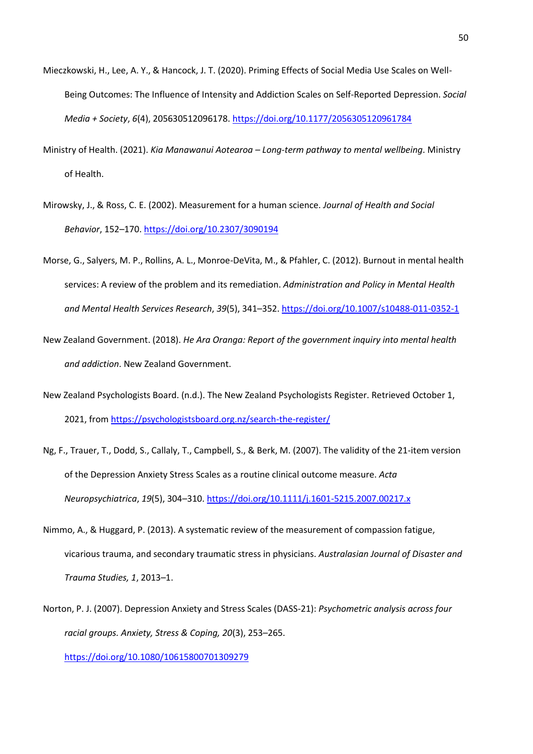Mieczkowski, H., Lee, A. Y., & Hancock, J. T. (2020). Priming Effects of Social Media Use Scales on Well-Being Outcomes: The Influence of Intensity and Addiction Scales on Self-Reported Depression. *Social Media + Society*, *6*(4), 205630512096178. https://doi.org/10.1177/2056305120961784

Ministry of Health. (2021). *Kia Manawanui Aotearoa – Long-term pathway to mental wellbeing*. Ministry of Health.

Mirowsky, J., & Ross, C. E. (2002). Measurement for a human science. *Journal of Health and Social Behavior*, 152–170. https://doi.org/10.2307/3090194

Morse, G., Salyers, M. P., Rollins, A. L., Monroe-DeVita, M., & Pfahler, C. (2012). Burnout in mental health services: A review of the problem and its remediation. *Administration and Policy in Mental Health and Mental Health Services Research*, *39*(5), 341–352. https://doi.org/10.1007/s10488-011-0352-1

New Zealand Government. (2018). *He Ara Oranga: Report of the government inquiry into mental health and addiction*. New Zealand Government.

New Zealand Psychologists Board. (n.d.). The New Zealand Psychologists Register. Retrieved October 1, 2021, from https://psychologistsboard.org.nz/search-the-register/

Ng, F., Trauer, T., Dodd, S., Callaly, T., Campbell, S., & Berk, M. (2007). The validity of the 21-item version of the Depression Anxiety Stress Scales as a routine clinical outcome measure. *Acta Neuropsychiatrica*, *19*(5), 304–310. https://doi.org/10.1111/j.1601-5215.2007.00217.x

Nimmo, A., & Huggard, P. (2013). A systematic review of the measurement of compassion fatigue, vicarious trauma, and secondary traumatic stress in physicians. *Australasian Journal of Disaster and Trauma Studies, 1*, 2013–1.

Norton, P. J. (2007). Depression Anxiety and Stress Scales (DASS-21): *Psychometric analysis across four racial groups. Anxiety, Stress & Coping, 20*(3), 253–265. https://doi.org/10.1080/10615800701309279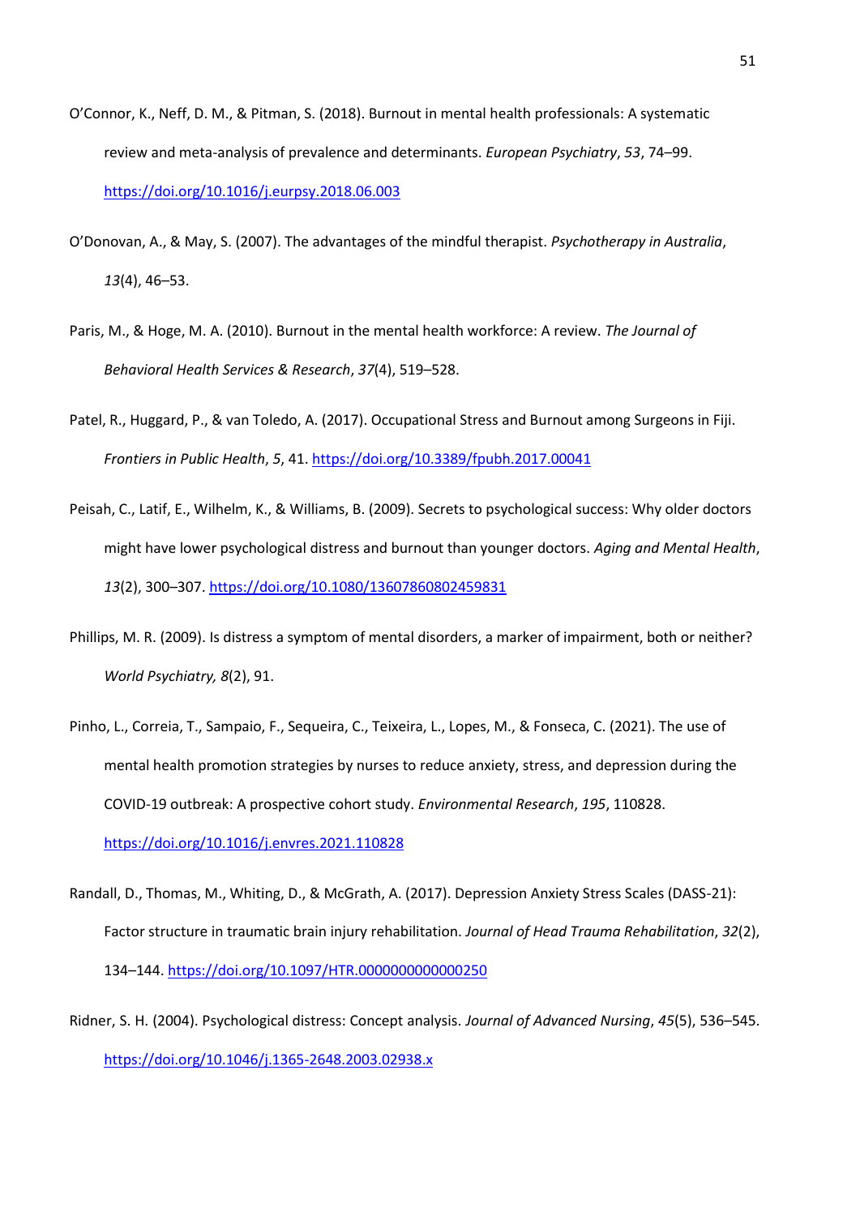O'Connor, K., Neff, D. M., & Pitman, S. (2018). Burnout in mental health professionals: A systematic review and meta-analysis of prevalence and determinants. *European Psychiatry*, *53*, 74–99. https://doi.org/10.1016/j.eurpsy.2018.06.003

O'Donovan, A., & May, S. (2007). The advantages of the mindful therapist. *Psychotherapy in Australia*, *13*(4), 46–53.

Paris, M., & Hoge, M. A. (2010). Burnout in the mental health workforce: A review. *The Journal of Behavioral Health Services & Research*, *37*(4), 519–528.

Patel, R., Huggard, P., & van Toledo, A. (2017). Occupational Stress and Burnout among Surgeons in Fiji. *Frontiers in Public Health*, *5*, 41. https://doi.org/10.3389/fpubh.2017.00041

Peisah, C., Latif, E., Wilhelm, K., & Williams, B. (2009). Secrets to psychological success: Why older doctors might have lower psychological distress and burnout than younger doctors. *Aging and Mental Health*, *13*(2), 300–307. https://doi.org/10.1080/13607860802459831

Phillips, M. R. (2009). Is distress a symptom of mental disorders, a marker of impairment, both or neither? *World Psychiatry, 8*(2), 91.

Pinho, L., Correia, T., Sampaio, F., Sequeira, C., Teixeira, L., Lopes, M., & Fonseca, C. (2021). The use of mental health promotion strategies by nurses to reduce anxiety, stress, and depression during the COVID-19 outbreak: A prospective cohort study. *Environmental Research*, *195*, 110828. https://doi.org/10.1016/j.envres.2021.110828

Randall, D., Thomas, M., Whiting, D., & McGrath, A. (2017). Depression Anxiety Stress Scales (DASS-21): Factor structure in traumatic brain injury rehabilitation. *Journal of Head Trauma Rehabilitation*, *32*(2), 134–144. https://doi.org/10.1097/HTR.0000000000000250

Ridner, S. H. (2004). Psychological distress: Concept analysis. *Journal of Advanced Nursing*, *45*(5), 536–545. https://doi.org/10.1046/j.1365-2648.2003.02938.x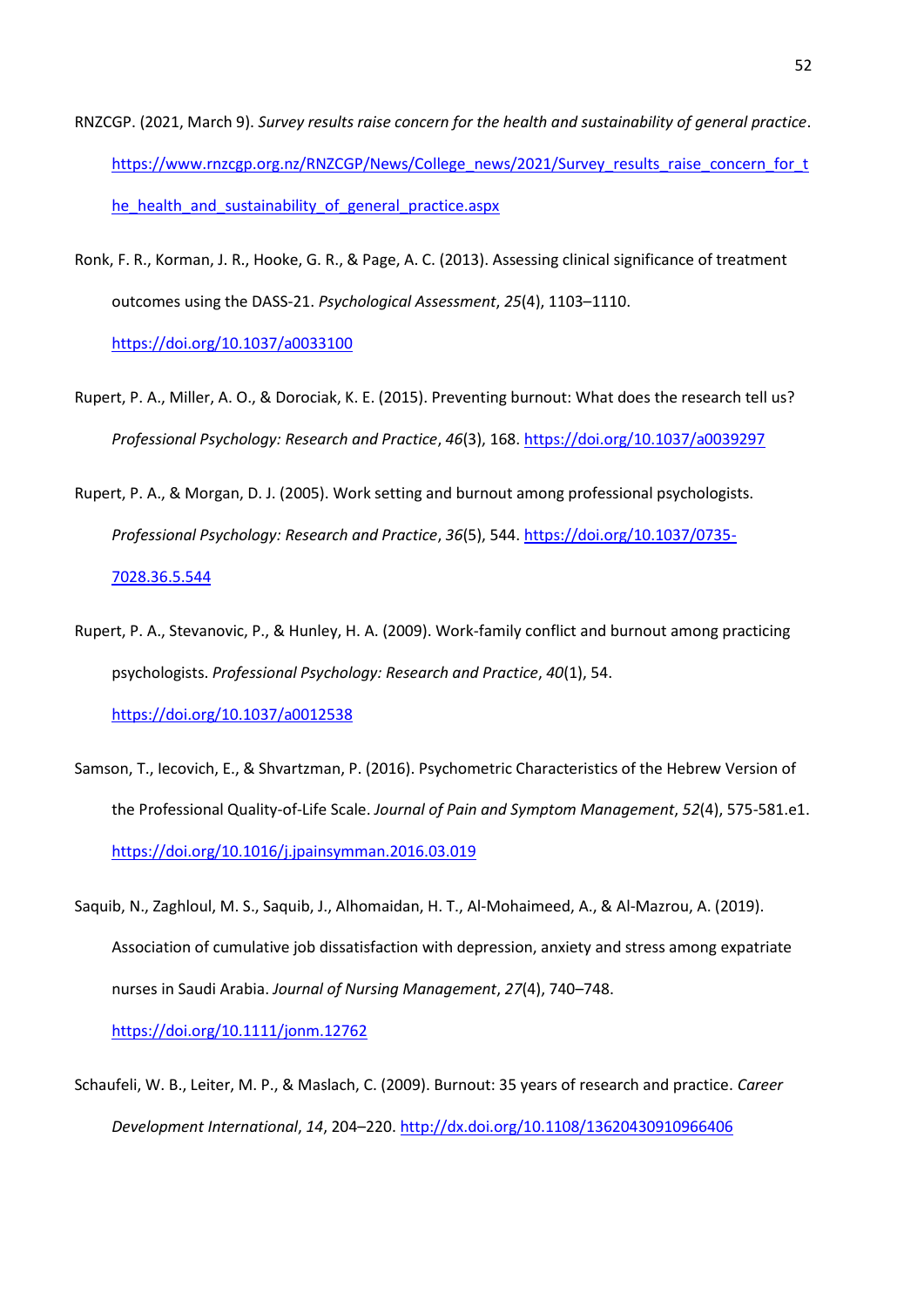RNZCGP. (2021, March 9). *Survey results raise concern for the health and sustainability of general practice*. https://www.rnzcgp.org.nz/RNZCGP/News/College_news/2021/Survey_results_raise_concern_for_the_health_and_sustainability_of_general_practice.aspx

Ronk, F. R., Korman, J. R., Hooke, G. R., & Page, A. C. (2013). Assessing clinical significance of treatment outcomes using the DASS-21. *Psychological Assessment*, *25*(4), 1103–1110. https://doi.org/10.1037/a0033100

Rupert, P. A., Miller, A. O., & Dorociak, K. E. (2015). Preventing burnout: What does the research tell us? *Professional Psychology: Research and Practice*, *46*(3), 168. https://doi.org/10.1037/a0039297

Rupert, P. A., & Morgan, D. J. (2005). Work setting and burnout among professional psychologists. *Professional Psychology: Research and Practice*, *36*(5), 544. https://doi.org/10.1037/0735-7028.36.5.544

Rupert, P. A., Stevanovic, P., & Hunley, H. A. (2009). Work-family conflict and burnout among practicing psychologists. *Professional Psychology: Research and Practice*, *40*(1), 54. https://doi.org/10.1037/a0012538

Samson, T., Iecovich, E., & Shvartzman, P. (2016). Psychometric Characteristics of the Hebrew Version of the Professional Quality-of-Life Scale. *Journal of Pain and Symptom Management*, *52*(4), 575-581.e1. https://doi.org/10.1016/j.jpainsymman.2016.03.019

Saquib, N., Zaghloul, M. S., Saquib, J., Alhomaidan, H. T., Al-Mohaimeed, A., & Al-Mazrou, A. (2019). Association of cumulative job dissatisfaction with depression, anxiety and stress among expatriate nurses in Saudi Arabia. *Journal of Nursing Management*, *27*(4), 740–748. https://doi.org/10.1111/jonm.12762

Schaufeli, W. B., Leiter, M. P., & Maslach, C. (2009). Burnout: 35 years of research and practice. *Career Development International*, *14*, 204–220. http://dx.doi.org/10.1108/13620430910966406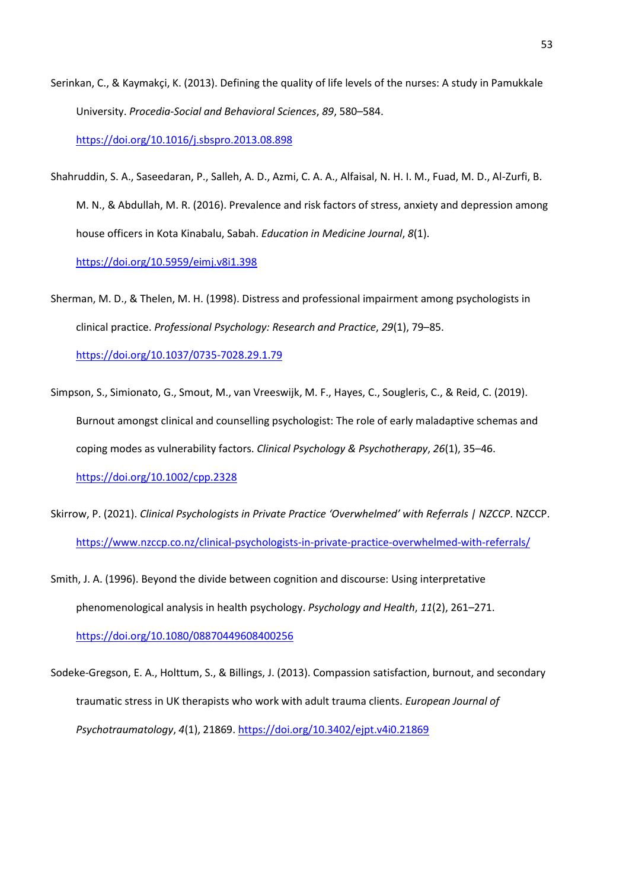Serinkan, C., & Kaymakçi, K. (2013). Defining the quality of life levels of the nurses: A study in Pamukkale University. *Procedia-Social and Behavioral Sciences*, *89*, 580–584. https://doi.org/10.1016/j.sbspro.2013.08.898

Shahruddin, S. A., Saseedaran, P., Salleh, A. D., Azmi, C. A. A., Alfaisal, N. H. I. M., Fuad, M. D., Al-Zurfi, B. M. N., & Abdullah, M. R. (2016). Prevalence and risk factors of stress, anxiety and depression among house officers in Kota Kinabalu, Sabah. *Education in Medicine Journal*, *8*(1). https://doi.org/10.5959/eimj.v8i1.398

Sherman, M. D., & Thelen, M. H. (1998). Distress and professional impairment among psychologists in clinical practice. *Professional Psychology: Research and Practice*, *29*(1), 79–85. https://doi.org/10.1037/0735-7028.29.1.79

Simpson, S., Simionato, G., Smout, M., van Vreeswijk, M. F., Hayes, C., Sougleris, C., & Reid, C. (2019). Burnout amongst clinical and counselling psychologist: The role of early maladaptive schemas and coping modes as vulnerability factors. *Clinical Psychology & Psychotherapy*, *26*(1), 35–46. https://doi.org/10.1002/cpp.2328

Skirrow, P. (2021). *Clinical Psychologists in Private Practice 'Overwhelmed' with Referrals | NZCCP*. NZCCP. https://www.nzccp.co.nz/clinical-psychologists-in-private-practice-overwhelmed-with-referrals/

Smith, J. A. (1996). Beyond the divide between cognition and discourse: Using interpretative phenomenological analysis in health psychology. *Psychology and Health*, *11*(2), 261–271. https://doi.org/10.1080/08870449608400256

Sodeke-Gregson, E. A., Holttum, S., & Billings, J. (2013). Compassion satisfaction, burnout, and secondary traumatic stress in UK therapists who work with adult trauma clients. *European Journal of Psychotraumatology*, *4*(1), 21869. https://doi.org/10.3402/ejpt.v4i0.21869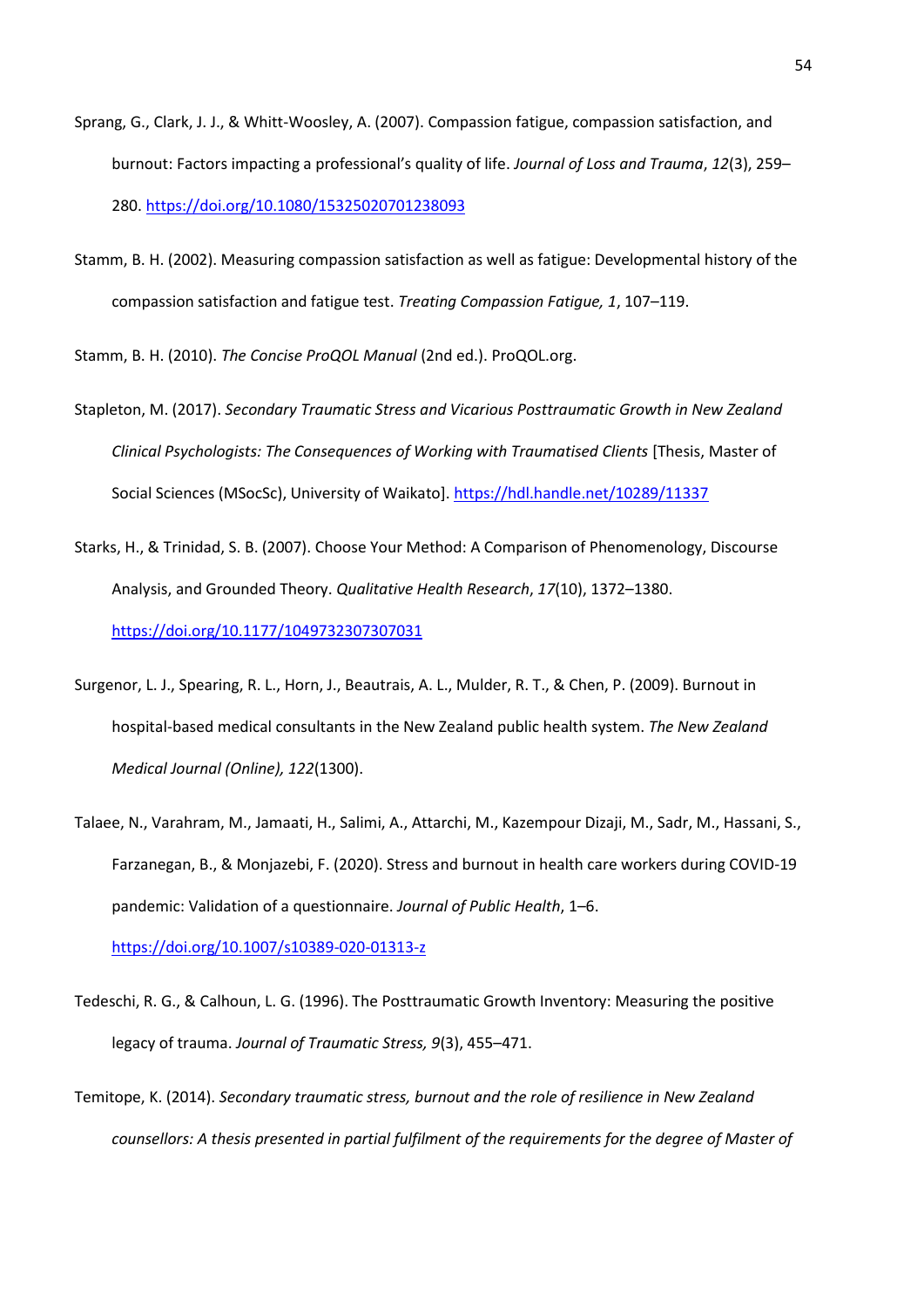Sprang, G., Clark, J. J., & Whitt-Woosley, A. (2007). Compassion fatigue, compassion satisfaction, and burnout: Factors impacting a professional's quality of life. *Journal of Loss and Trauma*, *12*(3), 259–280. https://doi.org/10.1080/15325020701238093

Stamm, B. H. (2002). Measuring compassion satisfaction as well as fatigue: Developmental history of the compassion satisfaction and fatigue test. *Treating Compassion Fatigue, 1*, 107–119.

Stamm, B. H. (2010). *The Concise ProQOL Manual* (2nd ed.). ProQOL.org.

Stapleton, M. (2017). *Secondary Traumatic Stress and Vicarious Posttraumatic Growth in New Zealand Clinical Psychologists: The Consequences of Working with Traumatised Clients* [Thesis, Master of Social Sciences (MSocSc), University of Waikato]. https://hdl.handle.net/10289/11337

Starks, H., & Trinidad, S. B. (2007). Choose Your Method: A Comparison of Phenomenology, Discourse Analysis, and Grounded Theory. *Qualitative Health Research*, *17*(10), 1372–1380. https://doi.org/10.1177/1049732307307031

Surgenor, L. J., Spearing, R. L., Horn, J., Beautrais, A. L., Mulder, R. T., & Chen, P. (2009). Burnout in hospital-based medical consultants in the New Zealand public health system. *The New Zealand Medical Journal (Online), 122*(1300).

Talaee, N., Varahram, M., Jamaati, H., Salimi, A., Attarchi, M., Kazempour Dizaji, M., Sadr, M., Hassani, S., Farzanegan, B., & Monjazebi, F. (2020). Stress and burnout in health care workers during COVID-19 pandemic: Validation of a questionnaire. *Journal of Public Health*, 1–6. https://doi.org/10.1007/s10389-020-01313-z

Tedeschi, R. G., & Calhoun, L. G. (1996). The Posttraumatic Growth Inventory: Measuring the positive legacy of trauma. *Journal of Traumatic Stress, 9*(3), 455–471.

Temitope, K. (2014). *Secondary traumatic stress, burnout and the role of resilience in New Zealand counsellors: A thesis presented in partial fulfilment of the requirements for the degree of Master of*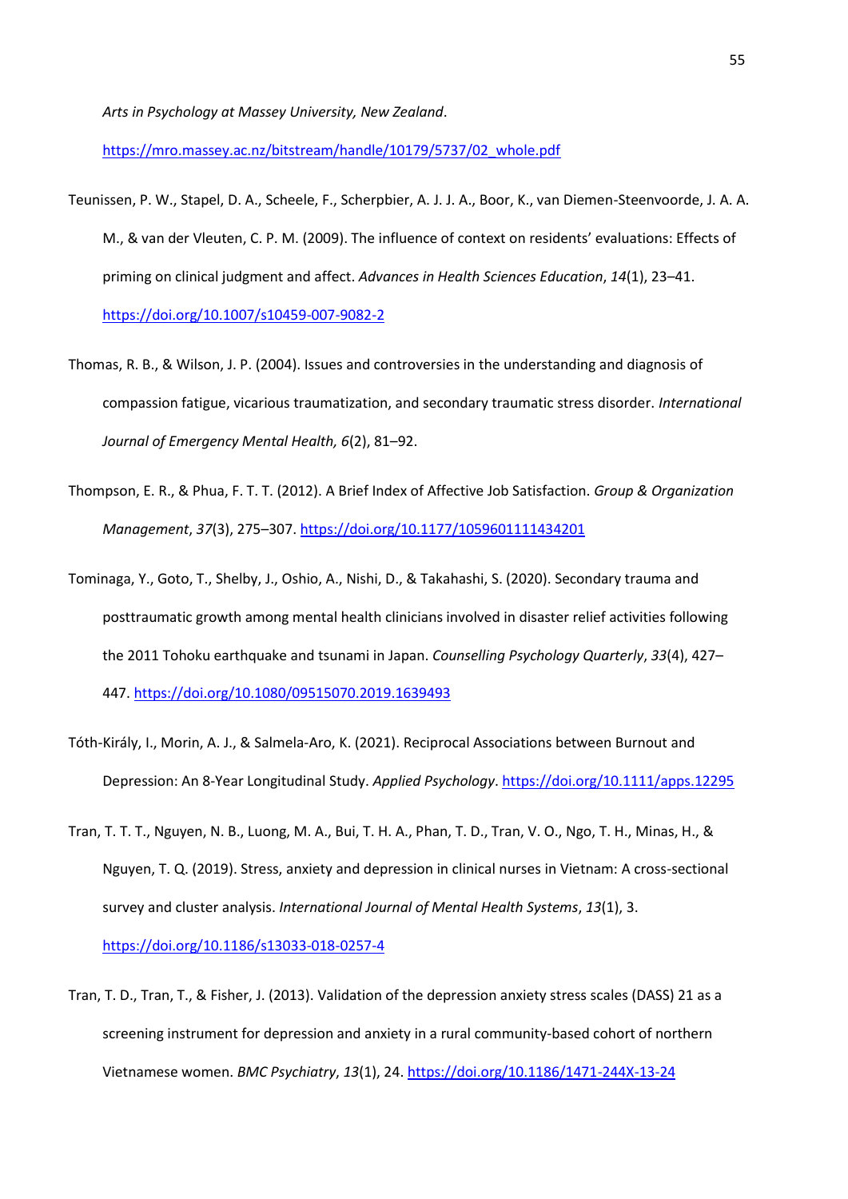*Arts in Psychology at Massey University, New Zealand*.

https://mro.massey.ac.nz/bitstream/handle/10179/5737/02_whole.pdf

Teunissen, P. W., Stapel, D. A., Scheele, F., Scherpbier, A. J. J. A., Boor, K., van Diemen-Steenvoorde, J. A. A. M., & van der Vleuten, C. P. M. (2009). The influence of context on residents' evaluations: Effects of priming on clinical judgment and affect. *Advances in Health Sciences Education*, *14*(1), 23–41. https://doi.org/10.1007/s10459-007-9082-2

Thomas, R. B., & Wilson, J. P. (2004). Issues and controversies in the understanding and diagnosis of compassion fatigue, vicarious traumatization, and secondary traumatic stress disorder. *International Journal of Emergency Mental Health, 6*(2), 81–92.

Thompson, E. R., & Phua, F. T. T. (2012). A Brief Index of Affective Job Satisfaction. *Group & Organization Management*, *37*(3), 275–307. https://doi.org/10.1177/1059601111434201

Tominaga, Y., Goto, T., Shelby, J., Oshio, A., Nishi, D., & Takahashi, S. (2020). Secondary trauma and posttraumatic growth among mental health clinicians involved in disaster relief activities following the 2011 Tohoku earthquake and tsunami in Japan. *Counselling Psychology Quarterly*, *33*(4), 427–447. https://doi.org/10.1080/09515070.2019.1639493

Tóth-Király, I., Morin, A. J., & Salmela-Aro, K. (2021). Reciprocal Associations between Burnout and Depression: An 8-Year Longitudinal Study. *Applied Psychology*. https://doi.org/10.1111/apps.12295

Tran, T. T. T., Nguyen, N. B., Luong, M. A., Bui, T. H. A., Phan, T. D., Tran, V. O., Ngo, T. H., Minas, H., & Nguyen, T. Q. (2019). Stress, anxiety and depression in clinical nurses in Vietnam: A cross-sectional survey and cluster analysis. *International Journal of Mental Health Systems*, *13*(1), 3. https://doi.org/10.1186/s13033-018-0257-4

Tran, T. D., Tran, T., & Fisher, J. (2013). Validation of the depression anxiety stress scales (DASS) 21 as a screening instrument for depression and anxiety in a rural community-based cohort of northern Vietnamese women. *BMC Psychiatry*, *13*(1), 24. https://doi.org/10.1186/1471-244X-13-24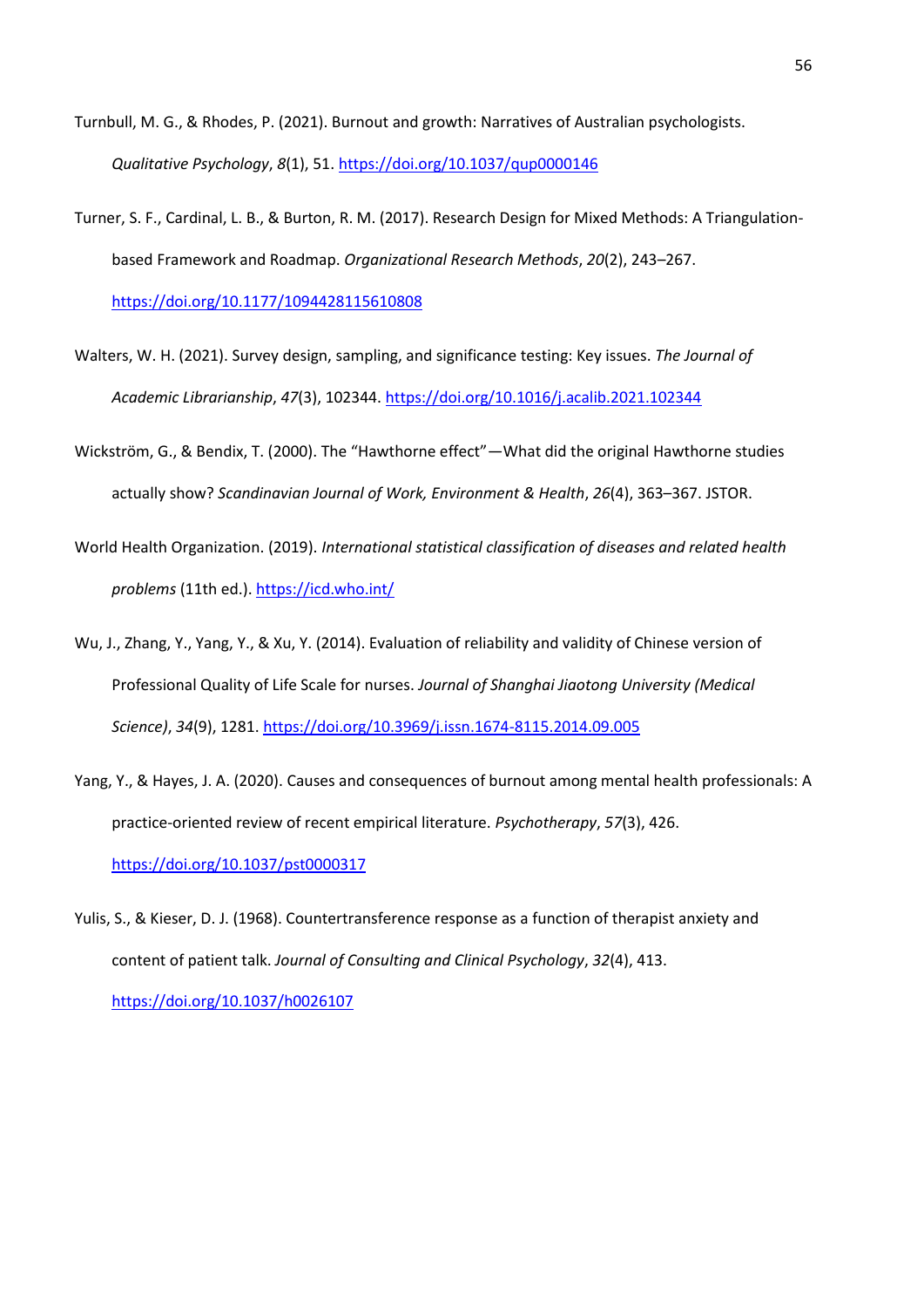Turnbull, M. G., & Rhodes, P. (2021). Burnout and growth: Narratives of Australian psychologists. *Qualitative Psychology*, *8*(1), 51. https://doi.org/10.1037/qup0000146

Turner, S. F., Cardinal, L. B., & Burton, R. M. (2017). Research Design for Mixed Methods: A Triangulation-based Framework and Roadmap. *Organizational Research Methods*, *20*(2), 243–267. https://doi.org/10.1177/1094428115610808

Walters, W. H. (2021). Survey design, sampling, and significance testing: Key issues. *The Journal of Academic Librarianship*, *47*(3), 102344. https://doi.org/10.1016/j.acalib.2021.102344

Wickström, G., & Bendix, T. (2000). The "Hawthorne effect"—What did the original Hawthorne studies actually show? *Scandinavian Journal of Work, Environment & Health*, *26*(4), 363–367. JSTOR.

World Health Organization. (2019). *International statistical classification of diseases and related health problems* (11th ed.). https://icd.who.int/

Wu, J., Zhang, Y., Yang, Y., & Xu, Y. (2014). Evaluation of reliability and validity of Chinese version of Professional Quality of Life Scale for nurses. *Journal of Shanghai Jiaotong University (Medical Science)*, *34*(9), 1281. https://doi.org/10.3969/j.issn.1674-8115.2014.09.005

Yang, Y., & Hayes, J. A. (2020). Causes and consequences of burnout among mental health professionals: A practice-oriented review of recent empirical literature. *Psychotherapy*, *57*(3), 426. https://doi.org/10.1037/pst0000317

Yulis, S., & Kieser, D. J. (1968). Countertransference response as a function of therapist anxiety and content of patient talk. *Journal of Consulting and Clinical Psychology*, *32*(4), 413. https://doi.org/10.1037/h0026107